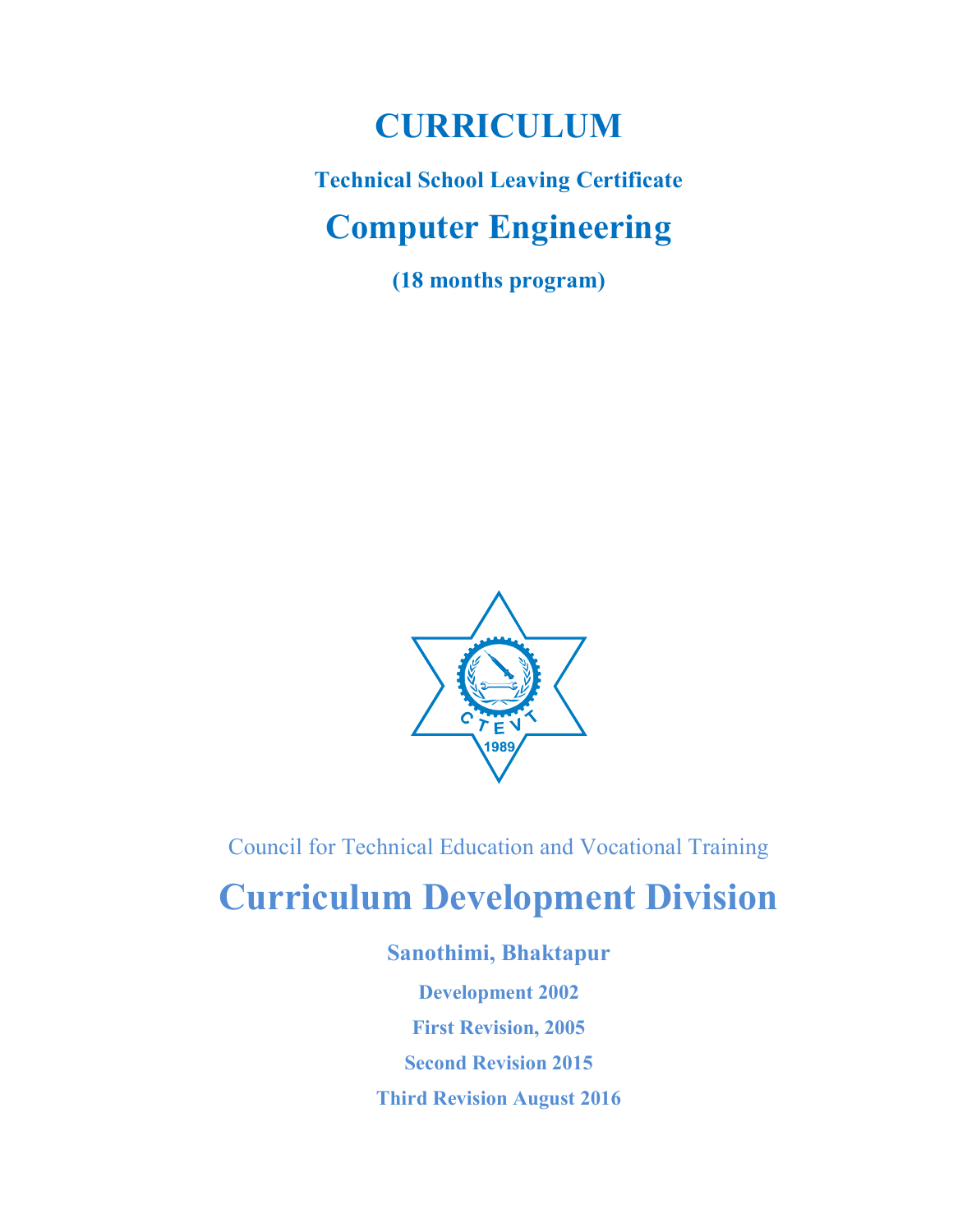# CURRICULUM

**Technical School Leaving Certificate**

# Computer Engineering

**(18 months program)**

Council for Technical Education and Vocational Training

## Curriculum Development Division

**Sanothimi, Bhaktapur**

**Development 2002**

**First Revision, 2005**

**Second Revision 2015**

**Third Revision August 2016**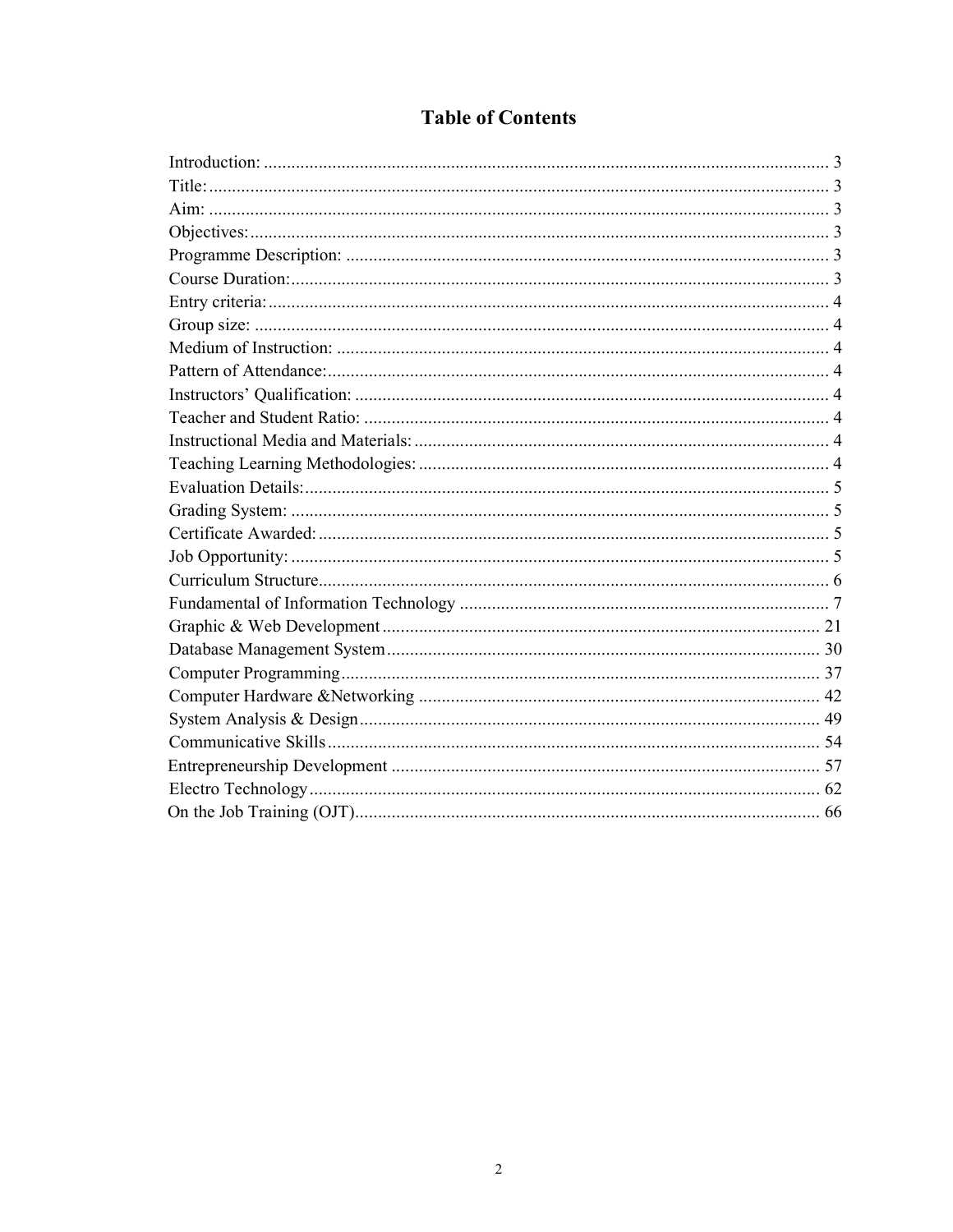# Table of Contents

Introduction: ........................................................................................................................ 3
Title: .................................................................................................................................... 3
Aim: ..................................................................................................................................... 3
Objectives: ........................................................................................................................... 3
Programme Description: ...................................................................................................... 3
Course Duration: .................................................................................................................. 3
Entry criteria: ....................................................................................................................... 4
Group size: .......................................................................................................................... 4
Medium of Instruction: ........................................................................................................ 4
Pattern of Attendance: .......................................................................................................... 4
Instructors' Qualification: .................................................................................................... 4
Teacher and Student Ratio: .................................................................................................. 4
Instructional Media and Materials: ....................................................................................... 4
Teaching Learning Methodologies: ...................................................................................... 4
Evaluation Details: ................................................................................................................ 5
Grading System: ................................................................................................................... 5
Certificate Awarded: ............................................................................................................. 5
Job Opportunity: ................................................................................................................... 5
Curriculum Structure ............................................................................................................ 6
Fundamental of Information Technology ............................................................................. 7
Graphic & Web Development ............................................................................................. 21
Database Management System ............................................................................................ 30
Computer Programming ...................................................................................................... 37
Computer Hardware &Networking ..................................................................................... 42
System Analysis & Design .................................................................................................. 49
Communicative Skills ......................................................................................................... 54
Entrepreneurship Development .......................................................................................... 57
Electro Technology ............................................................................................................. 62
On the Job Training (OJT) ................................................................................................... 66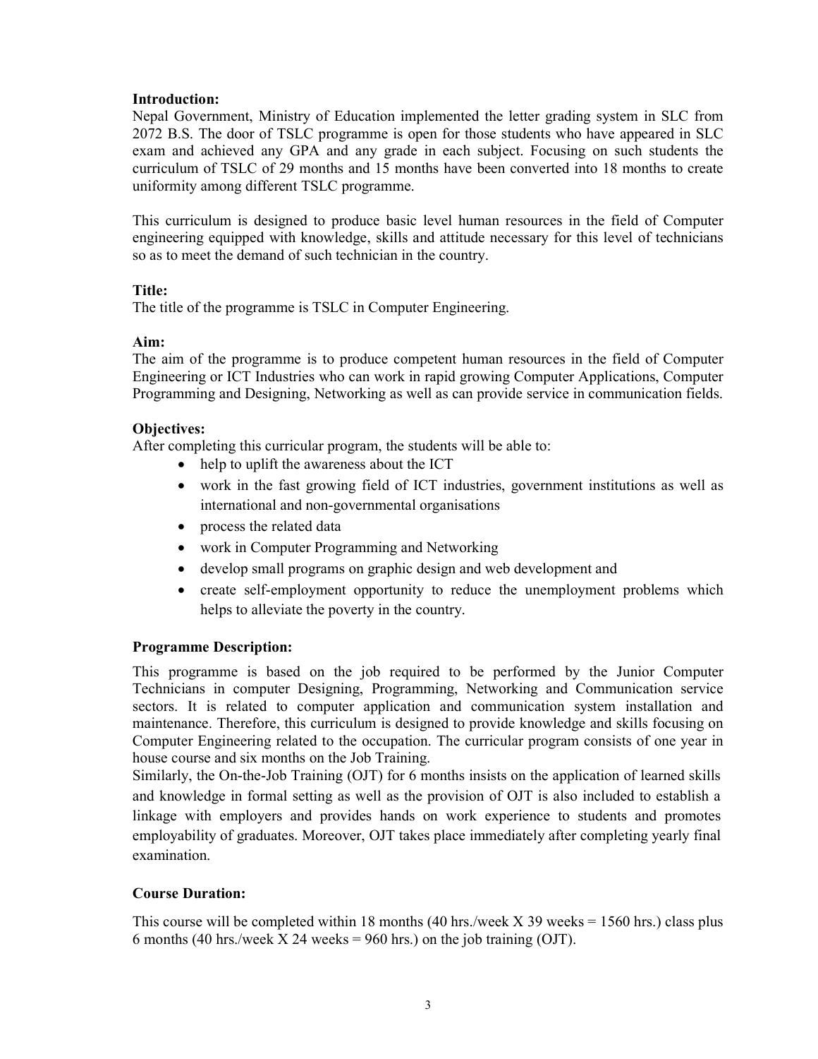**Introduction:**

Nepal Government, Ministry of Education implemented the letter grading system in SLC from 2072 B.S. The door of TSLC programme is open for those students who have appeared in SLC exam and achieved any GPA and any grade in each subject. Focusing on such students the curriculum of TSLC of 29 months and 15 months have been converted into 18 months to create uniformity among different TSLC programme.

This curriculum is designed to produce basic level human resources in the field of Computer engineering equipped with knowledge, skills and attitude necessary for this level of technicians so as to meet the demand of such technician in the country.

**Title:**

The title of the programme is TSLC in Computer Engineering.

**Aim:**

The aim of the programme is to produce competent human resources in the field of Computer Engineering or ICT Industries who can work in rapid growing Computer Applications, Computer Programming and Designing, Networking as well as can provide service in communication fields.

**Objectives:**

After completing this curricular program, the students will be able to:

- help to uplift the awareness about the ICT
- work in the fast growing field of ICT industries, government institutions as well as international and non-governmental organisations
- process the related data
- work in Computer Programming and Networking
- develop small programs on graphic design and web development and
- create self-employment opportunity to reduce the unemployment problems which helps to alleviate the poverty in the country.

**Programme Description:**

This programme is based on the job required to be performed by the Junior Computer Technicians in computer Designing, Programming, Networking and Communication service sectors. It is related to computer application and communication system installation and maintenance. Therefore, this curriculum is designed to provide knowledge and skills focusing on Computer Engineering related to the occupation. The curricular program consists of one year in house course and six months on the Job Training.

Similarly, the On-the-Job Training (OJT) for 6 months insists on the application of learned skills and knowledge in formal setting as well as the provision of OJT is also included to establish a linkage with employers and provides hands on work experience to students and promotes employability of graduates. Moreover, OJT takes place immediately after completing yearly final examination.

**Course Duration:**

This course will be completed within 18 months (40 hrs./week X 39 weeks = 1560 hrs.) class plus 6 months (40 hrs./week X 24 weeks = 960 hrs.) on the job training (OJT).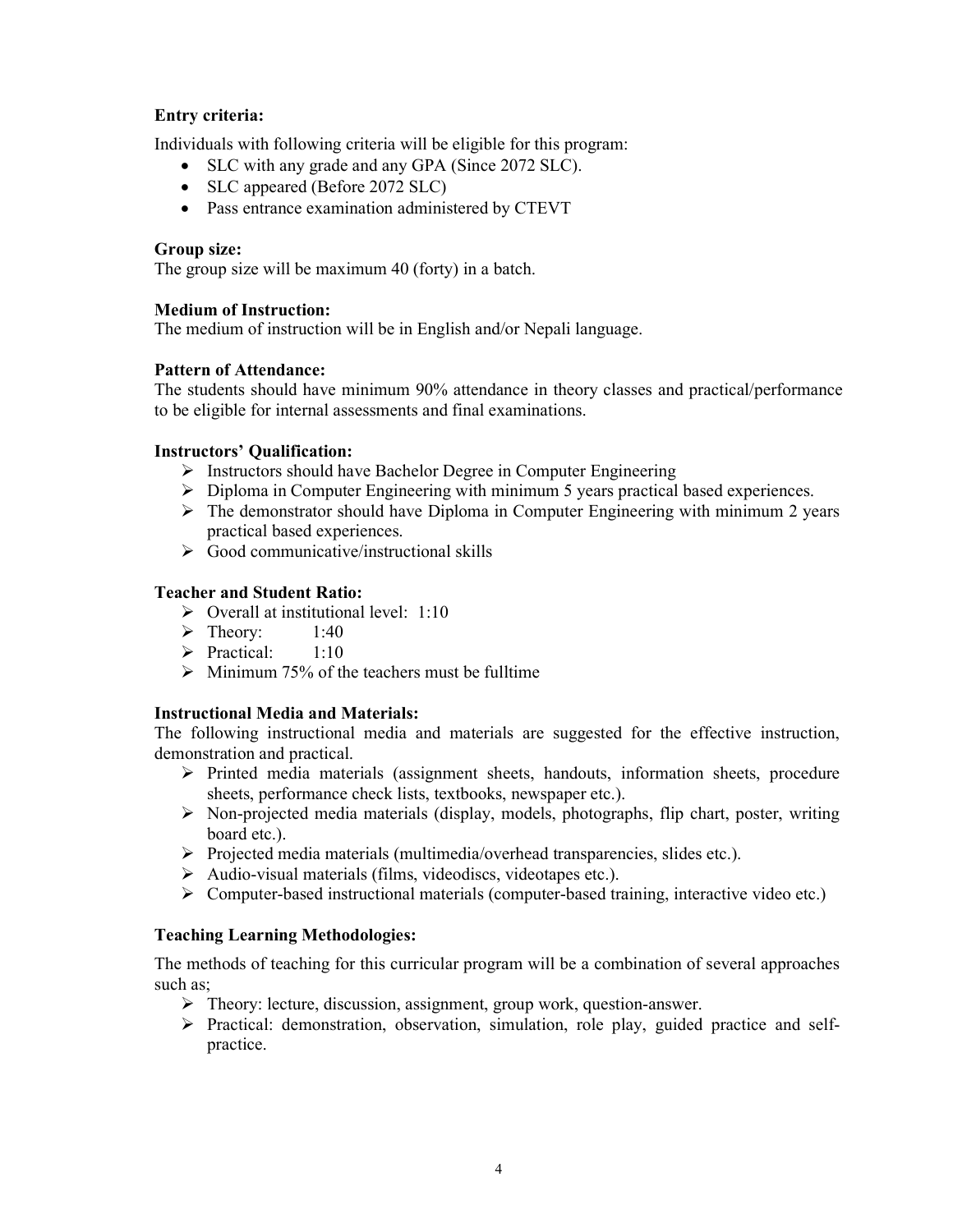**Entry criteria:**

Individuals with following criteria will be eligible for this program:

- SLC with any grade and any GPA (Since 2072 SLC).
- SLC appeared (Before 2072 SLC)
- Pass entrance examination administered by CTEVT

**Group size:**

The group size will be maximum 40 (forty) in a batch.

**Medium of Instruction:**

The medium of instruction will be in English and/or Nepali language.

**Pattern of Attendance:**

The students should have minimum 90% attendance in theory classes and practical/performance to be eligible for internal assessments and final examinations.

**Instructors' Qualification:**

- Instructors should have Bachelor Degree in Computer Engineering
- Diploma in Computer Engineering with minimum 5 years practical based experiences.
- The demonstrator should have Diploma in Computer Engineering with minimum 2 years practical based experiences.
- Good communicative/instructional skills

**Teacher and Student Ratio:**

- Overall at institutional level: 1:10
- Theory: 1:40
- Practical: 1:10
- Minimum 75% of the teachers must be fulltime

**Instructional Media and Materials:**

The following instructional media and materials are suggested for the effective instruction, demonstration and practical.

- Printed media materials (assignment sheets, handouts, information sheets, procedure sheets, performance check lists, textbooks, newspaper etc.).
- Non-projected media materials (display, models, photographs, flip chart, poster, writing board etc.).
- Projected media materials (multimedia/overhead transparencies, slides etc.).
- Audio-visual materials (films, videodiscs, videotapes etc.).
- Computer-based instructional materials (computer-based training, interactive video etc.)

**Teaching Learning Methodologies:**

The methods of teaching for this curricular program will be a combination of several approaches such as;

- Theory: lecture, discussion, assignment, group work, question-answer.
- Practical: demonstration, observation, simulation, role play, guided practice and self-practice.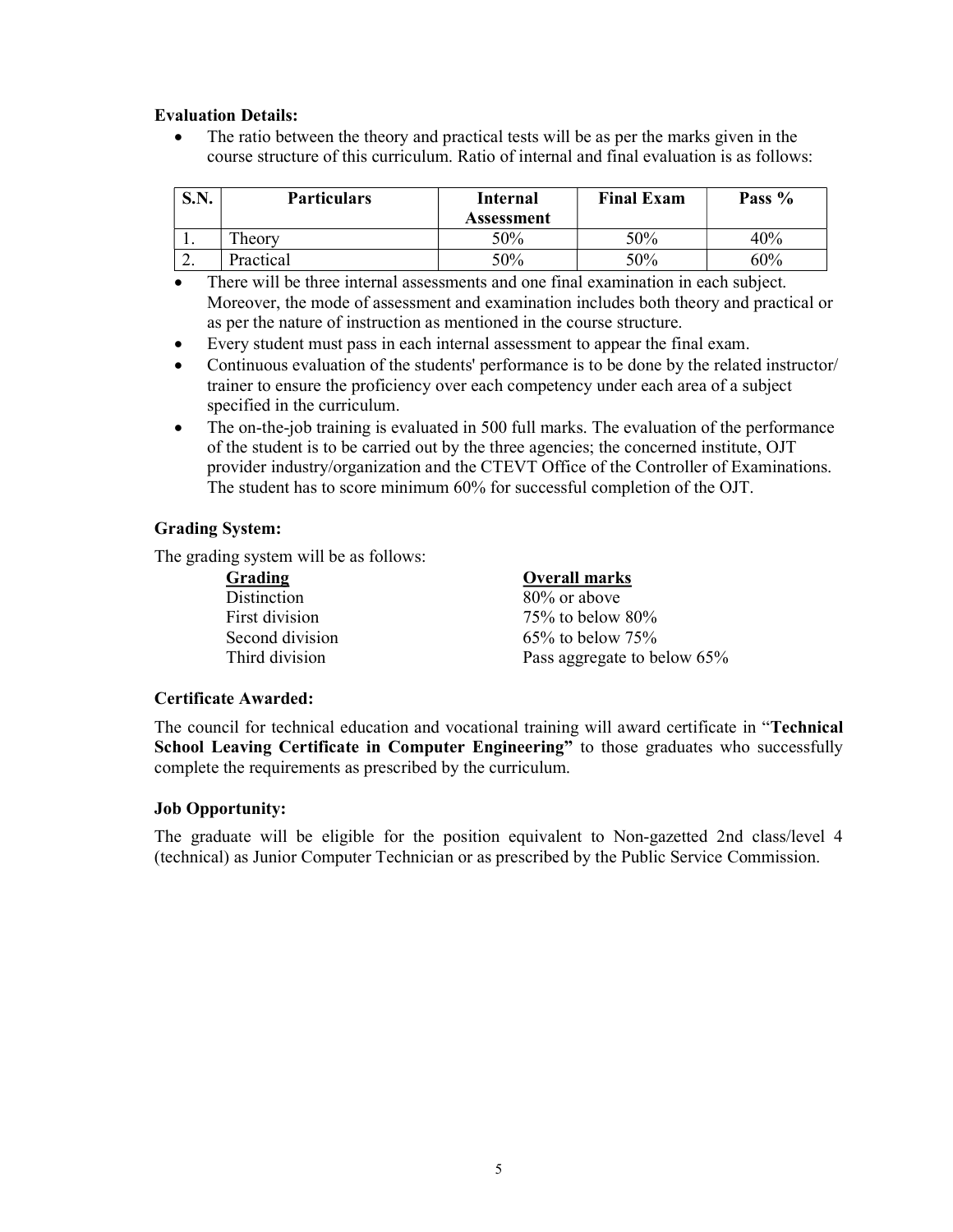**Evaluation Details:**

- The ratio between the theory and practical tests will be as per the marks given in the course structure of this curriculum. Ratio of internal and final evaluation is as follows:

| S.N. | Particulars | Internal Assessment | Final Exam | Pass % |
|---|---|---|---|---|
| 1. | Theory | 50% | 50% | 40% |
| 2. | Practical | 50% | 50% | 60% |

- There will be three internal assessments and one final examination in each subject. Moreover, the mode of assessment and examination includes both theory and practical or as per the nature of instruction as mentioned in the course structure.
- Every student must pass in each internal assessment to appear the final exam.
- Continuous evaluation of the students' performance is to be done by the related instructor/ trainer to ensure the proficiency over each competency under each area of a subject specified in the curriculum.
- The on-the-job training is evaluated in 500 full marks. The evaluation of the performance of the student is to be carried out by the three agencies; the concerned institute, OJT provider industry/organization and the CTEVT Office of the Controller of Examinations. The student has to score minimum 60% for successful completion of the OJT.

**Grading System:**

The grading system will be as follows:

| Grading | Overall marks |
|---|---|
| Distinction | 80% or above |
| First division | 75% to below 80% |
| Second division | 65% to below 75% |
| Third division | Pass aggregate to below 65% |

**Certificate Awarded:**

The council for technical education and vocational training will award certificate in "**Technical School Leaving Certificate in Computer Engineering"** to those graduates who successfully complete the requirements as prescribed by the curriculum.

**Job Opportunity:**

The graduate will be eligible for the position equivalent to Non-gazetted 2nd class/level 4 (technical) as Junior Computer Technician or as prescribed by the Public Service Commission.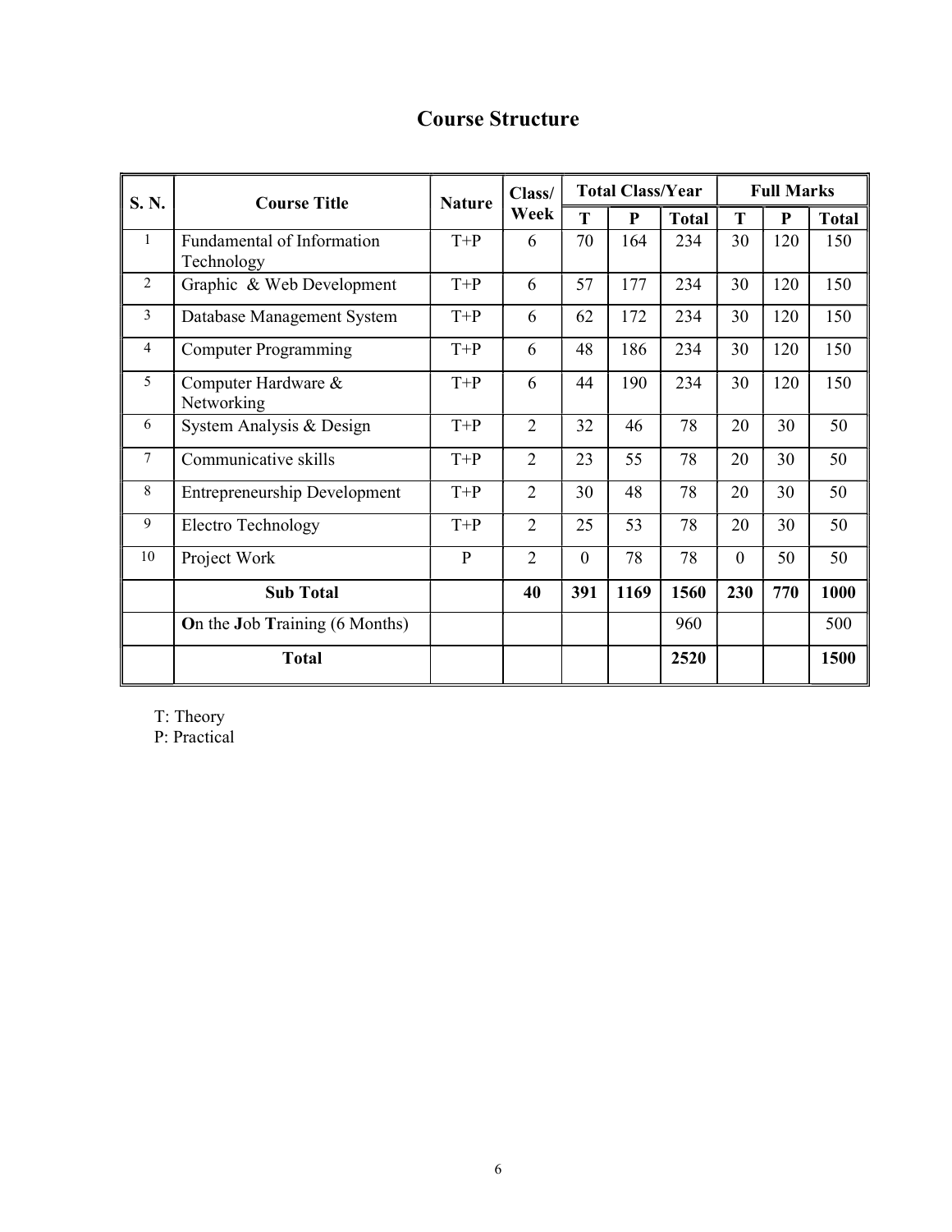# Course Structure

| S. N. | Course Title | Nature | Class/ Week | Total Class/Year | | | Full Marks | | |
|---|---|---|---|---|---|---|---|---|---|
| | | | | T | P | Total | T | P | Total |
| 1 | Fundamental of Information Technology | T+P | 6 | 70 | 164 | 234 | 30 | 120 | 150 |
| 2 | Graphic & Web Development | T+P | 6 | 57 | 177 | 234 | 30 | 120 | 150 |
| 3 | Database Management System | T+P | 6 | 62 | 172 | 234 | 30 | 120 | 150 |
| 4 | Computer Programming | T+P | 6 | 48 | 186 | 234 | 30 | 120 | 150 |
| 5 | Computer Hardware & Networking | T+P | 6 | 44 | 190 | 234 | 30 | 120 | 150 |
| 6 | System Analysis & Design | T+P | 2 | 32 | 46 | 78 | 20 | 30 | 50 |
| 7 | Communicative skills | T+P | 2 | 23 | 55 | 78 | 20 | 30 | 50 |
| 8 | Entrepreneurship Development | T+P | 2 | 30 | 48 | 78 | 20 | 30 | 50 |
| 9 | Electro Technology | T+P | 2 | 25 | 53 | 78 | 20 | 30 | 50 |
| 10 | Project Work | P | 2 | 0 | 78 | 78 | 0 | 50 | 50 |
| | **Sub Total** | | **40** | **391** | **1169** | **1560** | **230** | **770** | **1000** |
| | **O**n the **J**ob **T**raining (6 Months) | | | | | 960 | | | 500 |
| | **Total** | | | | | **2520** | | | **1500** |

T: Theory
P: Practical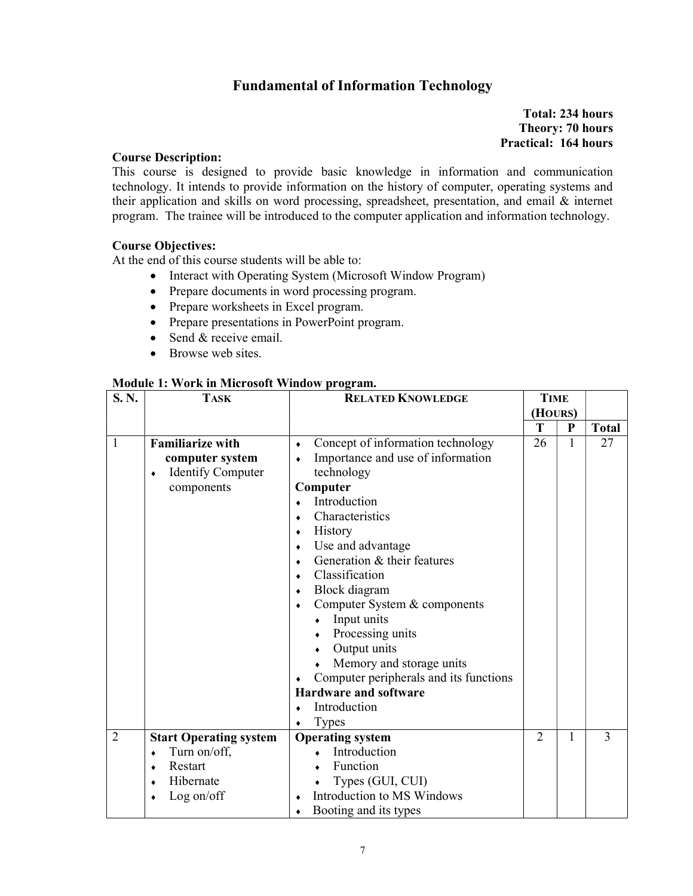# Fundamental of Information Technology

**Total: 234 hours**
**Theory: 70 hours**
**Practical: 164 hours**

**Course Description:**

This course is designed to provide basic knowledge in information and communication technology. It intends to provide information on the history of computer, operating systems and their application and skills on word processing, spreadsheet, presentation, and email & internet program. The trainee will be introduced to the computer application and information technology.

**Course Objectives:**

At the end of this course students will be able to:

- Interact with Operating System (Microsoft Window Program)
- Prepare documents in word processing program.
- Prepare worksheets in Excel program.
- Prepare presentations in PowerPoint program.
- Send & receive email.
- Browse web sites.

**Module 1: Work in Microsoft Window program.**

| S. N. | TASK | RELATED KNOWLEDGE | TIME (HOURS) | | |
|---|---|---|---|---|---|
| | | | T | P | Total |
| 1 | **Familiarize with computer system**<br>♦ Identify Computer components | ♦ Concept of information technology<br>♦ Importance and use of information technology<br>**Computer**<br>♦ Introduction<br>♦ Characteristics<br>♦ History<br>♦ Use and advantage<br>♦ Generation & their features<br>♦ Classification<br>♦ Block diagram<br>♦ Computer System & components<br>  ♦ Input units<br>  ♦ Processing units<br>  ♦ Output units<br>  ♦ Memory and storage units<br>♦ Computer peripherals and its functions<br>**Hardware and software**<br>♦ Introduction<br>♦ Types | 26 | 1 | 27 |
| 2 | **Start Operating system**<br>♦ Turn on/off,<br>♦ Restart<br>♦ Hibernate<br>♦ Log on/off | **Operating system**<br>  ♦ Introduction<br>  ♦ Function<br>  ♦ Types (GUI, CUI)<br>♦ Introduction to MS Windows<br>♦ Booting and its types | 2 | 1 | 3 |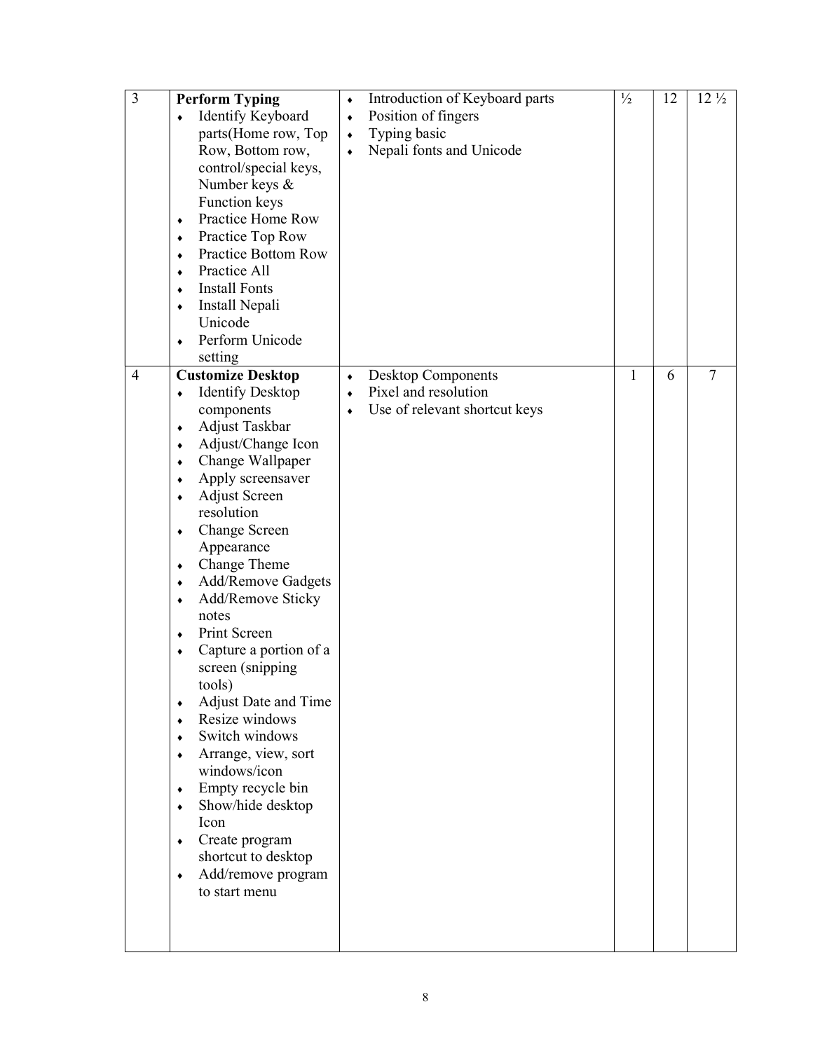| 3 | **Perform Typing**<br>♦ Identify Keyboard parts(Home row, Top Row, Bottom row, control/special keys, Number keys & Function keys<br>♦ Practice Home Row<br>♦ Practice Top Row<br>♦ Practice Bottom Row<br>♦ Practice All<br>♦ Install Fonts<br>♦ Install Nepali Unicode<br>♦ Perform Unicode setting | ♦ Introduction of Keyboard parts<br>♦ Position of fingers<br>♦ Typing basic<br>♦ Nepali fonts and Unicode | ½ | 12 | 12 ½ |
|---|---|---|---|---|---|
| 4 | **Customize Desktop**<br>♦ Identify Desktop components<br>♦ Adjust Taskbar<br>♦ Adjust/Change Icon<br>♦ Change Wallpaper<br>♦ Apply screensaver<br>♦ Adjust Screen resolution<br>♦ Change Screen Appearance<br>♦ Change Theme<br>♦ Add/Remove Gadgets<br>♦ Add/Remove Sticky notes<br>♦ Print Screen<br>♦ Capture a portion of a screen (snipping tools)<br>♦ Adjust Date and Time<br>♦ Resize windows<br>♦ Switch windows<br>♦ Arrange, view, sort windows/icon<br>♦ Empty recycle bin<br>♦ Show/hide desktop Icon<br>♦ Create program shortcut to desktop<br>♦ Add/remove program to start menu | ♦ Desktop Components<br>♦ Pixel and resolution<br>♦ Use of relevant shortcut keys | 1 | 6 | 7 |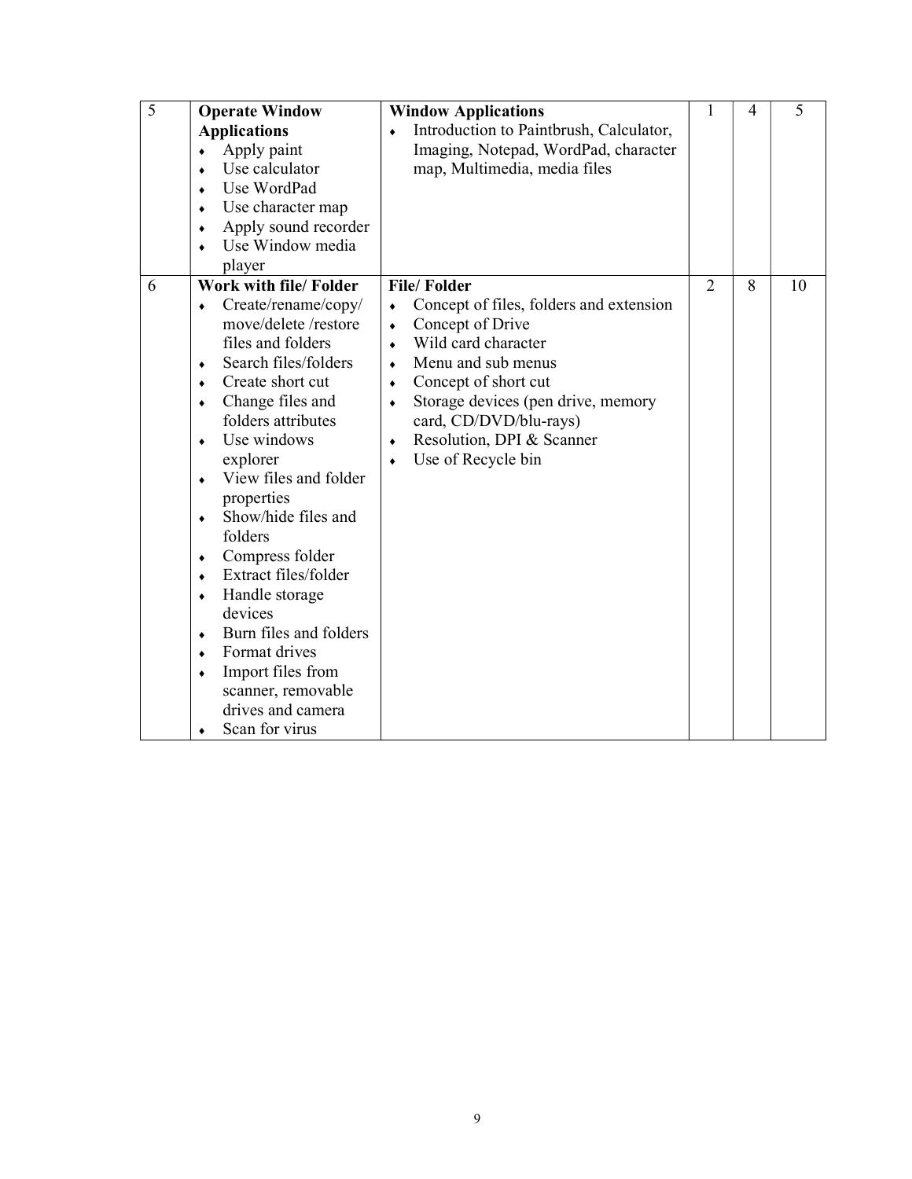| 5 | **Operate Window Applications**<br>♦ Apply paint<br>♦ Use calculator<br>♦ Use WordPad<br>♦ Use character map<br>♦ Apply sound recorder<br>♦ Use Window media player | **Window Applications**<br>♦ Introduction to Paintbrush, Calculator, Imaging, Notepad, WordPad, character map, Multimedia, media files | 1 | 4 | 5 |
|---|---|---|---|---|---|
| 6 | **Work with file/ Folder**<br>♦ Create/rename/copy/ move/delete /restore files and folders<br>♦ Search files/folders<br>♦ Create short cut<br>♦ Change files and folders attributes<br>♦ Use windows explorer<br>♦ View files and folder properties<br>♦ Show/hide files and folders<br>♦ Compress folder<br>♦ Extract files/folder<br>♦ Handle storage devices<br>♦ Burn files and folders<br>♦ Format drives<br>♦ Import files from scanner, removable drives and camera<br>♦ Scan for virus | **File/ Folder**<br>♦ Concept of files, folders and extension<br>♦ Concept of Drive<br>♦ Wild card character<br>♦ Menu and sub menus<br>♦ Concept of short cut<br>♦ Storage devices (pen drive, memory card, CD/DVD/blu-rays)<br>♦ Resolution, DPI & Scanner<br>♦ Use of Recycle bin | 2 | 8 | 10 |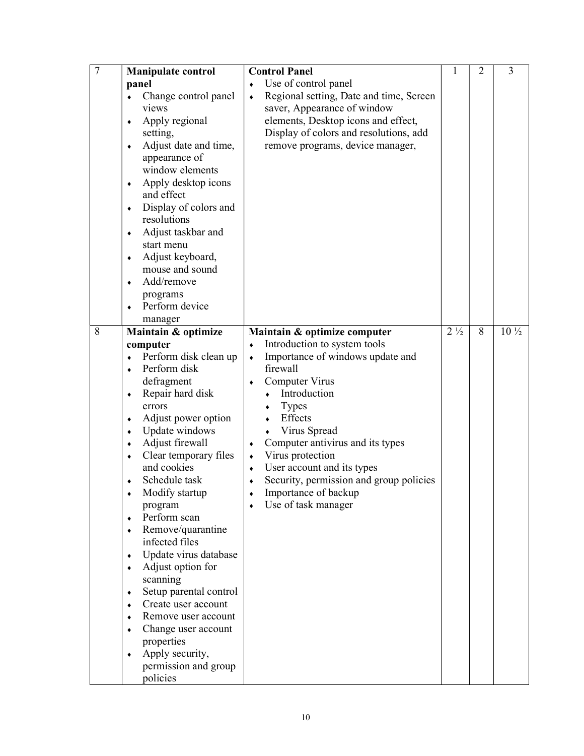| 7 | **Manipulate control panel**<br>♦ Change control panel views<br>♦ Apply regional setting,<br>♦ Adjust date and time, appearance of window elements<br>♦ Apply desktop icons and effect<br>♦ Display of colors and resolutions<br>♦ Adjust taskbar and start menu<br>♦ Adjust keyboard, mouse and sound<br>♦ Add/remove programs<br>♦ Perform device manager | **Control Panel**<br>♦ Use of control panel<br>♦ Regional setting, Date and time, Screen saver, Appearance of window elements, Desktop icons and effect, Display of colors and resolutions, add remove programs, device manager, | 1 | 2 | 3 |
|---|---|---|---|---|---|
| 8 | **Maintain & optimize computer**<br>♦ Perform disk clean up<br>♦ Perform disk defragment<br>♦ Repair hard disk errors<br>♦ Adjust power option<br>♦ Update windows<br>♦ Adjust firewall<br>♦ Clear temporary files and cookies<br>♦ Schedule task<br>♦ Modify startup program<br>♦ Perform scan<br>♦ Remove/quarantine infected files<br>♦ Update virus database<br>♦ Adjust option for scanning<br>♦ Setup parental control<br>♦ Create user account<br>♦ Remove user account<br>♦ Change user account properties<br>♦ Apply security, permission and group policies | **Maintain & optimize computer**<br>♦ Introduction to system tools<br>♦ Importance of windows update and firewall<br>♦ Computer Virus<br>&nbsp;&nbsp;♦ Introduction<br>&nbsp;&nbsp;♦ Types<br>&nbsp;&nbsp;♦ Effects<br>&nbsp;&nbsp;♦ Virus Spread<br>♦ Computer antivirus and its types<br>♦ Virus protection<br>♦ User account and its types<br>♦ Security, permission and group policies<br>♦ Importance of backup<br>♦ Use of task manager | 2 ½ | 8 | 10 ½ |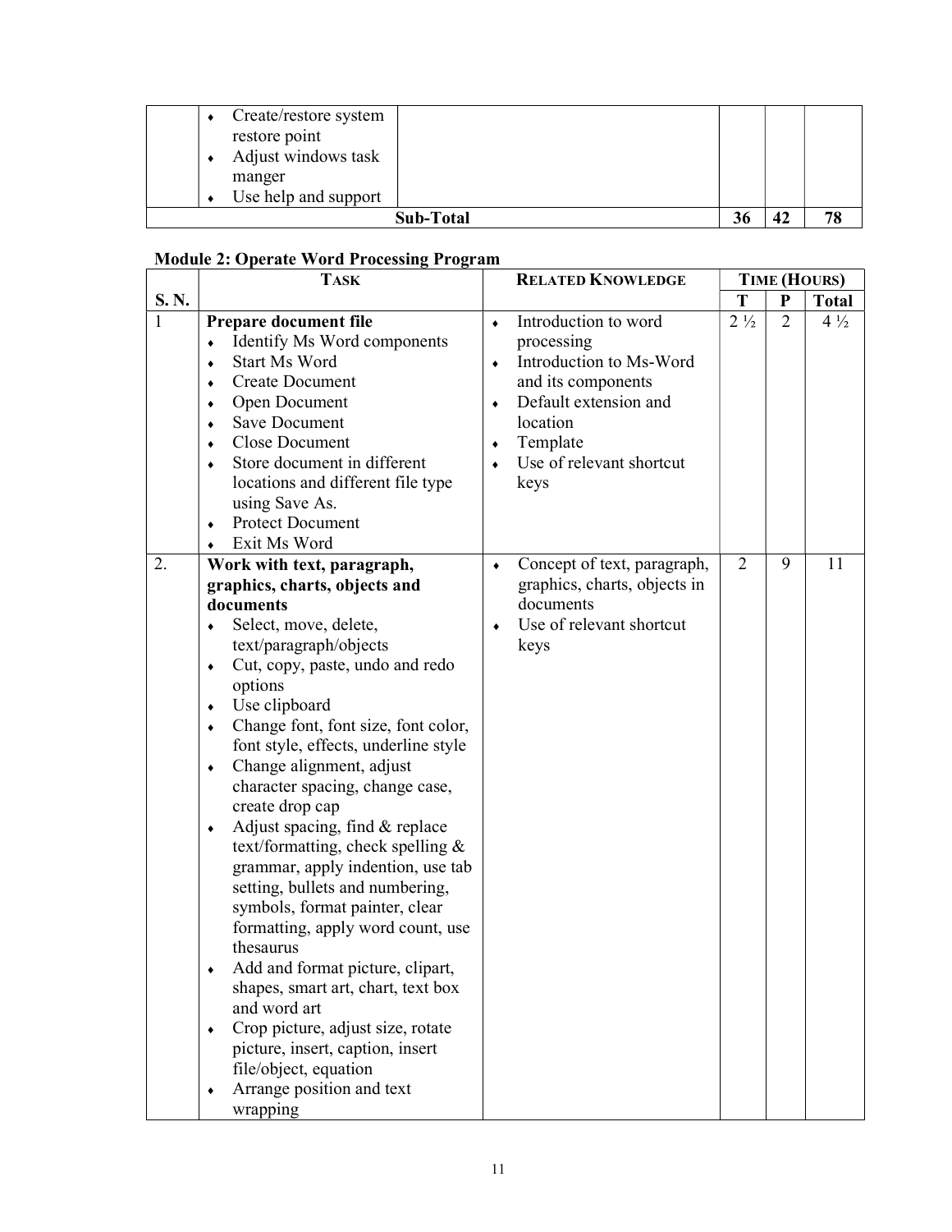| | Task | Related Knowledge | T | P | Total |
|---|---|---|---|---|---|
| | ♦ Create/restore system restore point<br>♦ Adjust windows task manger<br>♦ Use help and support | | | | |
| | **Sub-Total** | | **36** | **42** | **78** |

**Module 2: Operate Word Processing Program**

| S. N. | Task | Related Knowledge | Time (Hours) | | |
|---|---|---|---|---|---|
| | | | **T** | **P** | **Total** |
| 1 | **Prepare document file**<br>♦ Identify Ms Word components<br>♦ Start Ms Word<br>♦ Create Document<br>♦ Open Document<br>♦ Save Document<br>♦ Close Document<br>♦ Store document in different locations and different file type using Save As.<br>♦ Protect Document<br>♦ Exit Ms Word | ♦ Introduction to word processing<br>♦ Introduction to Ms-Word and its components<br>♦ Default extension and location<br>♦ Template<br>♦ Use of relevant shortcut keys | 2 ½ | 2 | 4 ½ |
| 2. | **Work with text, paragraph, graphics, charts, objects and documents**<br>♦ Select, move, delete, text/paragraph/objects<br>♦ Cut, copy, paste, undo and redo options<br>♦ Use clipboard<br>♦ Change font, font size, font color, font style, effects, underline style<br>♦ Change alignment, adjust character spacing, change case, create drop cap<br>♦ Adjust spacing, find & replace text/formatting, check spelling & grammar, apply indention, use tab setting, bullets and numbering, symbols, format painter, clear formatting, apply word count, use thesaurus<br>♦ Add and format picture, clipart, shapes, smart art, chart, text box and word art<br>♦ Crop picture, adjust size, rotate picture, insert, caption, insert file/object, equation<br>♦ Arrange position and text wrapping | ♦ Concept of text, paragraph, graphics, charts, objects in documents<br>♦ Use of relevant shortcut keys | 2 | 9 | 11 |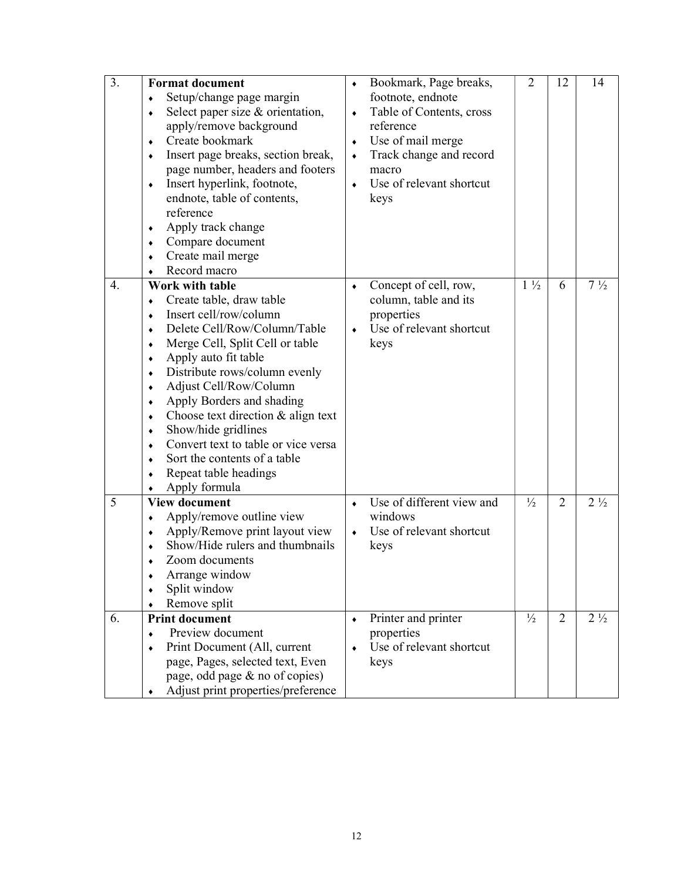| 3. | **Format document**<br>♦ Setup/change page margin<br>♦ Select paper size & orientation, apply/remove background<br>♦ Create bookmark<br>♦ Insert page breaks, section break, page number, headers and footers<br>♦ Insert hyperlink, footnote, endnote, table of contents, reference<br>♦ Apply track change<br>♦ Compare document<br>♦ Create mail merge<br>♦ Record macro | ♦ Bookmark, Page breaks, footnote, endnote<br>♦ Table of Contents, cross reference<br>♦ Use of mail merge<br>♦ Track change and record macro<br>♦ Use of relevant shortcut keys | 2 | 12 | 14 |
|---|---|---|---|---|---|
| 4. | **Work with table**<br>♦ Create table, draw table<br>♦ Insert cell/row/column<br>♦ Delete Cell/Row/Column/Table<br>♦ Merge Cell, Split Cell or table<br>♦ Apply auto fit table<br>♦ Distribute rows/column evenly<br>♦ Adjust Cell/Row/Column<br>♦ Apply Borders and shading<br>♦ Choose text direction & align text<br>♦ Show/hide gridlines<br>♦ Convert text to table or vice versa<br>♦ Sort the contents of a table<br>♦ Repeat table headings<br>♦ Apply formula | ♦ Concept of cell, row, column, table and its properties<br>♦ Use of relevant shortcut keys | 1 ½ | 6 | 7 ½ |
| 5 | **View document**<br>♦ Apply/remove outline view<br>♦ Apply/Remove print layout view<br>♦ Show/Hide rulers and thumbnails<br>♦ Zoom documents<br>♦ Arrange window<br>♦ Split window<br>♦ Remove split | ♦ Use of different view and windows<br>♦ Use of relevant shortcut keys | ½ | 2 | 2 ½ |
| 6. | **Print document**<br>♦ Preview document<br>♦ Print Document (All, current page, Pages, selected text, Even page, odd page & no of copies)<br>♦ Adjust print properties/preference | ♦ Printer and printer properties<br>♦ Use of relevant shortcut keys | ½ | 2 | 2 ½ |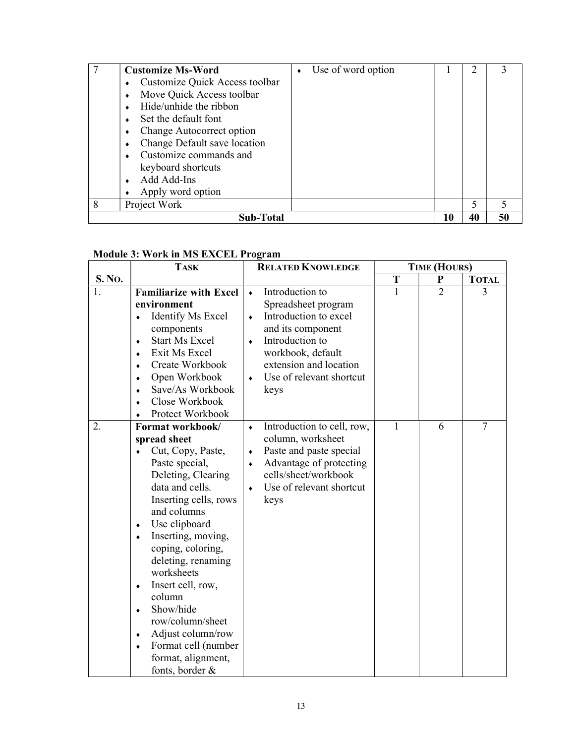| 7 | **Customize Ms-Word**<br>♦ Customize Quick Access toolbar<br>♦ Move Quick Access toolbar<br>♦ Hide/unhide the ribbon<br>♦ Set the default font<br>♦ Change Autocorrect option<br>♦ Change Default save location<br>♦ Customize commands and keyboard shortcuts<br>♦ Add Add-Ins<br>♦ Apply word option | ♦ Use of word option | 1 | 2 | 3 |
|---|---|---|---|---|---|
| 8 | Project Work | | | 5 | 5 |
| | **Sub-Total** | | **10** | **40** | **50** |

**Module 3: Work in MS EXCEL Program**

| | **TASK** | **RELATED KNOWLEDGE** | **TIME (HOURS)** | | |
|---|---|---|---|---|---|
| **S. NO.** | | | **T** | **P** | **TOTAL** |
| 1. | **Familiarize with Excel environment**<br>♦ Identify Ms Excel components<br>♦ Start Ms Excel<br>♦ Exit Ms Excel<br>♦ Create Workbook<br>♦ Open Workbook<br>♦ Save/As Workbook<br>♦ Close Workbook<br>♦ Protect Workbook | ♦ Introduction to Spreadsheet program<br>♦ Introduction to excel and its component<br>♦ Introduction to workbook, default extension and location<br>♦ Use of relevant shortcut keys | 1 | 2 | 3 |
| 2. | **Format workbook/ spread sheet**<br>♦ Cut, Copy, Paste, Paste special, Deleting, Clearing data and cells. Inserting cells, rows and columns<br>♦ Use clipboard<br>♦ Inserting, moving, coping, coloring, deleting, renaming worksheets<br>♦ Insert cell, row, column<br>♦ Show/hide row/column/sheet<br>♦ Adjust column/row<br>♦ Format cell (number format, alignment, fonts, border & | ♦ Introduction to cell, row, column, worksheet<br>♦ Paste and paste special<br>♦ Advantage of protecting cells/sheet/workbook<br>♦ Use of relevant shortcut keys | 1 | 6 | 7 |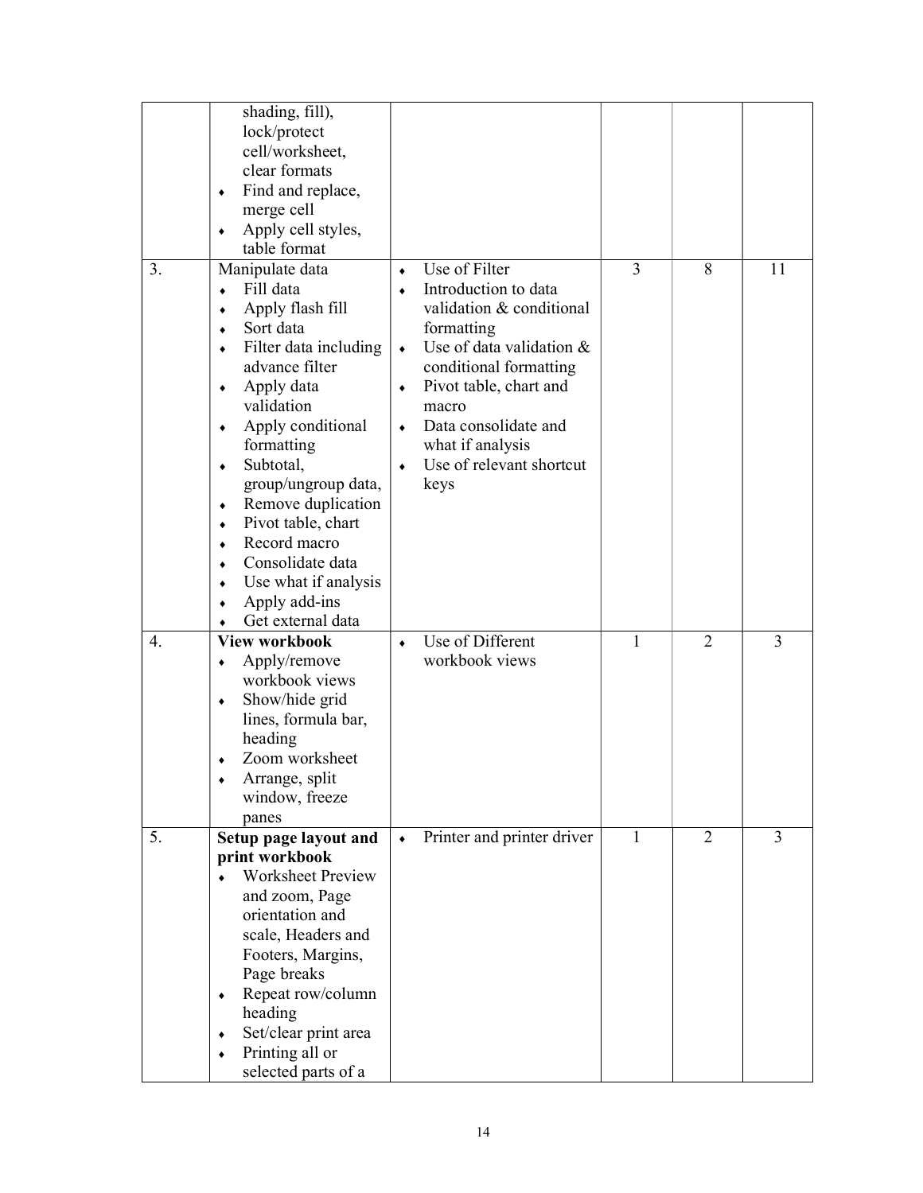| | | | | | |
|---|---|---|---|---|---|
| | shading, fill), lock/protect cell/worksheet, clear formats<br>♦ Find and replace, merge cell<br>♦ Apply cell styles, table format | | | | |
| 3. | Manipulate data<br>♦ Fill data<br>♦ Apply flash fill<br>♦ Sort data<br>♦ Filter data including advance filter<br>♦ Apply data validation<br>♦ Apply conditional formatting<br>♦ Subtotal, group/ungroup data,<br>♦ Remove duplication<br>♦ Pivot table, chart<br>♦ Record macro<br>♦ Consolidate data<br>♦ Use what if analysis<br>♦ Apply add-ins<br>♦ Get external data | ♦ Use of Filter<br>♦ Introduction to data validation & conditional formatting<br>♦ Use of data validation & conditional formatting<br>♦ Pivot table, chart and macro<br>♦ Data consolidate and what if analysis<br>♦ Use of relevant shortcut keys | 3 | 8 | 11 |
| 4. | **View workbook**<br>♦ Apply/remove workbook views<br>♦ Show/hide grid lines, formula bar, heading<br>♦ Zoom worksheet<br>♦ Arrange, split window, freeze panes | ♦ Use of Different workbook views | 1 | 2 | 3 |
| 5. | **Setup page layout and print workbook**<br>♦ Worksheet Preview and zoom, Page orientation and scale, Headers and Footers, Margins, Page breaks<br>♦ Repeat row/column heading<br>♦ Set/clear print area<br>♦ Printing all or selected parts of a | ♦ Printer and printer driver | 1 | 2 | 3 |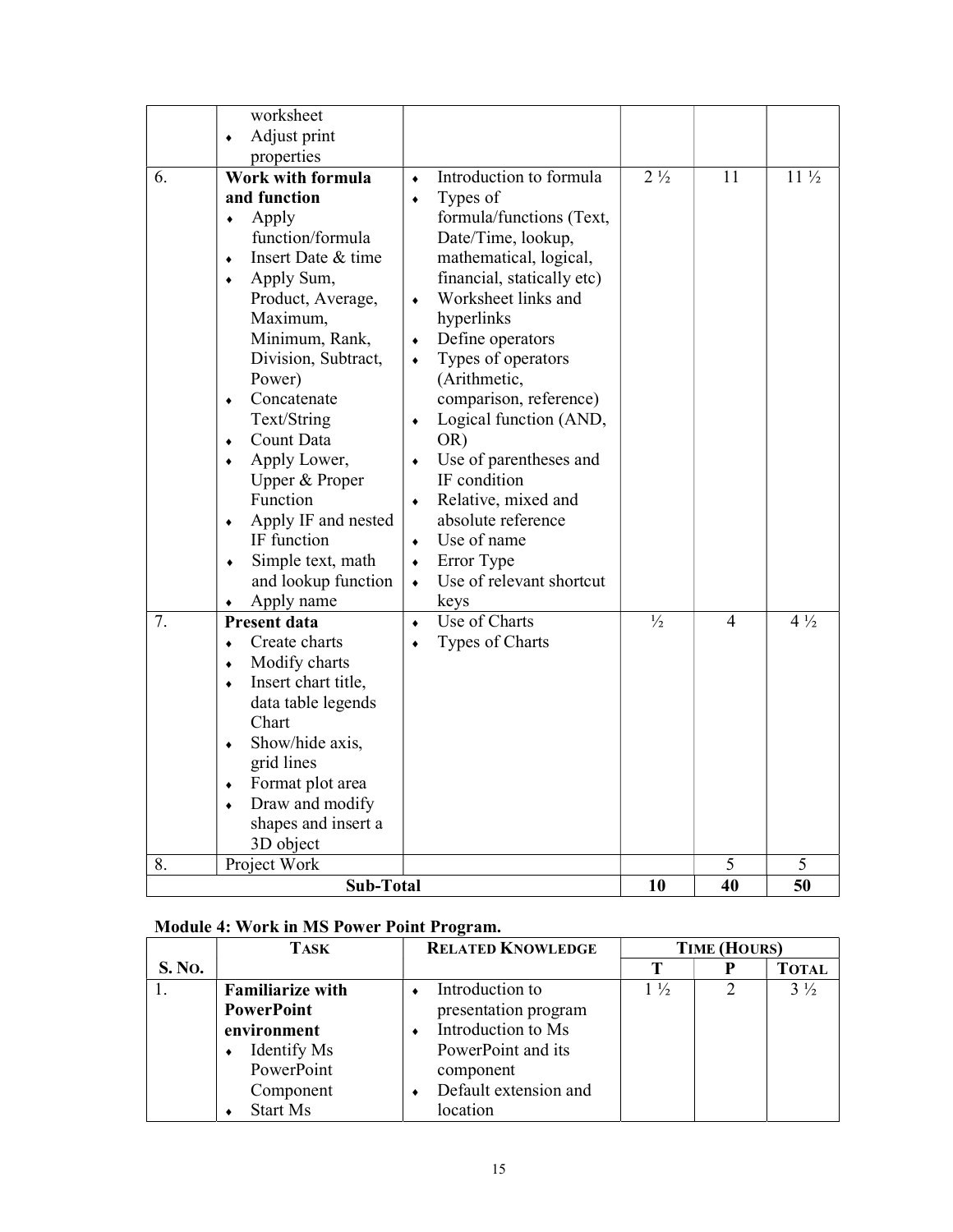| | | | | | |
|---|---|---|---|---|---|
| | worksheet<br>♦ Adjust print properties | | | | |
| 6. | **Work with formula and function**<br>♦ Apply function/formula<br>♦ Insert Date & time<br>♦ Apply Sum, Product, Average, Maximum, Minimum, Rank, Division, Subtract, Power)<br>♦ Concatenate Text/String<br>♦ Count Data<br>♦ Apply Lower, Upper & Proper Function<br>♦ Apply IF and nested IF function<br>♦ Simple text, math and lookup function<br>♦ Apply name | ♦ Introduction to formula<br>♦ Types of formula/functions (Text, Date/Time, lookup, mathematical, logical, financial, statically etc)<br>♦ Worksheet links and hyperlinks<br>♦ Define operators<br>♦ Types of operators (Arithmetic, comparison, reference)<br>♦ Logical function (AND, OR)<br>♦ Use of parentheses and IF condition<br>♦ Relative, mixed and absolute reference<br>♦ Use of name<br>♦ Error Type<br>♦ Use of relevant shortcut keys | 2 ½ | 11 | 11 ½ |
| 7. | **Present data**<br>♦ Create charts<br>♦ Modify charts<br>♦ Insert chart title, data table legends Chart<br>♦ Show/hide axis, grid lines<br>♦ Format plot area<br>♦ Draw and modify shapes and insert a 3D object | ♦ Use of Charts<br>♦ Types of Charts | ½ | 4 | 4 ½ |
| 8. | Project Work | | | 5 | 5 |
| | **Sub-Total** | | **10** | **40** | **50** |

**Module 4: Work in MS Power Point Program.**

| | **TASK** | **RELATED KNOWLEDGE** | **TIME (HOURS)** | | |
|---|---|---|---|---|---|
| **S. NO.** | | | **T** | **P** | **TOTAL** |
| 1. | **Familiarize with PowerPoint environment**<br>♦ Identify Ms PowerPoint Component<br>♦ Start Ms | ♦ Introduction to presentation program<br>♦ Introduction to Ms PowerPoint and its component<br>♦ Default extension and location | 1 ½ | 2 | 3 ½ |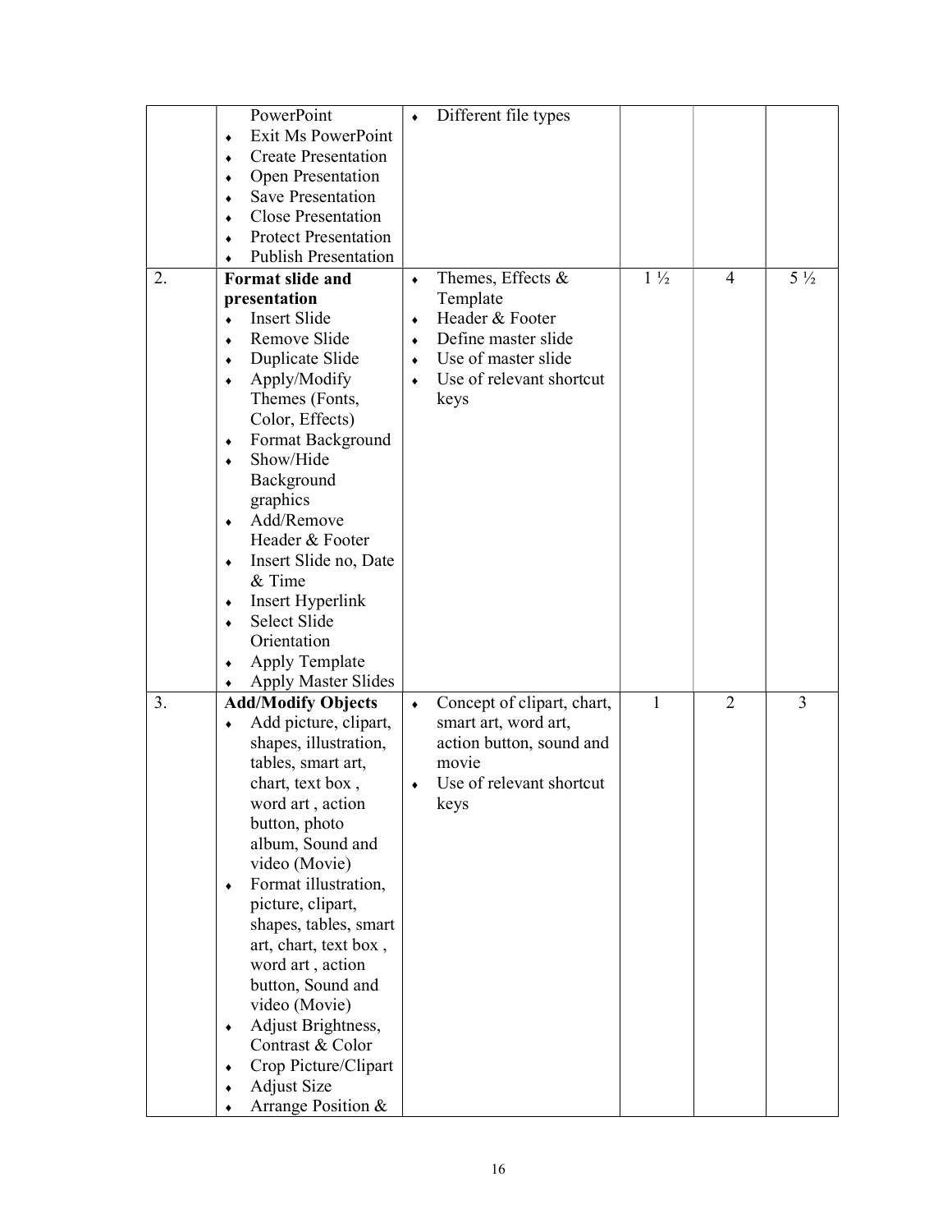| | | | | | |
|---|---|---|---|---|---|
| | PowerPoint<br>♦ Exit Ms PowerPoint<br>♦ Create Presentation<br>♦ Open Presentation<br>♦ Save Presentation<br>♦ Close Presentation<br>♦ Protect Presentation<br>♦ Publish Presentation | ♦ Different file types | | | |
| 2. | **Format slide and presentation**<br>♦ Insert Slide<br>♦ Remove Slide<br>♦ Duplicate Slide<br>♦ Apply/Modify Themes (Fonts, Color, Effects)<br>♦ Format Background<br>♦ Show/Hide Background graphics<br>♦ Add/Remove Header & Footer<br>♦ Insert Slide no, Date & Time<br>♦ Insert Hyperlink<br>♦ Select Slide Orientation<br>♦ Apply Template<br>♦ Apply Master Slides | ♦ Themes, Effects & Template<br>♦ Header & Footer<br>♦ Define master slide<br>♦ Use of master slide<br>♦ Use of relevant shortcut keys | 1 ½ | 4 | 5 ½ |
| 3. | **Add/Modify Objects**<br>♦ Add picture, clipart, shapes, illustration, tables, smart art, chart, text box , word art , action button, photo album, Sound and video (Movie)<br>♦ Format illustration, picture, clipart, shapes, tables, smart art, chart, text box , word art , action button, Sound and video (Movie)<br>♦ Adjust Brightness, Contrast & Color<br>♦ Crop Picture/Clipart<br>♦ Adjust Size<br>♦ Arrange Position & | ♦ Concept of clipart, chart, smart art, word art, action button, sound and movie<br>♦ Use of relevant shortcut keys | 1 | 2 | 3 |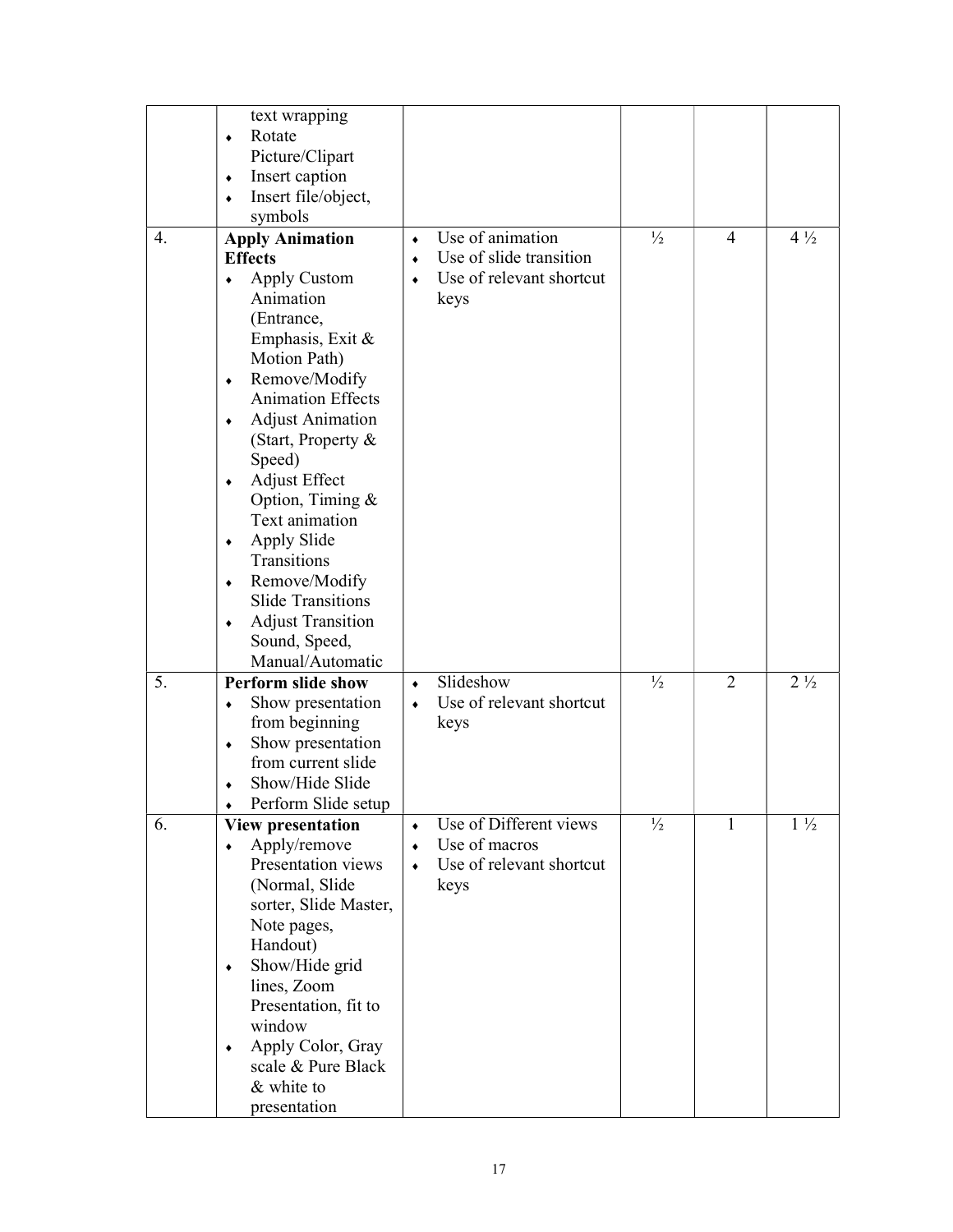| | | | | | |
|---|---|---|---|---|---|
| | text wrapping<br>♦ Rotate Picture/Clipart<br>♦ Insert caption<br>♦ Insert file/object, symbols | | | | |
| 4. | **Apply Animation Effects**<br>♦ Apply Custom Animation (Entrance, Emphasis, Exit & Motion Path)<br>♦ Remove/Modify Animation Effects<br>♦ Adjust Animation (Start, Property & Speed)<br>♦ Adjust Effect Option, Timing & Text animation<br>♦ Apply Slide Transitions<br>♦ Remove/Modify Slide Transitions<br>♦ Adjust Transition Sound, Speed, Manual/Automatic | ♦ Use of animation<br>♦ Use of slide transition<br>♦ Use of relevant shortcut keys | ½ | 4 | 4 ½ |
| 5. | **Perform slide show**<br>♦ Show presentation from beginning<br>♦ Show presentation from current slide<br>♦ Show/Hide Slide<br>♦ Perform Slide setup | ♦ Slideshow<br>♦ Use of relevant shortcut keys | ½ | 2 | 2 ½ |
| 6. | **View presentation**<br>♦ Apply/remove Presentation views (Normal, Slide sorter, Slide Master, Note pages, Handout)<br>♦ Show/Hide grid lines, Zoom Presentation, fit to window<br>♦ Apply Color, Gray scale & Pure Black & white to presentation | ♦ Use of Different views<br>♦ Use of macros<br>♦ Use of relevant shortcut keys | ½ | 1 | 1 ½ |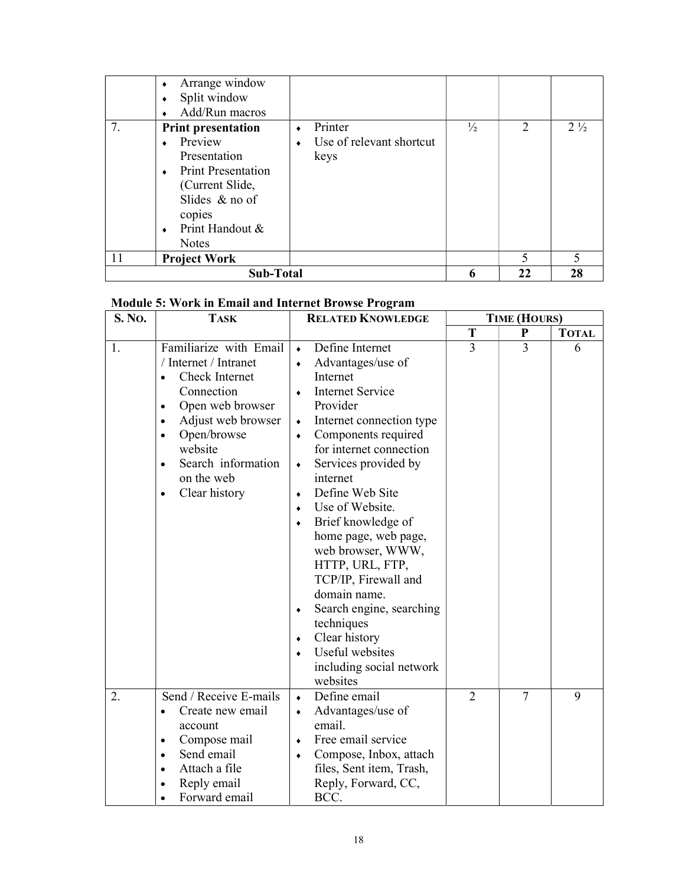| | | | | | |
|---|---|---|---|---|---|
| | ♦ Arrange window<br>♦ Split window<br>♦ Add/Run macros | | | | |
| 7. | **Print presentation**<br>♦ Preview Presentation<br>♦ Print Presentation (Current Slide, Slides & no of copies<br>♦ Print Handout & Notes | ♦ Printer<br>♦ Use of relevant shortcut keys | ½ | 2 | 2 ½ |
| 11 | **Project Work** | | | 5 | 5 |
| **Sub-Total** | | | **6** | **22** | **28** |

**Module 5: Work in Email and Internet Browse Program**

| S. No. | Task | Related Knowledge | Time (Hours) | | |
|---|---|---|---|---|---|
| | | | **T** | **P** | **Total** |
| 1. | Familiarize with Email / Internet / Intranet<br>• Check Internet Connection<br>• Open web browser<br>• Adjust web browser<br>• Open/browse website<br>• Search information on the web<br>• Clear history | ♦ Define Internet<br>♦ Advantages/use of Internet<br>♦ Internet Service Provider<br>♦ Internet connection type<br>♦ Components required for internet connection<br>♦ Services provided by internet<br>♦ Define Web Site<br>♦ Use of Website.<br>♦ Brief knowledge of home page, web page, web browser, WWW, HTTP, URL, FTP, TCP/IP, Firewall and domain name.<br>♦ Search engine, searching techniques<br>♦ Clear history<br>♦ Useful websites including social network websites | 3 | 3 | 6 |
| 2. | Send / Receive E-mails<br>• Create new email account<br>• Compose mail<br>• Send email<br>• Attach a file<br>• Reply email<br>• Forward email | ♦ Define email<br>♦ Advantages/use of email.<br>♦ Free email service<br>♦ Compose, Inbox, attach files, Sent item, Trash, Reply, Forward, CC, BCC. | 2 | 7 | 9 |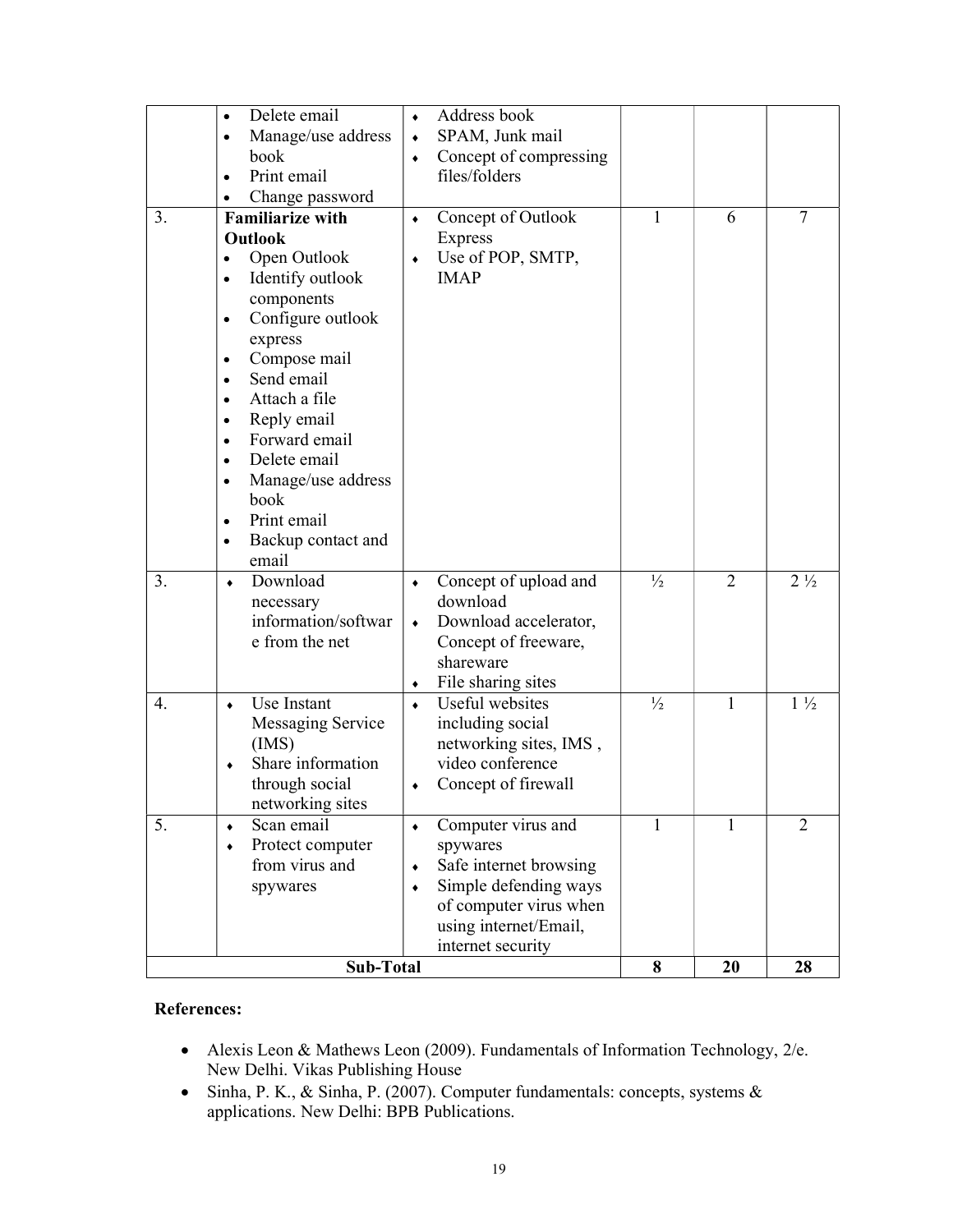| | | | | | |
|---|---|---|---|---|---|
| | • Delete email<br>• Manage/use address book<br>• Print email<br>• Change password | ♦ Address book<br>♦ SPAM, Junk mail<br>♦ Concept of compressing files/folders | | | |
| 3. | **Familiarize with Outlook**<br>• Open Outlook<br>• Identify outlook components<br>• Configure outlook express<br>• Compose mail<br>• Send email<br>• Attach a file<br>• Reply email<br>• Forward email<br>• Delete email<br>• Manage/use address book<br>• Print email<br>• Backup contact and email | ♦ Concept of Outlook Express<br>♦ Use of POP, SMTP, IMAP | 1 | 6 | 7 |
| 3. | ♦ Download necessary information/software from the net | ♦ Concept of upload and download<br>♦ Download accelerator, Concept of freeware, shareware<br>♦ File sharing sites | ½ | 2 | 2 ½ |
| 4. | ♦ Use Instant Messaging Service (IMS)<br>♦ Share information through social networking sites | ♦ Useful websites including social networking sites, IMS , video conference<br>♦ Concept of firewall | ½ | 1 | 1 ½ |
| 5. | ♦ Scan email<br>♦ Protect computer from virus and spywares | ♦ Computer virus and spywares<br>♦ Safe internet browsing<br>♦ Simple defending ways of computer virus when using internet/Email, internet security | 1 | 1 | 2 |
| **Sub-Total** | | | **8** | **20** | **28** |

**References:**

- Alexis Leon & Mathews Leon (2009). Fundamentals of Information Technology, 2/e. New Delhi. Vikas Publishing House
- Sinha, P. K., & Sinha, P. (2007). Computer fundamentals: concepts, systems & applications. New Delhi: BPB Publications.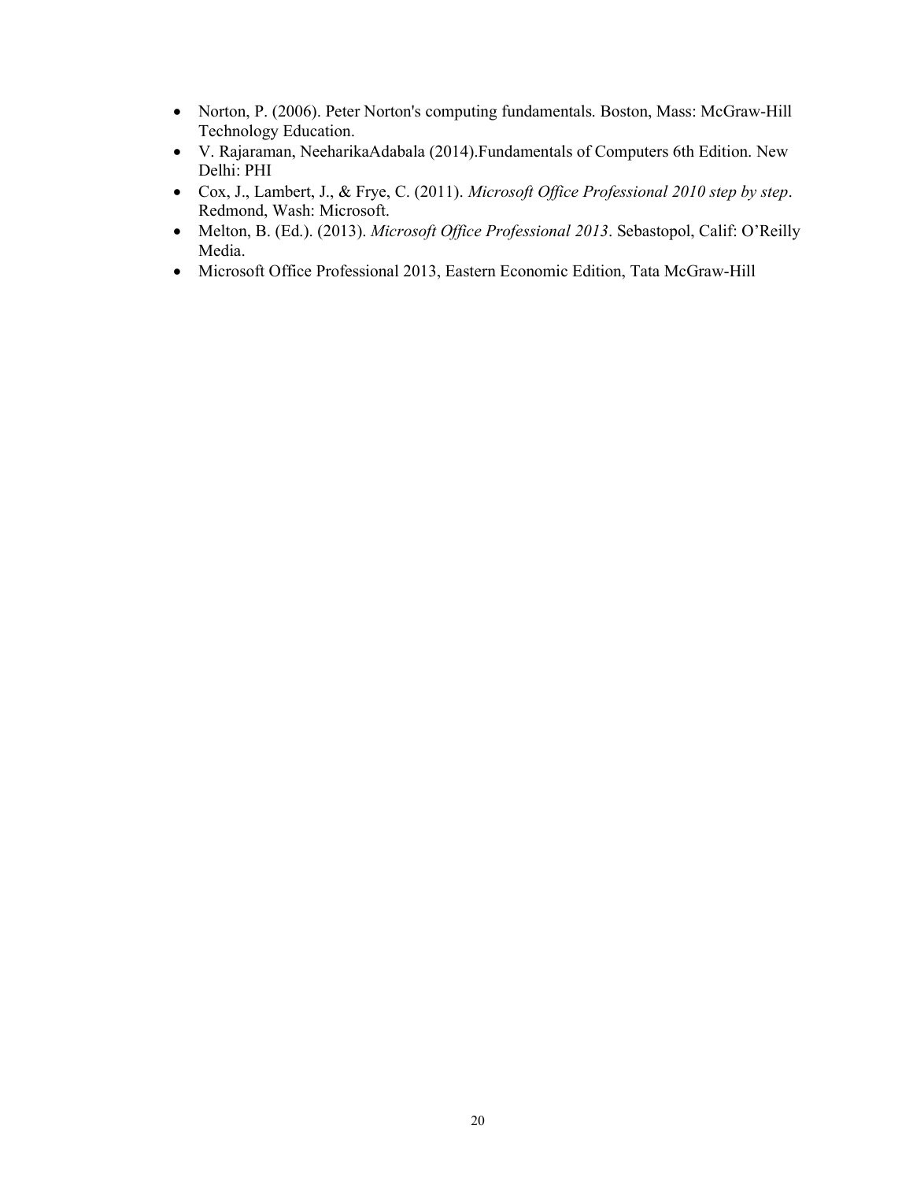- Norton, P. (2006). Peter Norton's computing fundamentals. Boston, Mass: McGraw-Hill Technology Education.
- V. Rajaraman, NeeharikaAdabala (2014).Fundamentals of Computers 6th Edition. New Delhi: PHI
- Cox, J., Lambert, J., & Frye, C. (2011). *Microsoft Office Professional 2010 step by step*. Redmond, Wash: Microsoft.
- Melton, B. (Ed.). (2013). *Microsoft Office Professional 2013*. Sebastopol, Calif: O'Reilly Media.
- Microsoft Office Professional 2013, Eastern Economic Edition, Tata McGraw-Hill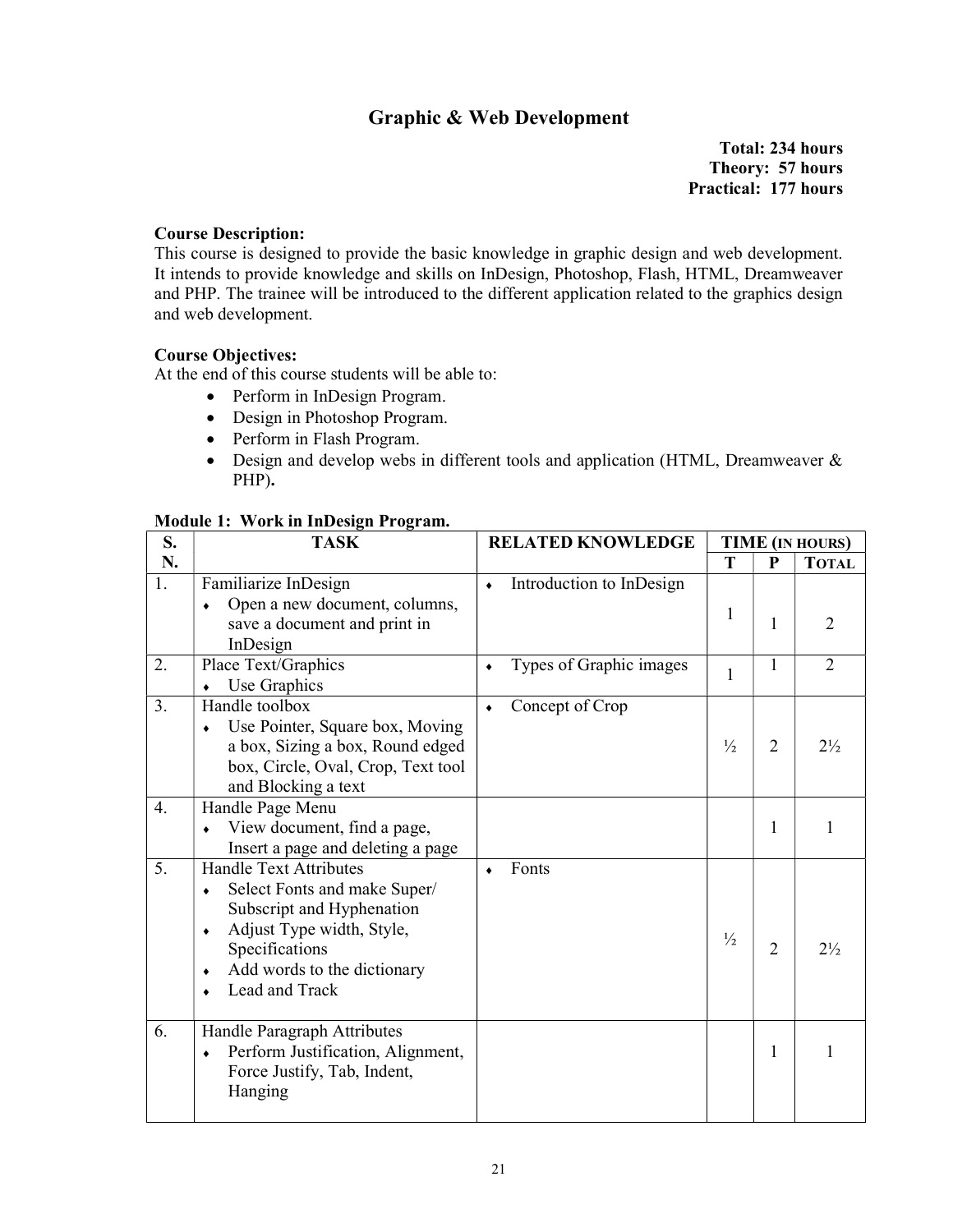## Graphic & Web Development

**Total: 234 hours**
**Theory: 57 hours**
**Practical: 177 hours**

**Course Description:**
This course is designed to provide the basic knowledge in graphic design and web development. It intends to provide knowledge and skills on InDesign, Photoshop, Flash, HTML, Dreamweaver and PHP. The trainee will be introduced to the different application related to the graphics design and web development.

**Course Objectives:**
At the end of this course students will be able to:

- Perform in InDesign Program.
- Design in Photoshop Program.
- Perform in Flash Program.
- Design and develop webs in different tools and application (HTML, Dreamweaver & PHP).

**Module 1: Work in InDesign Program.**

| S. N. | TASK | RELATED KNOWLEDGE | TIME (IN HOURS) | | |
|---|---|---|---|---|---|
| | | | T | P | TOTAL |
| 1. | Familiarize InDesign<br>♦ Open a new document, columns, save a document and print in InDesign | ♦ Introduction to InDesign | 1 | 1 | 2 |
| 2. | Place Text/Graphics<br>♦ Use Graphics | ♦ Types of Graphic images | 1 | 1 | 2 |
| 3. | Handle toolbox<br>♦ Use Pointer, Square box, Moving a box, Sizing a box, Round edged box, Circle, Oval, Crop, Text tool and Blocking a text | ♦ Concept of Crop | ½ | 2 | 2½ |
| 4. | Handle Page Menu<br>♦ View document, find a page, Insert a page and deleting a page | | | 1 | 1 |
| 5. | Handle Text Attributes<br>♦ Select Fonts and make Super/ Subscript and Hyphenation<br>♦ Adjust Type width, Style, Specifications<br>♦ Add words to the dictionary<br>♦ Lead and Track | ♦ Fonts | ½ | 2 | 2½ |
| 6. | Handle Paragraph Attributes<br>♦ Perform Justification, Alignment, Force Justify, Tab, Indent, Hanging | | | 1 | 1 |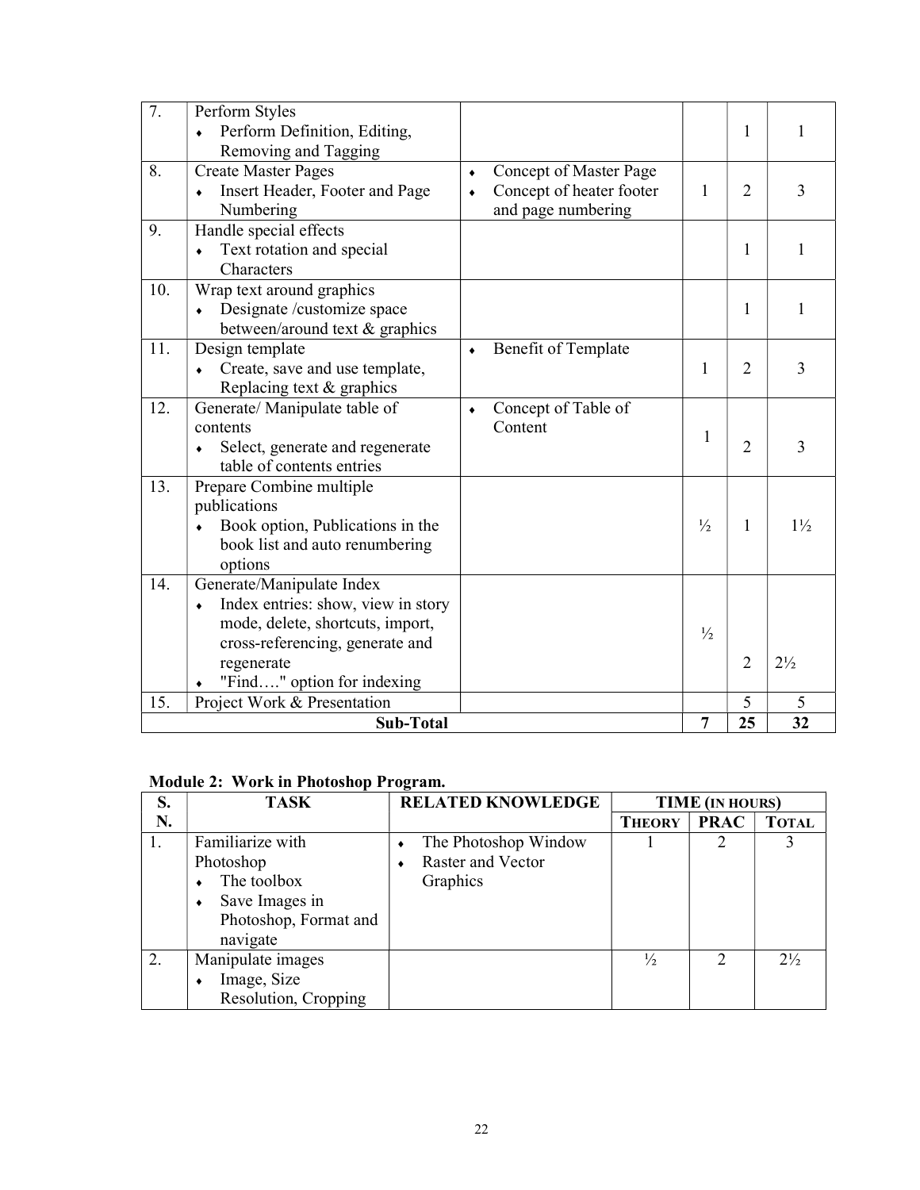| 7. | Perform Styles<br>♦ Perform Definition, Editing, Removing and Tagging | | | 1 | 1 |
|---|---|---|---|---|---|
| 8. | Create Master Pages<br>♦ Insert Header, Footer and Page Numbering | ♦ Concept of Master Page<br>♦ Concept of heater footer and page numbering | 1 | 2 | 3 |
| 9. | Handle special effects<br>♦ Text rotation and special Characters | | | 1 | 1 |
| 10. | Wrap text around graphics<br>♦ Designate /customize space between/around text & graphics | | | 1 | 1 |
| 11. | Design template<br>♦ Create, save and use template, Replacing text & graphics | ♦ Benefit of Template | 1 | 2 | 3 |
| 12. | Generate/ Manipulate table of contents<br>♦ Select, generate and regenerate table of contents entries | ♦ Concept of Table of Content | 1 | 2 | 3 |
| 13. | Prepare Combine multiple publications<br>♦ Book option, Publications in the book list and auto renumbering options | | ½ | 1 | 1½ |
| 14. | Generate/Manipulate Index<br>♦ Index entries: show, view in story mode, delete, shortcuts, import, cross-referencing, generate and regenerate<br>♦ "Find…." option for indexing | | ½ | 2 | 2½ |
| 15. | Project Work & Presentation | | | 5 | 5 |
| | **Sub-Total** | | **7** | **25** | **32** |

**Module 2: Work in Photoshop Program.**

| S. N. | TASK | RELATED KNOWLEDGE | TIME (IN HOURS) | | |
|---|---|---|---|---|---|
| | | | THEORY | PRAC | TOTAL |
| 1. | Familiarize with Photoshop<br>♦ The toolbox<br>♦ Save Images in Photoshop, Format and navigate | ♦ The Photoshop Window<br>♦ Raster and Vector Graphics | 1 | 2 | 3 |
| 2. | Manipulate images<br>♦ Image, Size Resolution, Cropping | | ½ | 2 | 2½ |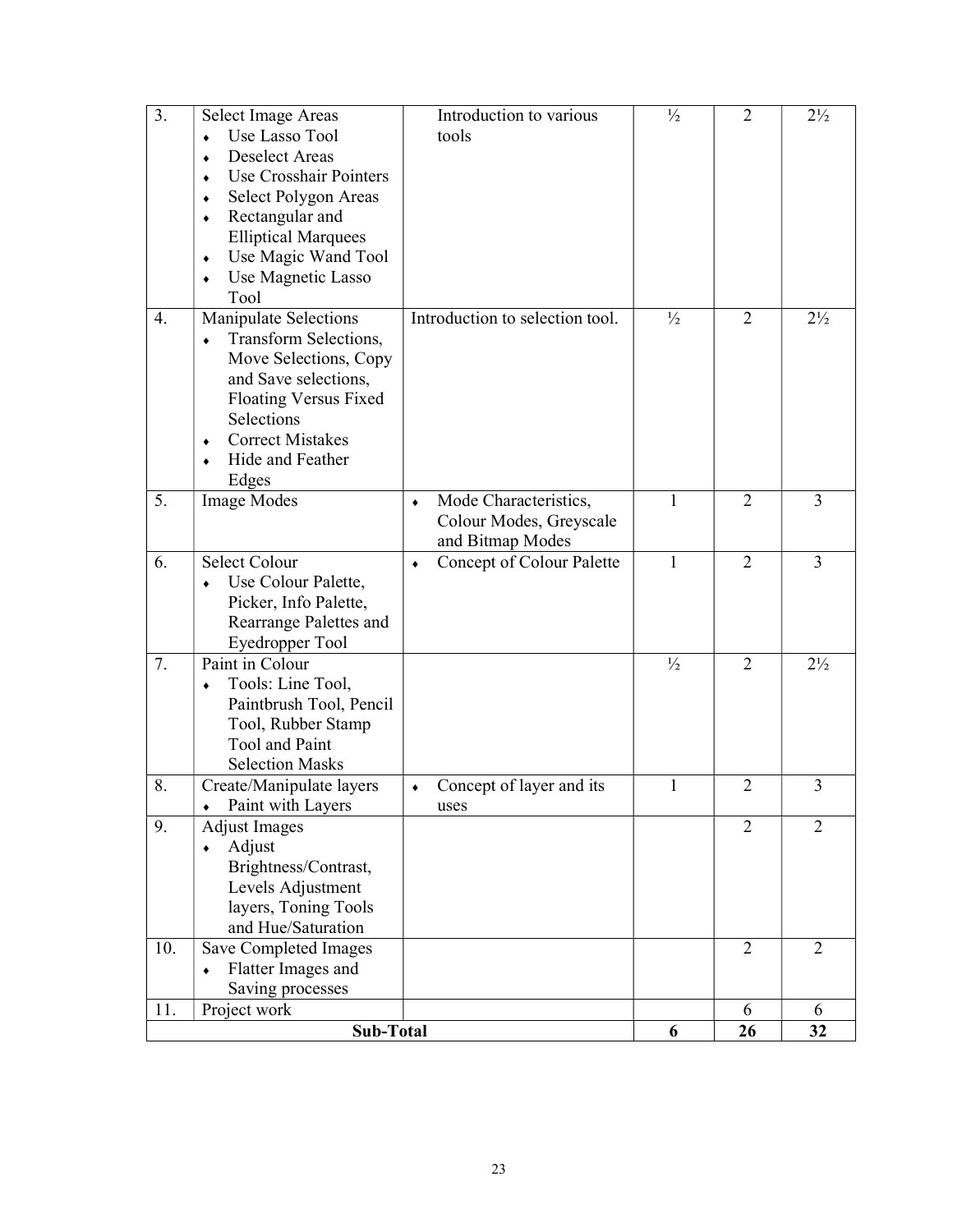| 3. | Select Image Areas<br>♦ Use Lasso Tool<br>♦ Deselect Areas<br>♦ Use Crosshair Pointers<br>♦ Select Polygon Areas<br>♦ Rectangular and Elliptical Marquees<br>♦ Use Magic Wand Tool<br>♦ Use Magnetic Lasso Tool | Introduction to various tools | ½ | 2 | 2½ |
|---|---|---|---|---|---|
| 4. | Manipulate Selections<br>♦ Transform Selections, Move Selections, Copy and Save selections, Floating Versus Fixed Selections<br>♦ Correct Mistakes<br>♦ Hide and Feather Edges | Introduction to selection tool. | ½ | 2 | 2½ |
| 5. | Image Modes | ♦ Mode Characteristics, Colour Modes, Greyscale and Bitmap Modes | 1 | 2 | 3 |
| 6. | Select Colour<br>♦ Use Colour Palette, Picker, Info Palette, Rearrange Palettes and Eyedropper Tool | ♦ Concept of Colour Palette | 1 | 2 | 3 |
| 7. | Paint in Colour<br>♦ Tools: Line Tool, Paintbrush Tool, Pencil Tool, Rubber Stamp Tool and Paint Selection Masks | | ½ | 2 | 2½ |
| 8. | Create/Manipulate layers<br>♦ Paint with Layers | ♦ Concept of layer and its uses | 1 | 2 | 3 |
| 9. | Adjust Images<br>♦ Adjust Brightness/Contrast, Levels Adjustment layers, Toning Tools and Hue/Saturation | | | 2 | 2 |
| 10. | Save Completed Images<br>♦ Flatter Images and Saving processes | | | 2 | 2 |
| 11. | Project work | | | 6 | 6 |
| | **Sub-Total** | | **6** | **26** | **32** |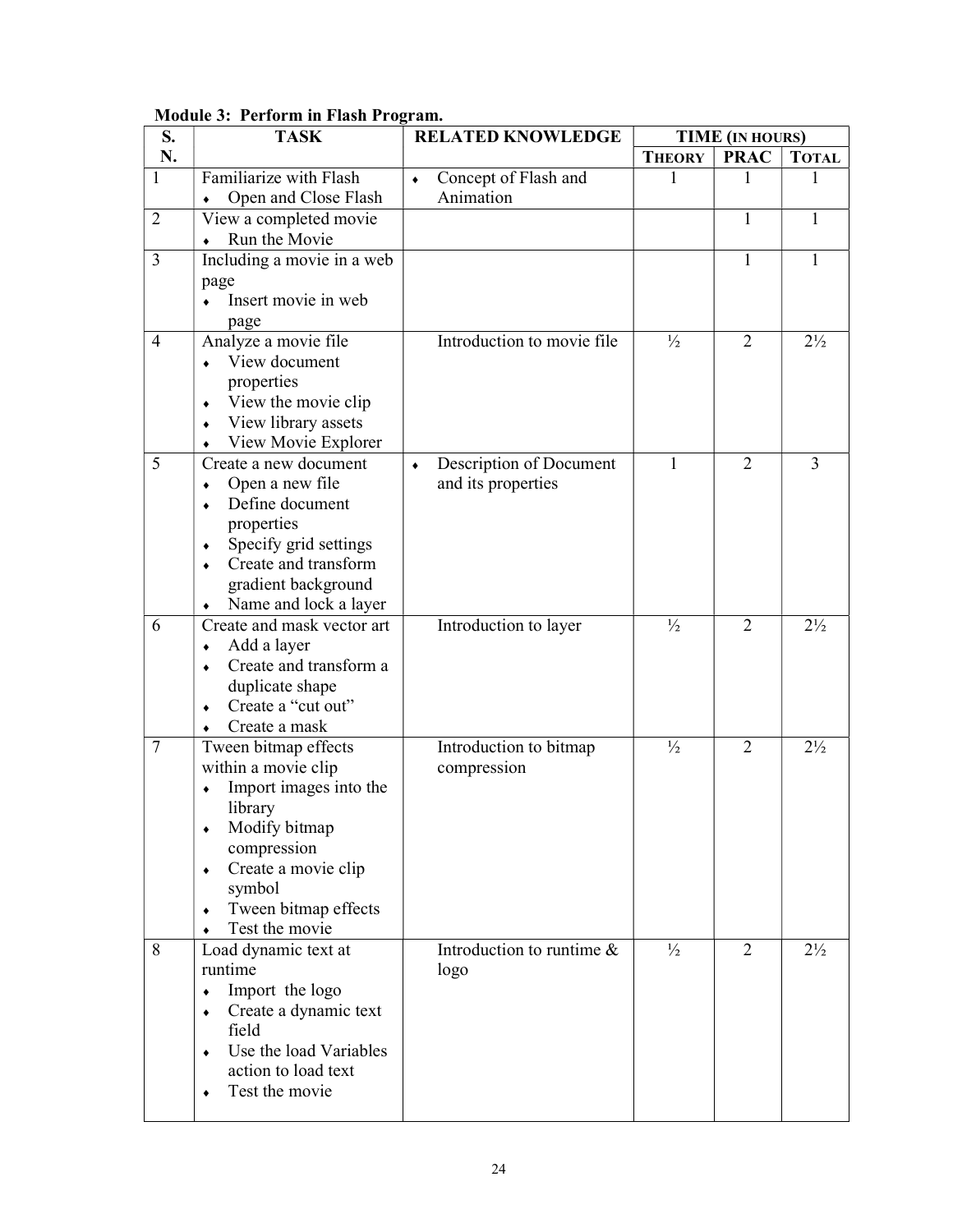**Module 3: Perform in Flash Program.**

| S. N. | TASK | RELATED KNOWLEDGE | TIME (IN HOURS) | | |
|---|---|---|---|---|---|
| | | | THEORY | PRAC | TOTAL |
| 1 | Familiarize with Flash<br>♦ Open and Close Flash | ♦ Concept of Flash and Animation | 1 | 1 | 1 |
| 2 | View a completed movie<br>♦ Run the Movie | | | 1 | 1 |
| 3 | Including a movie in a web page<br>♦ Insert movie in web page | | | 1 | 1 |
| 4 | Analyze a movie file<br>♦ View document properties<br>♦ View the movie clip<br>♦ View library assets<br>♦ View Movie Explorer | Introduction to movie file | ½ | 2 | 2½ |
| 5 | Create a new document<br>♦ Open a new file<br>♦ Define document properties<br>♦ Specify grid settings<br>♦ Create and transform gradient background<br>♦ Name and lock a layer | ♦ Description of Document and its properties | 1 | 2 | 3 |
| 6 | Create and mask vector art<br>♦ Add a layer<br>♦ Create and transform a duplicate shape<br>♦ Create a "cut out"<br>♦ Create a mask | Introduction to layer | ½ | 2 | 2½ |
| 7 | Tween bitmap effects within a movie clip<br>♦ Import images into the library<br>♦ Modify bitmap compression<br>♦ Create a movie clip symbol<br>♦ Tween bitmap effects<br>♦ Test the movie | Introduction to bitmap compression | ½ | 2 | 2½ |
| 8 | Load dynamic text at runtime<br>♦ Import the logo<br>♦ Create a dynamic text field<br>♦ Use the load Variables action to load text<br>♦ Test the movie | Introduction to runtime & logo | ½ | 2 | 2½ |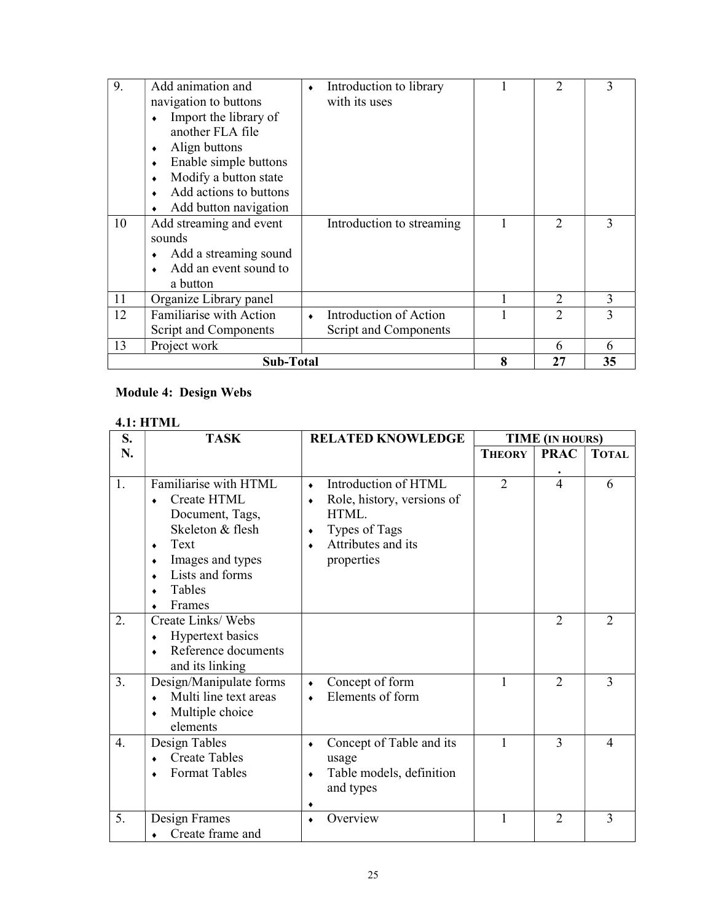| 9. | Add animation and navigation to buttons<br>♦ Import the library of another FLA file<br>♦ Align buttons<br>♦ Enable simple buttons<br>♦ Modify a button state<br>♦ Add actions to buttons<br>♦ Add button navigation | ♦ Introduction to library with its uses | 1 | 2 | 3 |
|---|---|---|---|---|---|
| 10 | Add streaming and event sounds<br>♦ Add a streaming sound<br>♦ Add an event sound to a button | Introduction to streaming | 1 | 2 | 3 |
| 11 | Organize Library panel | | 1 | 2 | 3 |
| 12 | Familiarise with Action Script and Components | ♦ Introduction of Action Script and Components | 1 | 2 | 3 |
| 13 | Project work | | | 6 | 6 |
| | **Sub-Total** | | **8** | **27** | **35** |

**Module 4: Design Webs**

**4.1: HTML**

| S. N. | TASK | RELATED KNOWLEDGE | TIME (IN HOURS) | | |
|---|---|---|---|---|---|
| | | | THEORY | PRAC. | TOTAL |
| 1. | Familiarise with HTML<br>♦ Create HTML Document, Tags, Skeleton & flesh<br>♦ Text<br>♦ Images and types<br>♦ Lists and forms<br>♦ Tables<br>♦ Frames | ♦ Introduction of HTML<br>♦ Role, history, versions of HTML.<br>♦ Types of Tags<br>♦ Attributes and its properties | 2 | 4 | 6 |
| 2. | Create Links/ Webs<br>♦ Hypertext basics<br>♦ Reference documents and its linking | | | 2 | 2 |
| 3. | Design/Manipulate forms<br>♦ Multi line text areas<br>♦ Multiple choice elements | ♦ Concept of form<br>♦ Elements of form | 1 | 2 | 3 |
| 4. | Design Tables<br>♦ Create Tables<br>♦ Format Tables | ♦ Concept of Table and its usage<br>♦ Table models, definition and types<br>♦ | 1 | 3 | 4 |
| 5. | Design Frames<br>♦ Create frame and | ♦ Overview | 1 | 2 | 3 |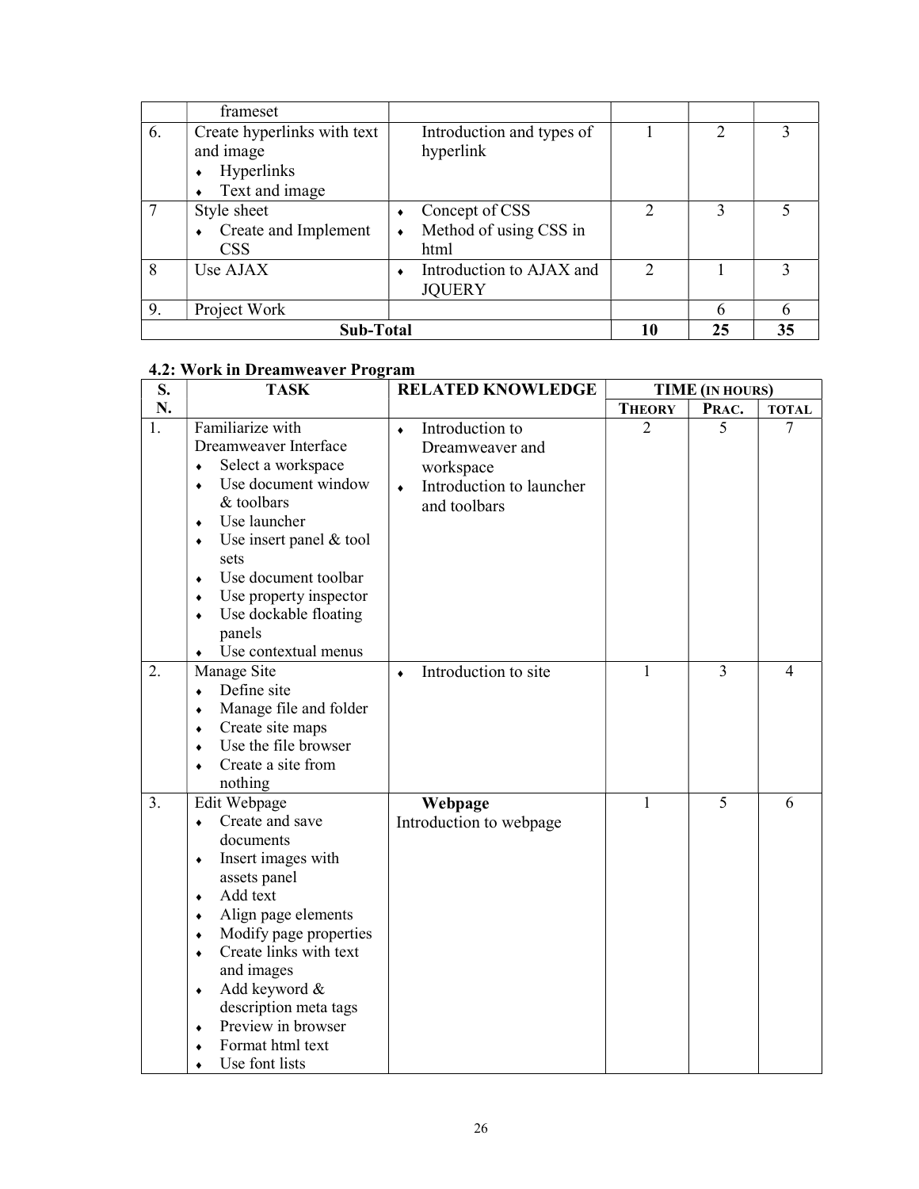| | frameset | | | | |
|---|---|---|---|---|---|
| 6. | Create hyperlinks with text and image<br>♦ Hyperlinks<br>♦ Text and image | Introduction and types of hyperlink | 1 | 2 | 3 |
| 7 | Style sheet<br>♦ Create and Implement CSS | ♦ Concept of CSS<br>♦ Method of using CSS in html | 2 | 3 | 5 |
| 8 | Use AJAX | ♦ Introduction to AJAX and JQUERY | 2 | 1 | 3 |
| 9. | Project Work | | | 6 | 6 |
| | **Sub-Total** | | **10** | **25** | **35** |

### 4.2: Work in Dreamweaver Program

| S. N. | TASK | RELATED KNOWLEDGE | TIME (IN HOURS) | | |
|---|---|---|---|---|---|
| | | | THEORY | PRAC. | TOTAL |
| 1. | Familiarize with Dreamweaver Interface<br>♦ Select a workspace<br>♦ Use document window & toolbars<br>♦ Use launcher<br>♦ Use insert panel & tool sets<br>♦ Use document toolbar<br>♦ Use property inspector<br>♦ Use dockable floating panels<br>♦ Use contextual menus | ♦ Introduction to Dreamweaver and workspace<br>♦ Introduction to launcher and toolbars | 2 | 5 | 7 |
| 2. | Manage Site<br>♦ Define site<br>♦ Manage file and folder<br>♦ Create site maps<br>♦ Use the file browser<br>♦ Create a site from nothing | ♦ Introduction to site | 1 | 3 | 4 |
| 3. | Edit Webpage<br>♦ Create and save documents<br>♦ Insert images with assets panel<br>♦ Add text<br>♦ Align page elements<br>♦ Modify page properties<br>♦ Create links with text and images<br>♦ Add keyword & description meta tags<br>♦ Preview in browser<br>♦ Format html text<br>♦ Use font lists | **Webpage**<br>Introduction to webpage | 1 | 5 | 6 |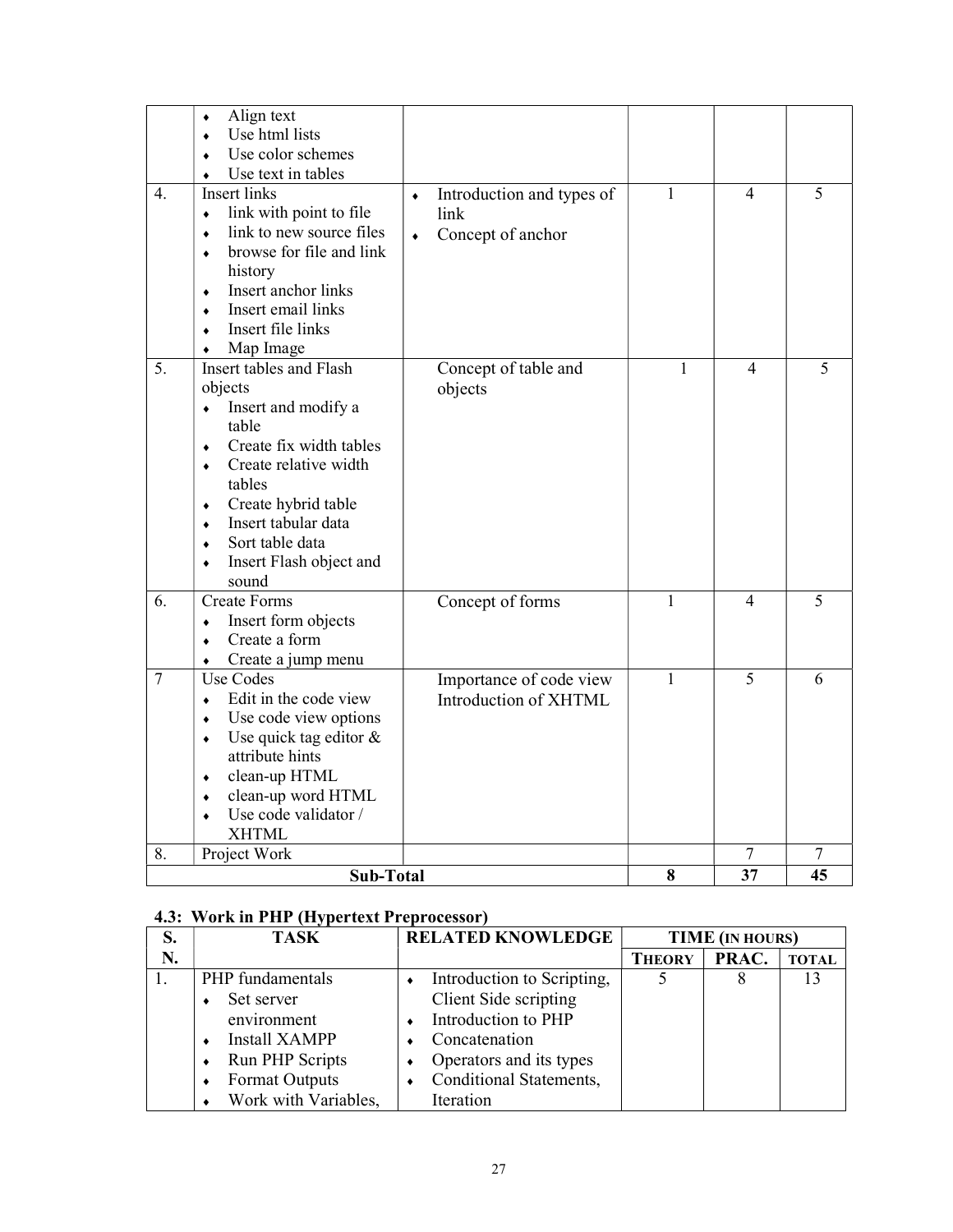| | | | | | |
|---|---|---|---|---|---|
| | ♦ Align text<br>♦ Use html lists<br>♦ Use color schemes<br>♦ Use text in tables | | | | |
| 4. | Insert links<br>♦ link with point to file<br>♦ link to new source files<br>♦ browse for file and link history<br>♦ Insert anchor links<br>♦ Insert email links<br>♦ Insert file links<br>♦ Map Image | ♦ Introduction and types of link<br>♦ Concept of anchor | 1 | 4 | 5 |
| 5. | Insert tables and Flash objects<br>♦ Insert and modify a table<br>♦ Create fix width tables<br>♦ Create relative width tables<br>♦ Create hybrid table<br>♦ Insert tabular data<br>♦ Sort table data<br>♦ Insert Flash object and sound | Concept of table and objects | 1 | 4 | 5 |
| 6. | Create Forms<br>♦ Insert form objects<br>♦ Create a form<br>♦ Create a jump menu | Concept of forms | 1 | 4 | 5 |
| 7 | Use Codes<br>♦ Edit in the code view<br>♦ Use code view options<br>♦ Use quick tag editor & attribute hints<br>♦ clean-up HTML<br>♦ clean-up word HTML<br>♦ Use code validator / XHTML | Importance of code view<br>Introduction of XHTML | 1 | 5 | 6 |
| 8. | Project Work | | | 7 | 7 |
| | **Sub-Total** | | **8** | **37** | **45** |

### 4.3: Work in PHP (Hypertext Preprocessor)

| S. N. | TASK | RELATED KNOWLEDGE | TIME (IN HOURS) | | |
|---|---|---|---|---|---|
| | | | THEORY | PRAC. | TOTAL |
| 1. | PHP fundamentals<br>♦ Set server environment<br>♦ Install XAMPP<br>♦ Run PHP Scripts<br>♦ Format Outputs<br>♦ Work with Variables, | ♦ Introduction to Scripting, Client Side scripting<br>♦ Introduction to PHP<br>♦ Concatenation<br>♦ Operators and its types<br>♦ Conditional Statements, Iteration | 5 | 8 | 13 |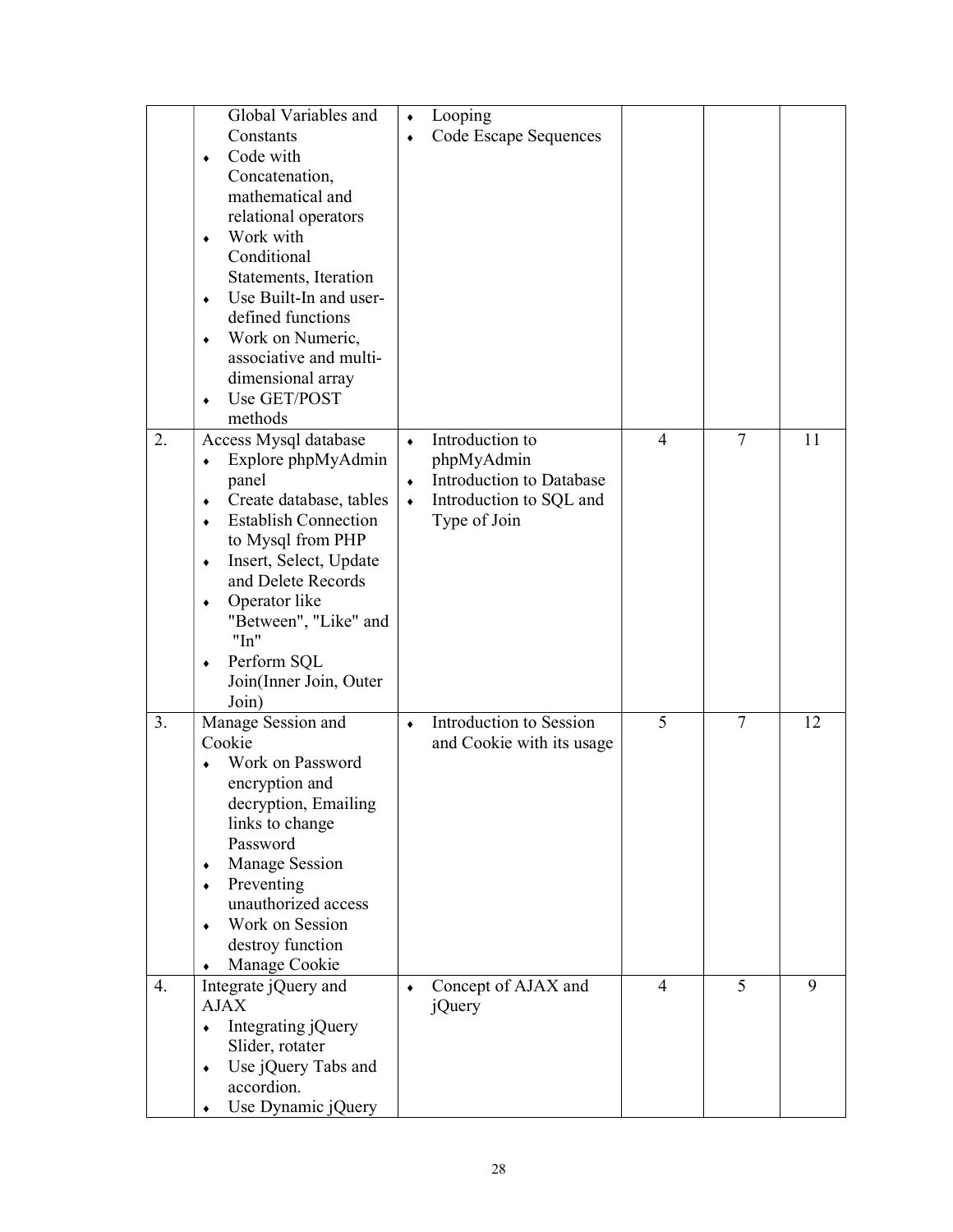| | | | | | |
|---|---|---|---|---|---|
| | Global Variables and Constants<br>♦ Code with Concatenation, mathematical and relational operators<br>♦ Work with Conditional Statements, Iteration<br>♦ Use Built-In and user-defined functions<br>♦ Work on Numeric, associative and multi-dimensional array<br>♦ Use GET/POST methods | ♦ Looping<br>♦ Code Escape Sequences | | | |
| 2. | Access Mysql database<br>♦ Explore phpMyAdmin panel<br>♦ Create database, tables<br>♦ Establish Connection to Mysql from PHP<br>♦ Insert, Select, Update and Delete Records<br>♦ Operator like "Between", "Like" and "In"<br>♦ Perform SQL Join(Inner Join, Outer Join) | ♦ Introduction to phpMyAdmin<br>♦ Introduction to Database<br>♦ Introduction to SQL and Type of Join | 4 | 7 | 11 |
| 3. | Manage Session and Cookie<br>♦ Work on Password encryption and decryption, Emailing links to change Password<br>♦ Manage Session<br>♦ Preventing unauthorized access<br>♦ Work on Session destroy function<br>♦ Manage Cookie | ♦ Introduction to Session and Cookie with its usage | 5 | 7 | 12 |
| 4. | Integrate jQuery and AJAX<br>♦ Integrating jQuery Slider, rotater<br>♦ Use jQuery Tabs and accordion.<br>♦ Use Dynamic jQuery | ♦ Concept of AJAX and jQuery | 4 | 5 | 9 |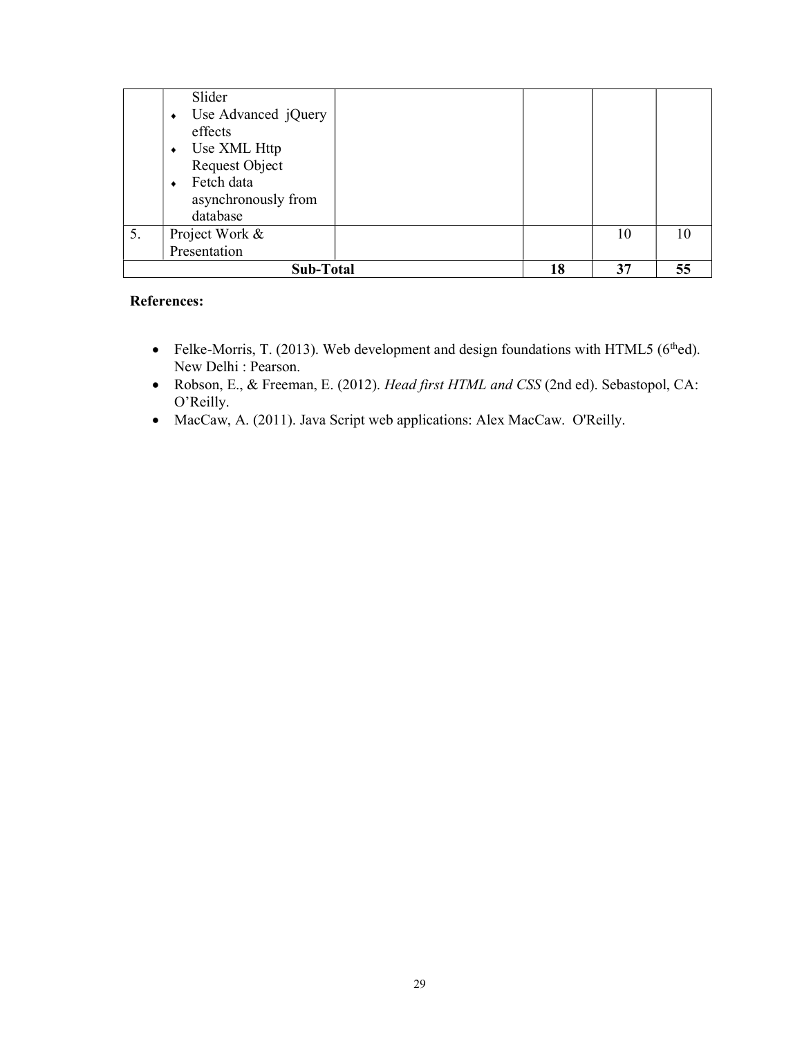| | | | | | |
|---|---|---|---|---|---|
| | Slider<br>♦ Use Advanced jQuery effects<br>♦ Use XML Http Request Object<br>♦ Fetch data asynchronously from database | | | | |
| 5. | Project Work & Presentation | | | 10 | 10 |
| **Sub-Total** | | | **18** | **37** | **55** |

**References:**

- Felke-Morris, T. (2013). Web development and design foundations with HTML5 (6th ed). New Delhi : Pearson.
- Robson, E., & Freeman, E. (2012). *Head first HTML and CSS* (2nd ed). Sebastopol, CA: O'Reilly.
- MacCaw, A. (2011). Java Script web applications: Alex MacCaw. O'Reilly.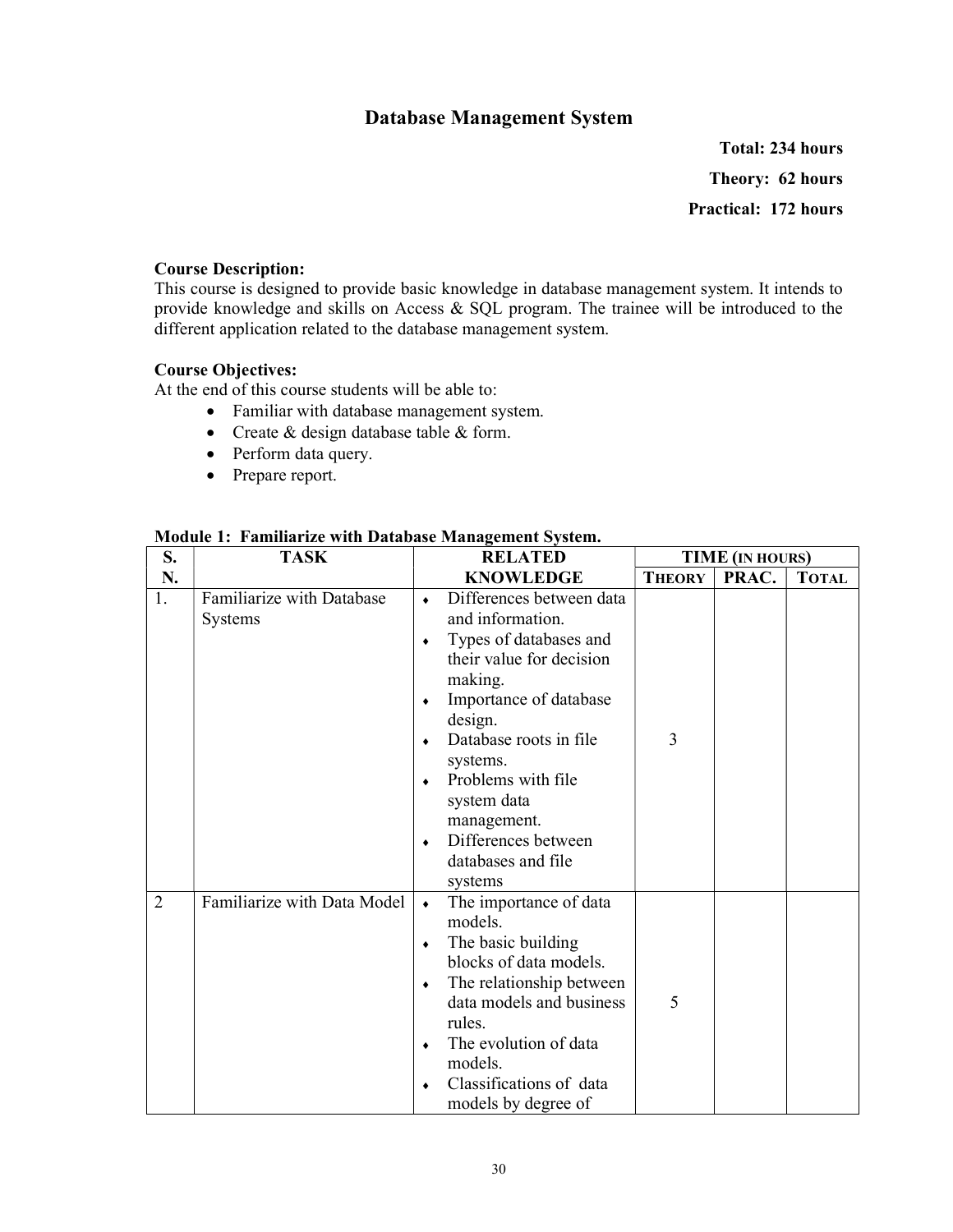# Database Management System

**Total: 234 hours**

**Theory: 62 hours**

**Practical: 172 hours**

**Course Description:**
This course is designed to provide basic knowledge in database management system. It intends to provide knowledge and skills on Access & SQL program. The trainee will be introduced to the different application related to the database management system.

**Course Objectives:**
At the end of this course students will be able to:

- Familiar with database management system.
- Create & design database table & form.
- Perform data query.
- Prepare report.

**Module 1: Familiarize with Database Management System.**

| S. N. | TASK | RELATED KNOWLEDGE | TIME (IN HOURS) | | |
|---|---|---|---|---|---|
| | | | THEORY | PRAC. | TOTAL |
| 1. | Familiarize with Database Systems | ♦ Differences between data and information.<br>♦ Types of databases and their value for decision making.<br>♦ Importance of database design.<br>♦ Database roots in file systems.<br>♦ Problems with file system data management.<br>♦ Differences between databases and file systems | 3 | | |
| 2 | Familiarize with Data Model | ♦ The importance of data models.<br>♦ The basic building blocks of data models.<br>♦ The relationship between data models and business rules.<br>♦ The evolution of data models.<br>♦ Classifications of data models by degree of | 5 | | |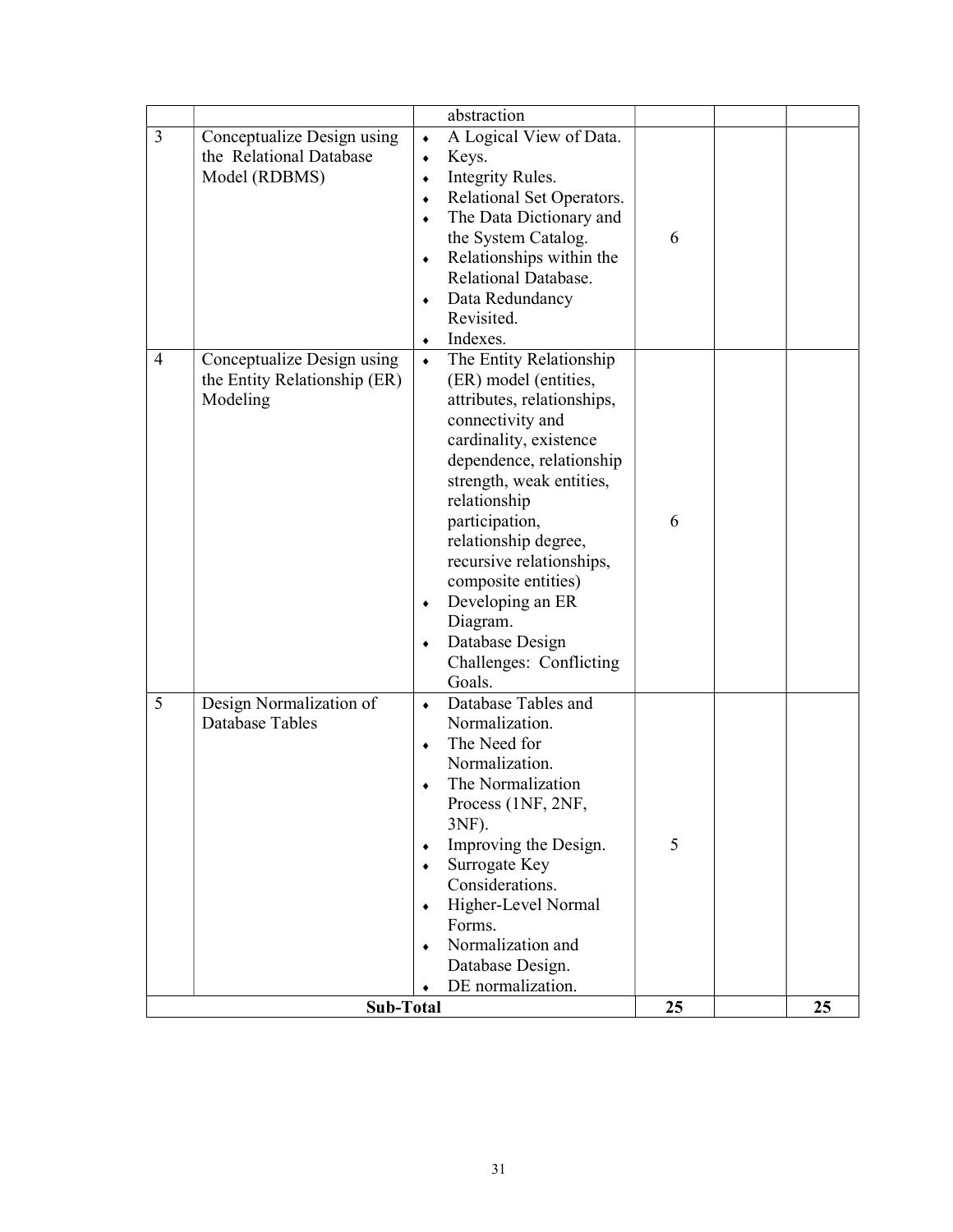| | | | | | |
|---|---|---|---|---|---|
| | | abstraction | | | |
| 3 | Conceptualize Design using the Relational Database Model (RDBMS) | ♦ A Logical View of Data.<br>♦ Keys.<br>♦ Integrity Rules.<br>♦ Relational Set Operators.<br>♦ The Data Dictionary and the System Catalog.<br>♦ Relationships within the Relational Database.<br>♦ Data Redundancy Revisited.<br>♦ Indexes. | 6 | | |
| 4 | Conceptualize Design using the Entity Relationship (ER) Modeling | ♦ The Entity Relationship (ER) model (entities, attributes, relationships, connectivity and cardinality, existence dependence, relationship strength, weak entities, relationship participation, relationship degree, recursive relationships, composite entities)<br>♦ Developing an ER Diagram.<br>♦ Database Design Challenges: Conflicting Goals. | 6 | | |
| 5 | Design Normalization of Database Tables | ♦ Database Tables and Normalization.<br>♦ The Need for Normalization.<br>♦ The Normalization Process (1NF, 2NF, 3NF).<br>♦ Improving the Design.<br>♦ Surrogate Key Considerations.<br>♦ Higher-Level Normal Forms.<br>♦ Normalization and Database Design.<br>♦ DE normalization. | 5 | | |
| **Sub-Total** | | | **25** | | **25** |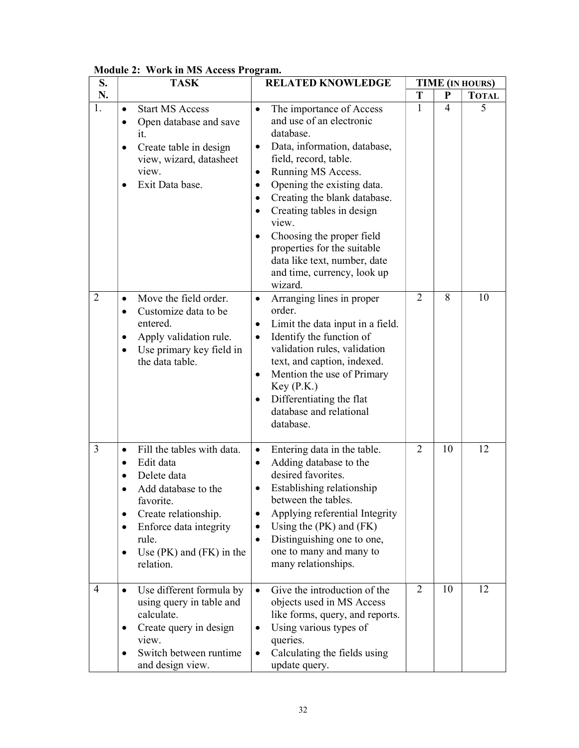**Module 2: Work in MS Access Program.**

| S. N. | TASK | RELATED KNOWLEDGE | TIME (IN HOURS) | | |
|---|---|---|---|---|---|
| | | | T | P | TOTAL |
| 1. | • Start MS Access<br>• Open database and save it.<br>• Create table in design view, wizard, datasheet view.<br>• Exit Data base. | • The importance of Access and use of an electronic database.<br>• Data, information, database, field, record, table.<br>• Running MS Access.<br>• Opening the existing data.<br>• Creating the blank database.<br>• Creating tables in design view.<br>• Choosing the proper field properties for the suitable data like text, number, date and time, currency, look up wizard. | 1 | 4 | 5 |
| 2 | • Move the field order.<br>• Customize data to be entered.<br>• Apply validation rule.<br>• Use primary key field in the data table. | • Arranging lines in proper order.<br>• Limit the data input in a field.<br>• Identify the function of validation rules, validation text, and caption, indexed.<br>• Mention the use of Primary Key (P.K.)<br>• Differentiating the flat database and relational database. | 2 | 8 | 10 |
| 3 | • Fill the tables with data.<br>• Edit data<br>• Delete data<br>• Add database to the favorite.<br>• Create relationship.<br>• Enforce data integrity rule.<br>• Use (PK) and (FK) in the relation. | • Entering data in the table.<br>• Adding database to the desired favorites.<br>• Establishing relationship between the tables.<br>• Applying referential Integrity<br>• Using the (PK) and (FK)<br>• Distinguishing one to one, one to many and many to many relationships. | 2 | 10 | 12 |
| 4 | • Use different formula by using query in table and calculate.<br>• Create query in design view.<br>• Switch between runtime and design view. | • Give the introduction of the objects used in MS Access like forms, query, and reports.<br>• Using various types of queries.<br>• Calculating the fields using update query. | 2 | 10 | 12 |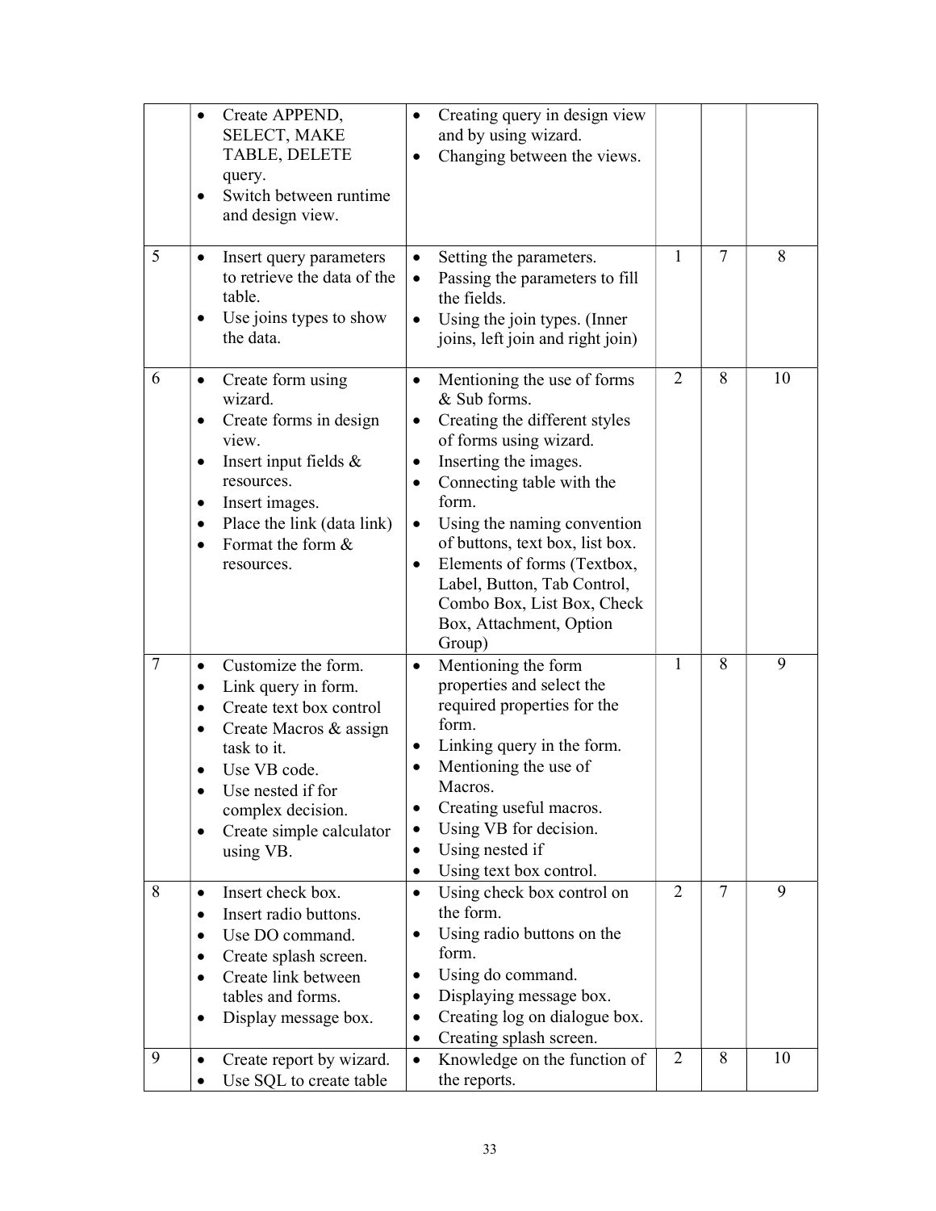| | | | | | |
|---|---|---|---|---|---|
| | • Create APPEND, SELECT, MAKE TABLE, DELETE query.<br>• Switch between runtime and design view. | • Creating query in design view and by using wizard.<br>• Changing between the views. | | | |
| 5 | • Insert query parameters to retrieve the data of the table.<br>• Use joins types to show the data. | • Setting the parameters.<br>• Passing the parameters to fill the fields.<br>• Using the join types. (Inner joins, left join and right join) | 1 | 7 | 8 |
| 6 | • Create form using wizard.<br>• Create forms in design view.<br>• Insert input fields & resources.<br>• Insert images.<br>• Place the link (data link)<br>• Format the form & resources. | • Mentioning the use of forms & Sub forms.<br>• Creating the different styles of forms using wizard.<br>• Inserting the images.<br>• Connecting table with the form.<br>• Using the naming convention of buttons, text box, list box.<br>• Elements of forms (Textbox, Label, Button, Tab Control, Combo Box, List Box, Check Box, Attachment, Option Group) | 2 | 8 | 10 |
| 7 | • Customize the form.<br>• Link query in form.<br>• Create text box control<br>• Create Macros & assign task to it.<br>• Use VB code.<br>• Use nested if for complex decision.<br>• Create simple calculator using VB. | • Mentioning the form properties and select the required properties for the form.<br>• Linking query in the form.<br>• Mentioning the use of Macros.<br>• Creating useful macros.<br>• Using VB for decision.<br>• Using nested if<br>• Using text box control. | 1 | 8 | 9 |
| 8 | • Insert check box.<br>• Insert radio buttons.<br>• Use DO command.<br>• Create splash screen.<br>• Create link between tables and forms.<br>• Display message box. | • Using check box control on the form.<br>• Using radio buttons on the form.<br>• Using do command.<br>• Displaying message box.<br>• Creating log on dialogue box.<br>• Creating splash screen. | 2 | 7 | 9 |
| 9 | • Create report by wizard.<br>• Use SQL to create table | • Knowledge on the function of the reports. | 2 | 8 | 10 |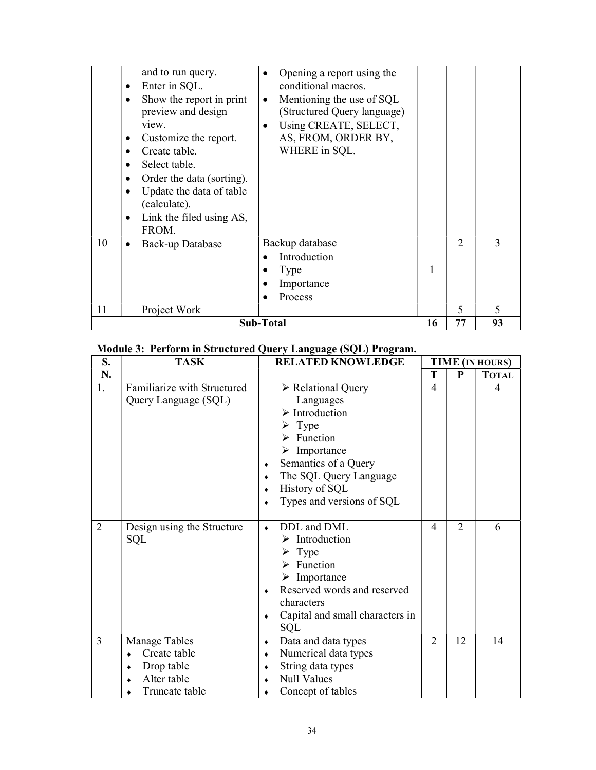| | | | | | |
|---|---|---|---|---|---|
| | and to run query.<br>• Enter in SQL.<br>• Show the report in print preview and design view.<br>• Customize the report.<br>• Create table.<br>• Select table.<br>• Order the data (sorting).<br>• Update the data of table (calculate).<br>• Link the filed using AS, FROM. | • Opening a report using the conditional macros.<br>• Mentioning the use of SQL (Structured Query language)<br>• Using CREATE, SELECT, AS, FROM, ORDER BY, WHERE in SQL. | | | |
| 10 | • Back-up Database | Backup database<br>• Introduction<br>• Type<br>• Importance<br>• Process | 1 | 2 | 3 |
| 11 | Project Work | | | 5 | 5 |
| **Sub-Total** | | | **16** | **77** | **93** |

**Module 3: Perform in Structured Query Language (SQL) Program.**

| S. N. | TASK | RELATED KNOWLEDGE | TIME (IN HOURS) | | |
|---|---|---|---|---|---|
| | | | T | P | TOTAL |
| 1. | Familiarize with Structured Query Language (SQL) | ➢ Relational Query Languages<br>➢ Introduction<br>➢ Type<br>➢ Function<br>➢ Importance<br>• Semantics of a Query<br>• The SQL Query Language<br>• History of SQL<br>• Types and versions of SQL | 4 | | 4 |
| 2 | Design using the Structure SQL | • DDL and DML<br>➢ Introduction<br>➢ Type<br>➢ Function<br>➢ Importance<br>• Reserved words and reserved characters<br>• Capital and small characters in SQL | 4 | 2 | 6 |
| 3 | Manage Tables<br>• Create table<br>• Drop table<br>• Alter table<br>• Truncate table | • Data and data types<br>• Numerical data types<br>• String data types<br>• Null Values<br>• Concept of tables | 2 | 12 | 14 |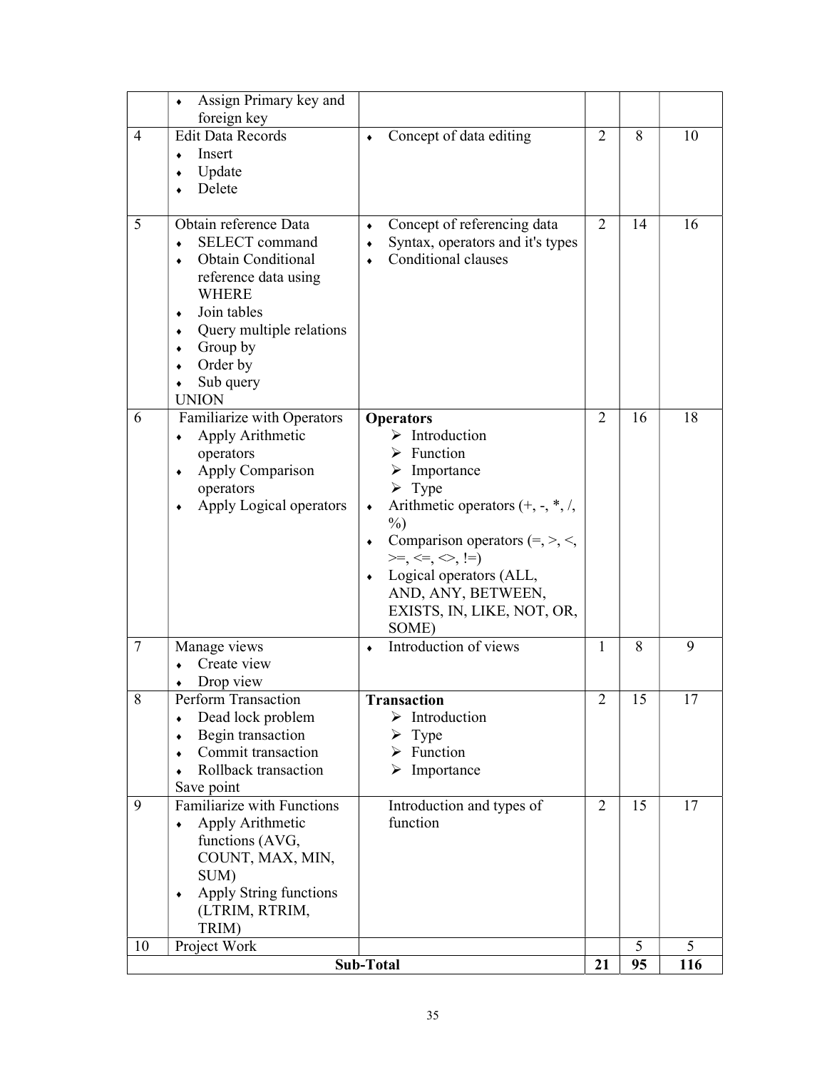| | | | | | |
|---|---|---|---|---|---|
| | ♦ Assign Primary key and foreign key | | | | |
| 4 | Edit Data Records<br>♦ Insert<br>♦ Update<br>♦ Delete | ♦ Concept of data editing | 2 | 8 | 10 |
| 5 | Obtain reference Data<br>♦ SELECT command<br>♦ Obtain Conditional reference data using WHERE<br>♦ Join tables<br>♦ Query multiple relations<br>♦ Group by<br>♦ Order by<br>♦ Sub query<br>UNION | ♦ Concept of referencing data<br>♦ Syntax, operators and it's types<br>♦ Conditional clauses | 2 | 14 | 16 |
| 6 | Familiarize with Operators<br>♦ Apply Arithmetic operators<br>♦ Apply Comparison operators<br>♦ Apply Logical operators | **Operators**<br>➢ Introduction<br>➢ Function<br>➢ Importance<br>➢ Type<br>♦ Arithmetic operators (+, -, *, /, %)<br>♦ Comparison operators (=, >, <, >=, <=, <>, !=)<br>♦ Logical operators (ALL, AND, ANY, BETWEEN, EXISTS, IN, LIKE, NOT, OR, SOME) | 2 | 16 | 18 |
| 7 | Manage views<br>♦ Create view<br>♦ Drop view | ♦ Introduction of views | 1 | 8 | 9 |
| 8 | Perform Transaction<br>♦ Dead lock problem<br>♦ Begin transaction<br>♦ Commit transaction<br>♦ Rollback transaction<br>Save point | **Transaction**<br>➢ Introduction<br>➢ Type<br>➢ Function<br>➢ Importance | 2 | 15 | 17 |
| 9 | Familiarize with Functions<br>♦ Apply Arithmetic functions (AVG, COUNT, MAX, MIN, SUM)<br>♦ Apply String functions (LTRIM, RTRIM, TRIM) | Introduction and types of function | 2 | 15 | 17 |
| 10 | Project Work | | | 5 | 5 |
| **Sub-Total** | | | **21** | **95** | **116** |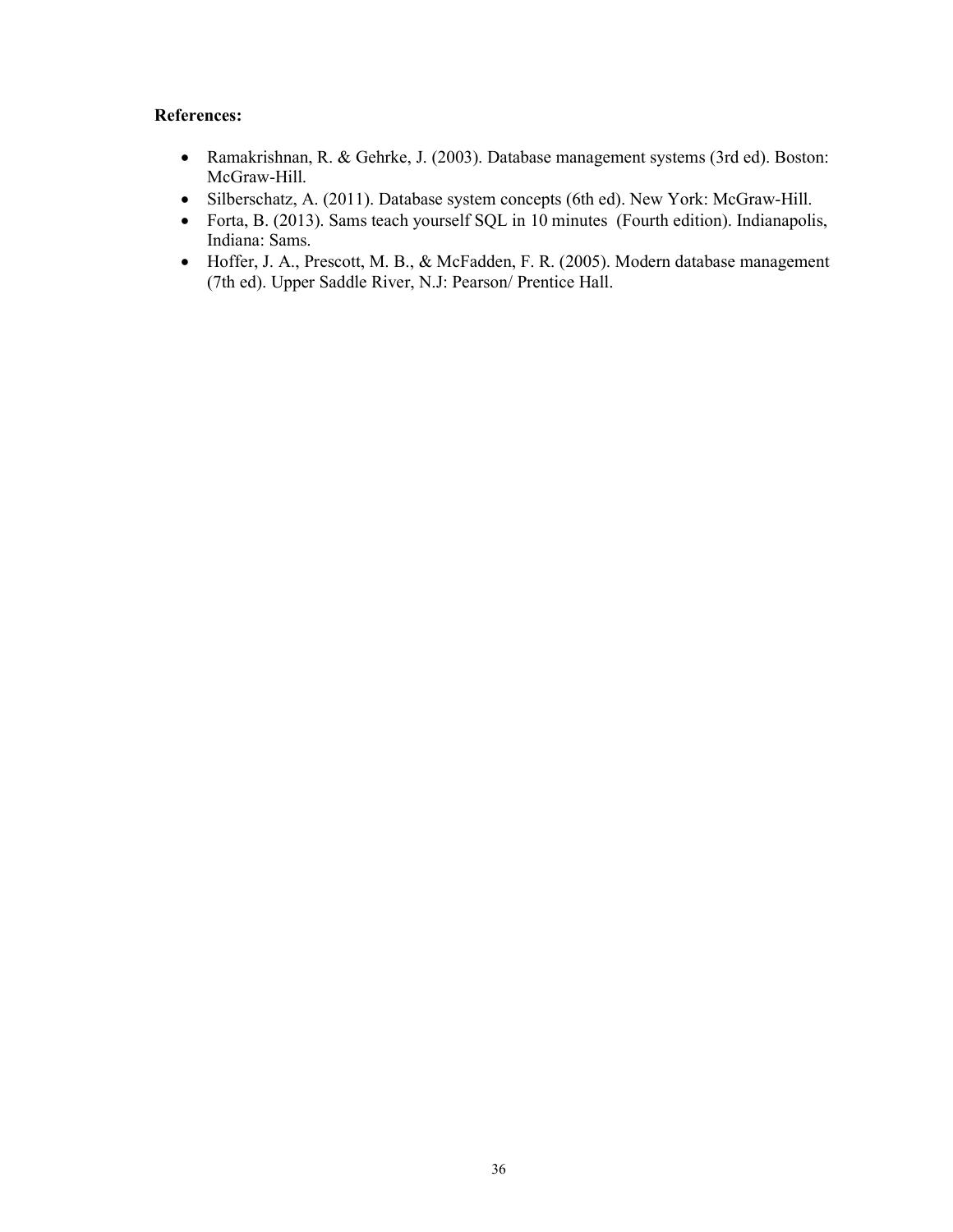**References:**

- Ramakrishnan, R. & Gehrke, J. (2003). Database management systems (3rd ed). Boston: McGraw-Hill.
- Silberschatz, A. (2011). Database system concepts (6th ed). New York: McGraw-Hill.
- Forta, B. (2013). Sams teach yourself SQL in 10 minutes (Fourth edition). Indianapolis, Indiana: Sams.
- Hoffer, J. A., Prescott, M. B., & McFadden, F. R. (2005). Modern database management (7th ed). Upper Saddle River, N.J: Pearson/ Prentice Hall.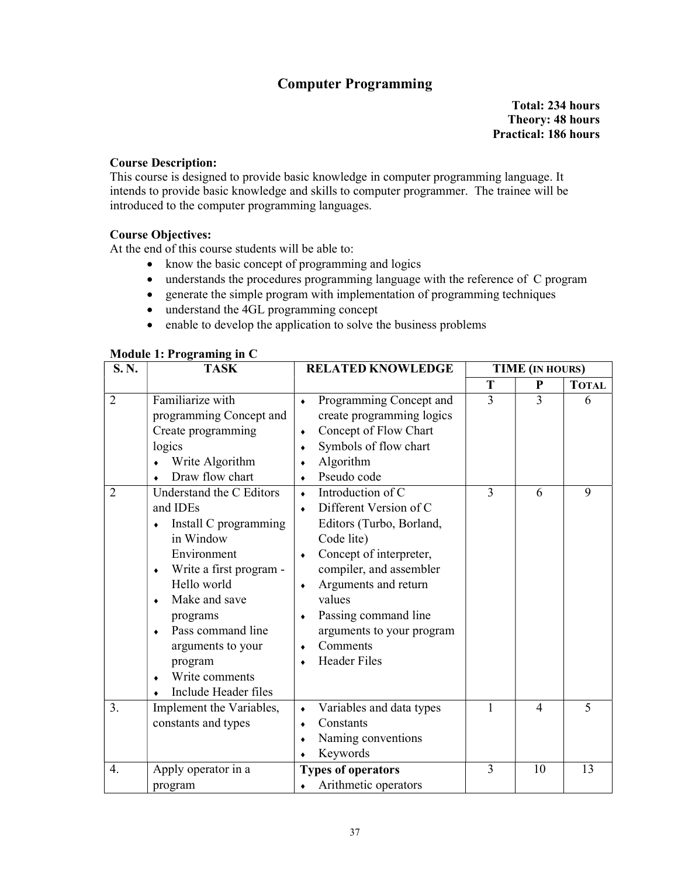# Computer Programming

**Total: 234 hours**
**Theory: 48 hours**
**Practical: 186 hours**

**Course Description:**
This course is designed to provide basic knowledge in computer programming language. It intends to provide basic knowledge and skills to computer programmer. The trainee will be introduced to the computer programming languages.

**Course Objectives:**
At the end of this course students will be able to:

- know the basic concept of programming and logics
- understands the procedures programming language with the reference of C program
- generate the simple program with implementation of programming techniques
- understand the 4GL programming concept
- enable to develop the application to solve the business problems

**Module 1: Programing in C**

| S. N. | TASK | RELATED KNOWLEDGE | TIME (IN HOURS) | | |
|---|---|---|---|---|---|
| | | | T | P | TOTAL |
| 2 | Familiarize with programming Concept and Create programming logics<br>♦ Write Algorithm<br>♦ Draw flow chart | ♦ Programming Concept and create programming logics<br>♦ Concept of Flow Chart<br>♦ Symbols of flow chart<br>♦ Algorithm<br>♦ Pseudo code | 3 | 3 | 6 |
| 2 | Understand the C Editors and IDEs<br>♦ Install C programming in Window Environment<br>♦ Write a first program - Hello world<br>♦ Make and save programs<br>♦ Pass command line arguments to your program<br>♦ Write comments<br>♦ Include Header files | ♦ Introduction of C<br>♦ Different Version of C Editors (Turbo, Borland, Code lite)<br>♦ Concept of interpreter, compiler, and assembler<br>♦ Arguments and return values<br>♦ Passing command line arguments to your program<br>♦ Comments<br>♦ Header Files | 3 | 6 | 9 |
| 3. | Implement the Variables, constants and types | ♦ Variables and data types<br>♦ Constants<br>♦ Naming conventions<br>♦ Keywords | 1 | 4 | 5 |
| 4. | Apply operator in a program | **Types of operators**<br>♦ Arithmetic operators | 3 | 10 | 13 |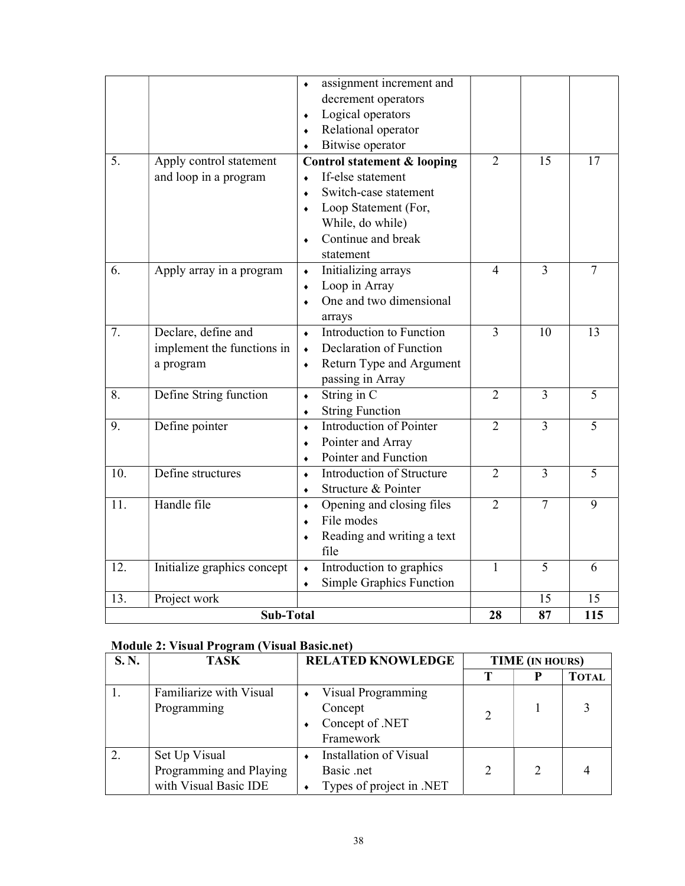| | | | | | |
|---|---|---|---|---|---|
| | | ♦ assignment increment and decrement operators<br>♦ Logical operators<br>♦ Relational operator<br>♦ Bitwise operator | | | |
| 5. | Apply control statement and loop in a program | **Control statement & looping**<br>♦ If-else statement<br>♦ Switch-case statement<br>♦ Loop Statement (For, While, do while)<br>♦ Continue and break statement | 2 | 15 | 17 |
| 6. | Apply array in a program | ♦ Initializing arrays<br>♦ Loop in Array<br>♦ One and two dimensional arrays | 4 | 3 | 7 |
| 7. | Declare, define and implement the functions in a program | ♦ Introduction to Function<br>♦ Declaration of Function<br>♦ Return Type and Argument passing in Array | 3 | 10 | 13 |
| 8. | Define String function | ♦ String in C<br>♦ String Function | 2 | 3 | 5 |
| 9. | Define pointer | ♦ Introduction of Pointer<br>♦ Pointer and Array<br>♦ Pointer and Function | 2 | 3 | 5 |
| 10. | Define structures | ♦ Introduction of Structure<br>♦ Structure & Pointer | 2 | 3 | 5 |
| 11. | Handle file | ♦ Opening and closing files<br>♦ File modes<br>♦ Reading and writing a text file | 2 | 7 | 9 |
| 12. | Initialize graphics concept | ♦ Introduction to graphics<br>♦ Simple Graphics Function | 1 | 5 | 6 |
| 13. | Project work | | | 15 | 15 |
| **Sub-Total** | | | **28** | **87** | **115** |

**Module 2: Visual Program (Visual Basic.net)**

| S. N. | TASK | RELATED KNOWLEDGE | TIME (IN HOURS) | | |
|---|---|---|---|---|---|
| | | | T | P | TOTAL |
| 1. | Familiarize with Visual Programming | ♦ Visual Programming Concept<br>♦ Concept of .NET Framework | 2 | 1 | 3 |
| 2. | Set Up Visual Programming and Playing with Visual Basic IDE | ♦ Installation of Visual Basic .net<br>♦ Types of project in .NET | 2 | 2 | 4 |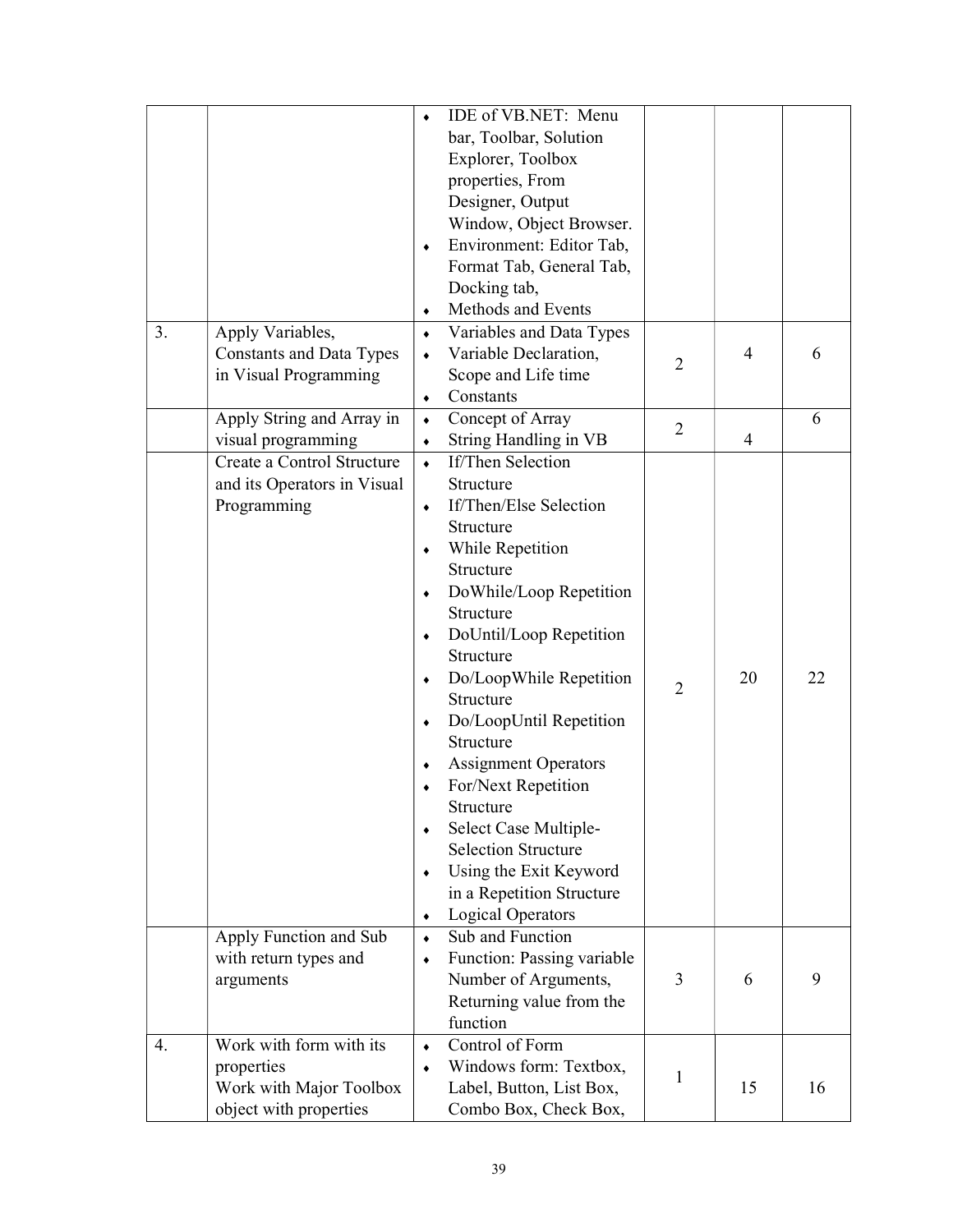| | | | | | |
|---|---|---|---|---|---|
| | | ♦ IDE of VB.NET: Menu bar, Toolbar, Solution Explorer, Toolbox properties, From Designer, Output Window, Object Browser.<br>♦ Environment: Editor Tab, Format Tab, General Tab, Docking tab,<br>♦ Methods and Events | | | |
| 3. | Apply Variables, Constants and Data Types in Visual Programming | ♦ Variables and Data Types<br>♦ Variable Declaration, Scope and Life time<br>♦ Constants | 2 | 4 | 6 |
| | Apply String and Array in visual programming | ♦ Concept of Array<br>♦ String Handling in VB | 2 | 4 | 6 |
| | Create a Control Structure and its Operators in Visual Programming | ♦ If/Then Selection Structure<br>♦ If/Then/Else Selection Structure<br>♦ While Repetition Structure<br>♦ DoWhile/Loop Repetition Structure<br>♦ DoUntil/Loop Repetition Structure<br>♦ Do/LoopWhile Repetition Structure<br>♦ Do/LoopUntil Repetition Structure<br>♦ Assignment Operators<br>♦ For/Next Repetition Structure<br>♦ Select Case Multiple-Selection Structure<br>♦ Using the Exit Keyword in a Repetition Structure<br>♦ Logical Operators | 2 | 20 | 22 |
| | Apply Function and Sub with return types and arguments | ♦ Sub and Function<br>♦ Function: Passing variable Number of Arguments, Returning value from the function | 3 | 6 | 9 |
| 4. | Work with form with its properties<br>Work with Major Toolbox object with properties | ♦ Control of Form<br>♦ Windows form: Textbox, Label, Button, List Box, Combo Box, Check Box, | 1 | 15 | 16 |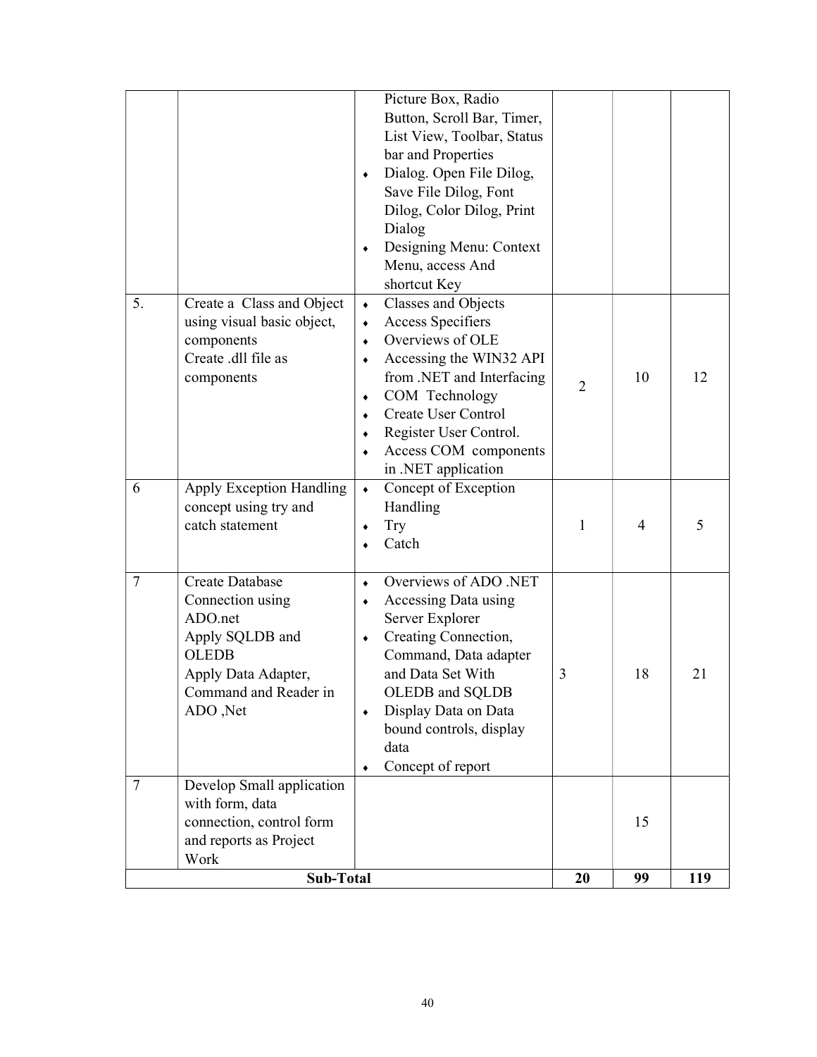| | | | | | |
|---|---|---|---|---|---|
| | | Picture Box, Radio Button, Scroll Bar, Timer, List View, Toolbar, Status bar and Properties<br>♦ Dialog. Open File Dilog, Save File Dilog, Font Dilog, Color Dilog, Print Dialog<br>♦ Designing Menu: Context Menu, access And shortcut Key | | | |
| 5. | Create a Class and Object using visual basic object, components<br>Create .dll file as components | ♦ Classes and Objects<br>♦ Access Specifiers<br>♦ Overviews of OLE<br>♦ Accessing the WIN32 API from .NET and Interfacing<br>♦ COM Technology<br>♦ Create User Control<br>♦ Register User Control.<br>♦ Access COM components in .NET application | 2 | 10 | 12 |
| 6 | Apply Exception Handling concept using try and catch statement | ♦ Concept of Exception Handling<br>♦ Try<br>♦ Catch | 1 | 4 | 5 |
| 7 | Create Database Connection using ADO.net<br>Apply SQLDB and OLEDB<br>Apply Data Adapter, Command and Reader in ADO ,Net | ♦ Overviews of ADO .NET<br>♦ Accessing Data using Server Explorer<br>♦ Creating Connection, Command, Data adapter and Data Set With OLEDB and SQLDB<br>♦ Display Data on Data bound controls, display data<br>♦ Concept of report | 3 | 18 | 21 |
| 7 | Develop Small application with form, data connection, control form and reports as Project Work | | | 15 | |
| **Sub-Total** | | | **20** | **99** | **119** |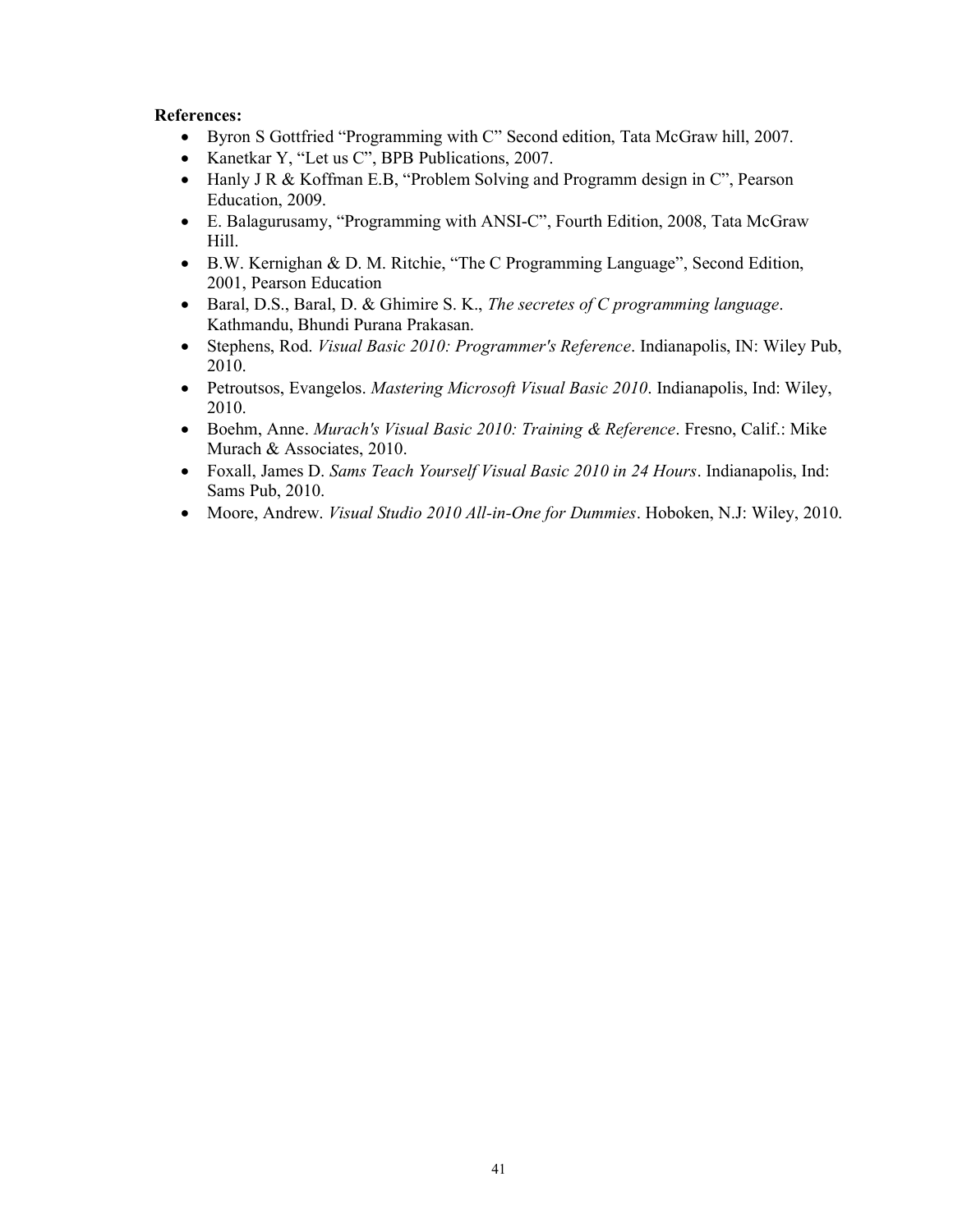**References:**

- Byron S Gottfried "Programming with C" Second edition, Tata McGraw hill, 2007.
- Kanetkar Y, "Let us C", BPB Publications, 2007.
- Hanly J R & Koffman E.B, "Problem Solving and Programm design in C", Pearson Education, 2009.
- E. Balagurusamy, "Programming with ANSI-C", Fourth Edition, 2008, Tata McGraw Hill.
- B.W. Kernighan & D. M. Ritchie, "The C Programming Language", Second Edition, 2001, Pearson Education
- Baral, D.S., Baral, D. & Ghimire S. K., *The secretes of C programming language*. Kathmandu, Bhundi Purana Prakasan.
- Stephens, Rod. *Visual Basic 2010: Programmer's Reference*. Indianapolis, IN: Wiley Pub, 2010.
- Petroutsos, Evangelos. *Mastering Microsoft Visual Basic 2010*. Indianapolis, Ind: Wiley, 2010.
- Boehm, Anne. *Murach's Visual Basic 2010: Training & Reference*. Fresno, Calif.: Mike Murach & Associates, 2010.
- Foxall, James D. *Sams Teach Yourself Visual Basic 2010 in 24 Hours*. Indianapolis, Ind: Sams Pub, 2010.
- Moore, Andrew. *Visual Studio 2010 All-in-One for Dummies*. Hoboken, N.J: Wiley, 2010.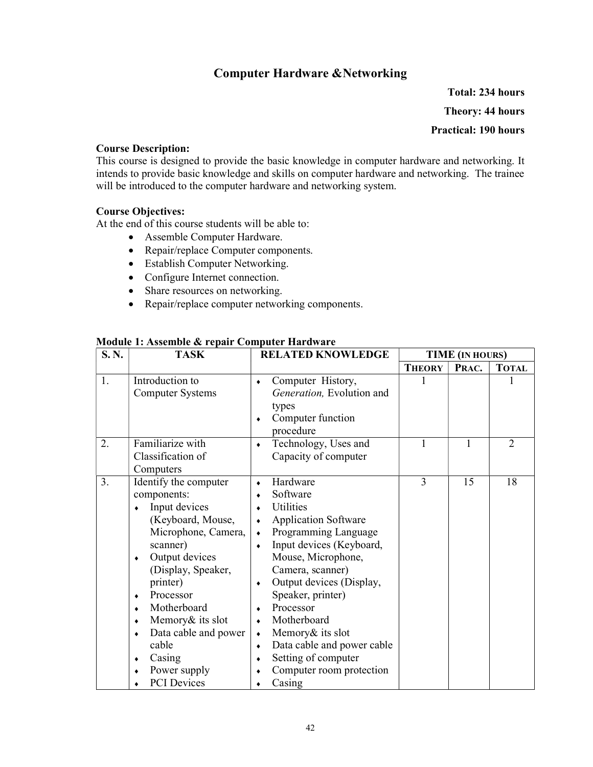# Computer Hardware &Networking

**Total: 234 hours**

**Theory: 44 hours**

**Practical: 190 hours**

**Course Description:**
This course is designed to provide the basic knowledge in computer hardware and networking. It intends to provide basic knowledge and skills on computer hardware and networking. The trainee will be introduced to the computer hardware and networking system.

**Course Objectives:**
At the end of this course students will be able to:

- Assemble Computer Hardware.
- Repair/replace Computer components.
- Establish Computer Networking.
- Configure Internet connection.
- Share resources on networking.
- Repair/replace computer networking components.

**Module 1: Assemble & repair Computer Hardware**

| S. N. | TASK | RELATED KNOWLEDGE | TIME (IN HOURS) | | |
|---|---|---|---|---|---|
| | | | THEORY | PRAC. | TOTAL |
| 1. | Introduction to Computer Systems | ♦ Computer History, *Generation,* Evolution and types<br>♦ Computer function procedure | 1 | | 1 |
| 2. | Familiarize with Classification of Computers | ♦ Technology, Uses and Capacity of computer | 1 | 1 | 2 |
| 3. | Identify the computer components:<br>♦ Input devices (Keyboard, Mouse, Microphone, Camera, scanner)<br>♦ Output devices (Display, Speaker, printer)<br>♦ Processor<br>♦ Motherboard<br>♦ Memory& its slot<br>♦ Data cable and power cable<br>♦ Casing<br>♦ Power supply<br>♦ PCI Devices | ♦ Hardware<br>♦ Software<br>♦ Utilities<br>♦ Application Software<br>♦ Programming Language<br>♦ Input devices (Keyboard, Mouse, Microphone, Camera, scanner)<br>♦ Output devices (Display, Speaker, printer)<br>♦ Processor<br>♦ Motherboard<br>♦ Memory& its slot<br>♦ Data cable and power cable<br>♦ Setting of computer<br>♦ Computer room protection<br>♦ Casing | 3 | 15 | 18 |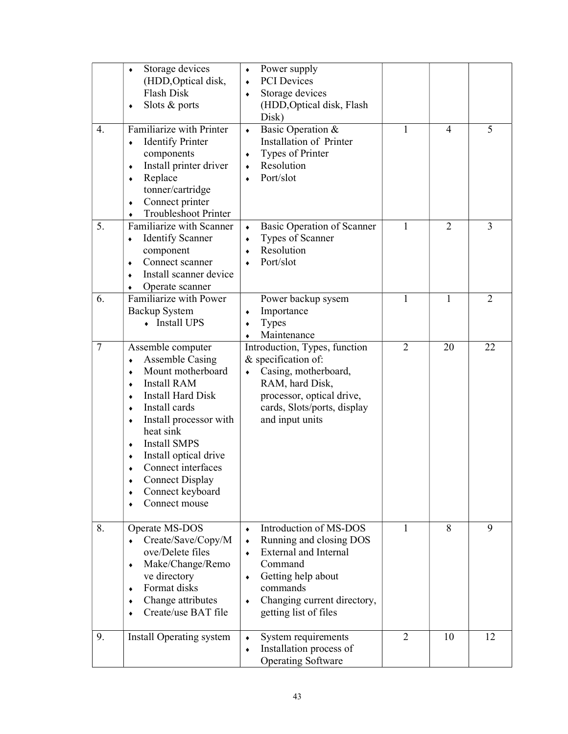| | | | | | |
|---|---|---|---|---|---|
| | ♦ Storage devices (HDD,Optical disk, Flash Disk<br>♦ Slots & ports | ♦ Power supply<br>♦ PCI Devices<br>♦ Storage devices (HDD,Optical disk, Flash Disk) | | | |
| 4. | Familiarize with Printer<br>♦ Identify Printer components<br>♦ Install printer driver<br>♦ Replace tonner/cartridge<br>♦ Connect printer<br>♦ Troubleshoot Printer | ♦ Basic Operation & Installation of Printer<br>♦ Types of Printer<br>♦ Resolution<br>♦ Port/slot | 1 | 4 | 5 |
| 5. | Familiarize with Scanner<br>♦ Identify Scanner component<br>♦ Connect scanner<br>♦ Install scanner device<br>♦ Operate scanner | ♦ Basic Operation of Scanner<br>♦ Types of Scanner<br>♦ Resolution<br>♦ Port/slot | 1 | 2 | 3 |
| 6. | Familiarize with Power Backup System<br>♦ Install UPS | Power backup sysem<br>♦ Importance<br>♦ Types<br>♦ Maintenance | 1 | 1 | 2 |
| 7 | Assemble computer<br>♦ Assemble Casing<br>♦ Mount motherboard<br>♦ Install RAM<br>♦ Install Hard Disk<br>♦ Install cards<br>♦ Install processor with heat sink<br>♦ Install SMPS<br>♦ Install optical drive<br>♦ Connect interfaces<br>♦ Connect Display<br>♦ Connect keyboard<br>♦ Connect mouse | Introduction, Types, function & specification of:<br>♦ Casing, motherboard, RAM, hard Disk, processor, optical drive, cards, Slots/ports, display and input units | 2 | 20 | 22 |
| 8. | Operate MS-DOS<br>♦ Create/Save/Copy/Move/Delete files<br>♦ Make/Change/Remove directory<br>♦ Format disks<br>♦ Change attributes<br>♦ Create/use BAT file | ♦ Introduction of MS-DOS<br>♦ Running and closing DOS<br>♦ External and Internal Command<br>♦ Getting help about commands<br>♦ Changing current directory, getting list of files | 1 | 8 | 9 |
| 9. | Install Operating system | ♦ System requirements<br>♦ Installation process of Operating Software | 2 | 10 | 12 |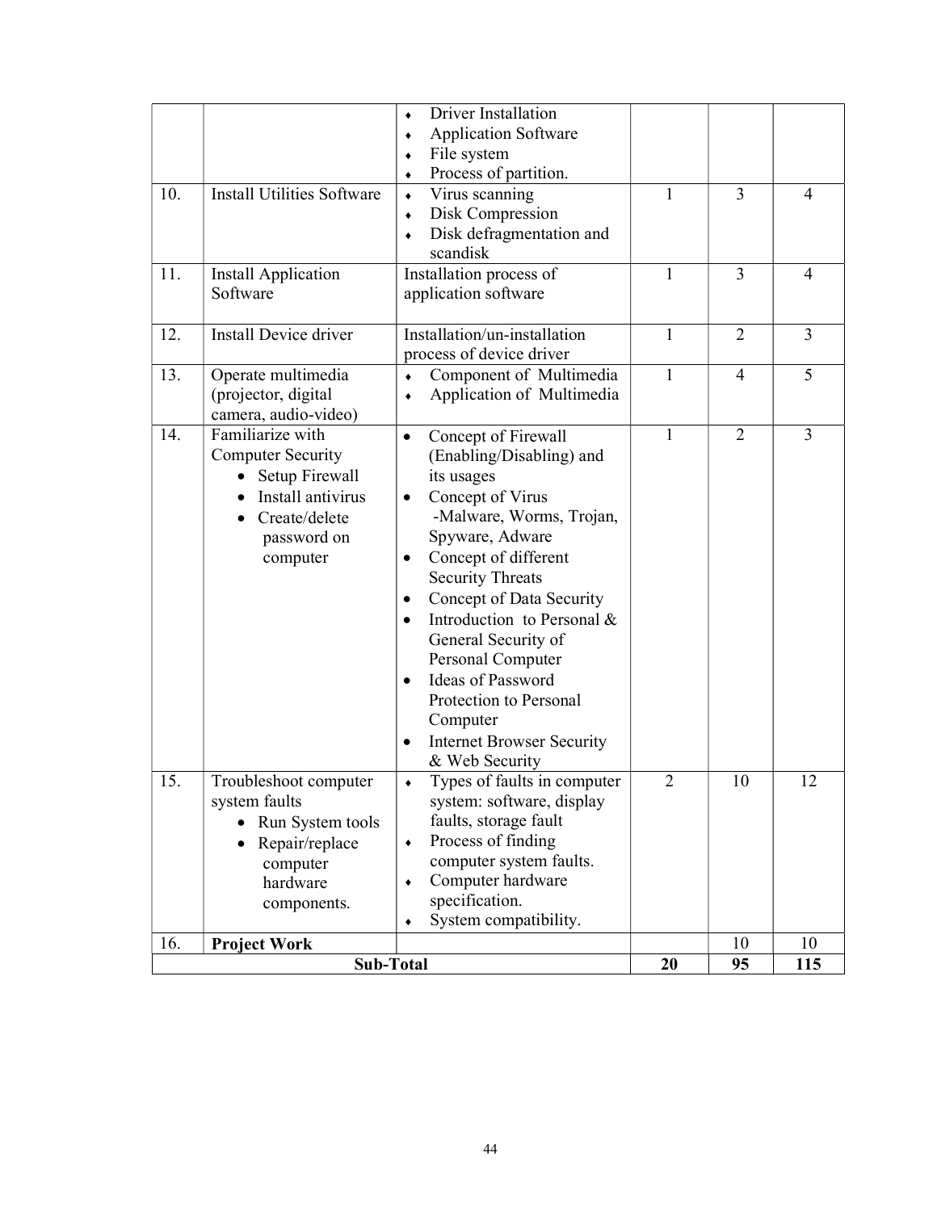| | | | | | |
|---|---|---|---|---|---|
| | | ♦ Driver Installation<br>♦ Application Software<br>♦ File system<br>♦ Process of partition. | | | |
| 10. | Install Utilities Software | ♦ Virus scanning<br>♦ Disk Compression<br>♦ Disk defragmentation and scandisk | 1 | 3 | 4 |
| 11. | Install Application Software | Installation process of application software | 1 | 3 | 4 |
| 12. | Install Device driver | Installation/un-installation process of device driver | 1 | 2 | 3 |
| 13. | Operate multimedia (projector, digital camera, audio-video) | ♦ Component of Multimedia<br>♦ Application of Multimedia | 1 | 4 | 5 |
| 14. | Familiarize with Computer Security<br>• Setup Firewall<br>• Install antivirus<br>• Create/delete password on computer | • Concept of Firewall (Enabling/Disabling) and its usages<br>• Concept of Virus -Malware, Worms, Trojan, Spyware, Adware<br>• Concept of different Security Threats<br>• Concept of Data Security<br>• Introduction to Personal & General Security of Personal Computer<br>• Ideas of Password Protection to Personal Computer<br>• Internet Browser Security & Web Security | 1 | 2 | 3 |
| 15. | Troubleshoot computer system faults<br>• Run System tools<br>• Repair/replace computer hardware components. | ♦ Types of faults in computer system: software, display faults, storage fault<br>♦ Process of finding computer system faults.<br>♦ Computer hardware specification.<br>♦ System compatibility. | 2 | 10 | 12 |
| 16. | **Project Work** | | | 10 | 10 |
| | **Sub-Total** | | **20** | **95** | **115** |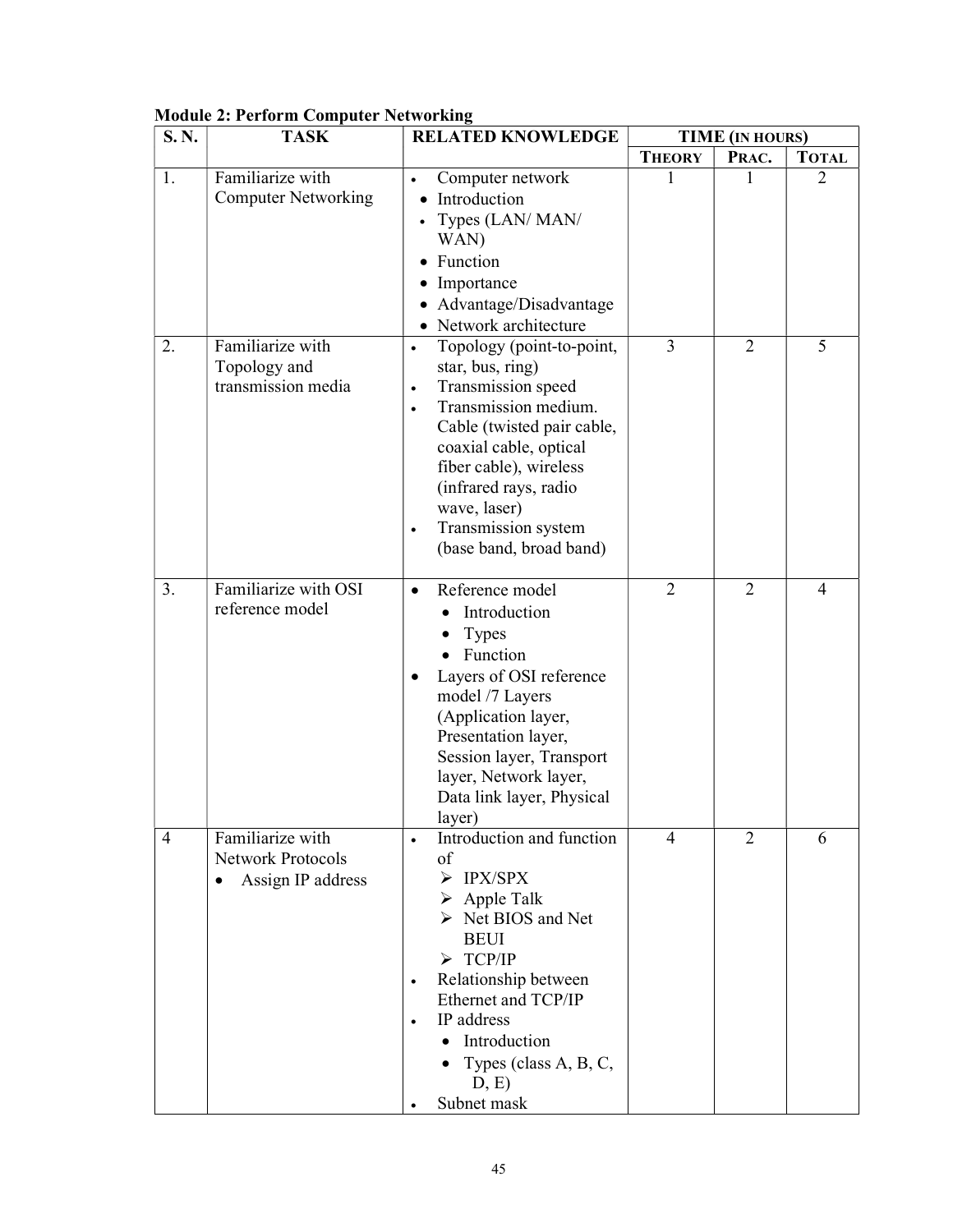**Module 2: Perform Computer Networking**

| S. N. | TASK | RELATED KNOWLEDGE | TIME (IN HOURS) | | |
|---|---|---|---|---|---|
| | | | THEORY | PRAC. | TOTAL |
| 1. | Familiarize with Computer Networking | • Computer network<br>• Introduction<br>• Types (LAN/ MAN/ WAN)<br>• Function<br>• Importance<br>• Advantage/Disadvantage<br>• Network architecture | 1 | 1 | 2 |
| 2. | Familiarize with Topology and transmission media | • Topology (point-to-point, star, bus, ring)<br>• Transmission speed<br>• Transmission medium. Cable (twisted pair cable, coaxial cable, optical fiber cable), wireless (infrared rays, radio wave, laser)<br>• Transmission system (base band, broad band) | 3 | 2 | 5 |
| 3. | Familiarize with OSI reference model | • Reference model<br>&nbsp;&nbsp;• Introduction<br>&nbsp;&nbsp;• Types<br>&nbsp;&nbsp;• Function<br>• Layers of OSI reference model /7 Layers (Application layer, Presentation layer, Session layer, Transport layer, Network layer, Data link layer, Physical layer) | 2 | 2 | 4 |
| 4 | Familiarize with Network Protocols<br>• Assign IP address | • Introduction and function of<br>&nbsp;&nbsp;➢ IPX/SPX<br>&nbsp;&nbsp;➢ Apple Talk<br>&nbsp;&nbsp;➢ Net BIOS and Net BEUI<br>&nbsp;&nbsp;➢ TCP/IP<br>• Relationship between Ethernet and TCP/IP<br>• IP address<br>&nbsp;&nbsp;• Introduction<br>&nbsp;&nbsp;• Types (class A, B, C, D, E)<br>• Subnet mask | 4 | 2 | 6 |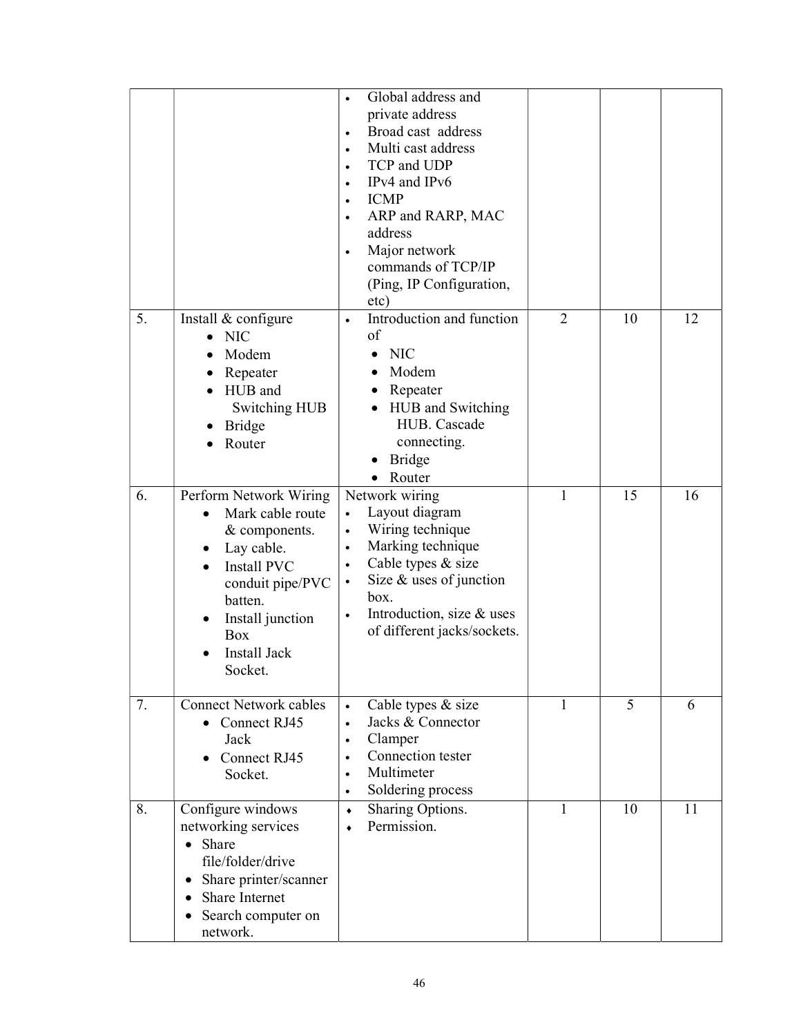| | | | | | |
|---|---|---|---|---|---|
| | | • Global address and private address<br>• Broad cast address<br>• Multi cast address<br>• TCP and UDP<br>• IPv4 and IPv6<br>• ICMP<br>• ARP and RARP, MAC address<br>• Major network commands of TCP/IP (Ping, IP Configuration, etc) | | | |
| 5. | Install & configure<br>• NIC<br>• Modem<br>• Repeater<br>• HUB and Switching HUB<br>• Bridge<br>• Router | • Introduction and function of<br>• NIC<br>• Modem<br>• Repeater<br>• HUB and Switching HUB. Cascade connecting.<br>• Bridge<br>• Router | 2 | 10 | 12 |
| 6. | Perform Network Wiring<br>• Mark cable route & components.<br>• Lay cable.<br>• Install PVC conduit pipe/PVC batten.<br>• Install junction Box<br>• Install Jack Socket. | Network wiring<br>• Layout diagram<br>• Wiring technique<br>• Marking technique<br>• Cable types & size<br>• Size & uses of junction box.<br>• Introduction, size & uses of different jacks/sockets. | 1 | 15 | 16 |
| 7. | Connect Network cables<br>• Connect RJ45 Jack<br>• Connect RJ45 Socket. | • Cable types & size<br>• Jacks & Connector<br>• Clamper<br>• Connection tester<br>• Multimeter<br>• Soldering process | 1 | 5 | 6 |
| 8. | Configure windows networking services<br>• Share file/folder/drive<br>• Share printer/scanner<br>• Share Internet<br>• Search computer on network. | • Sharing Options.<br>• Permission. | 1 | 10 | 11 |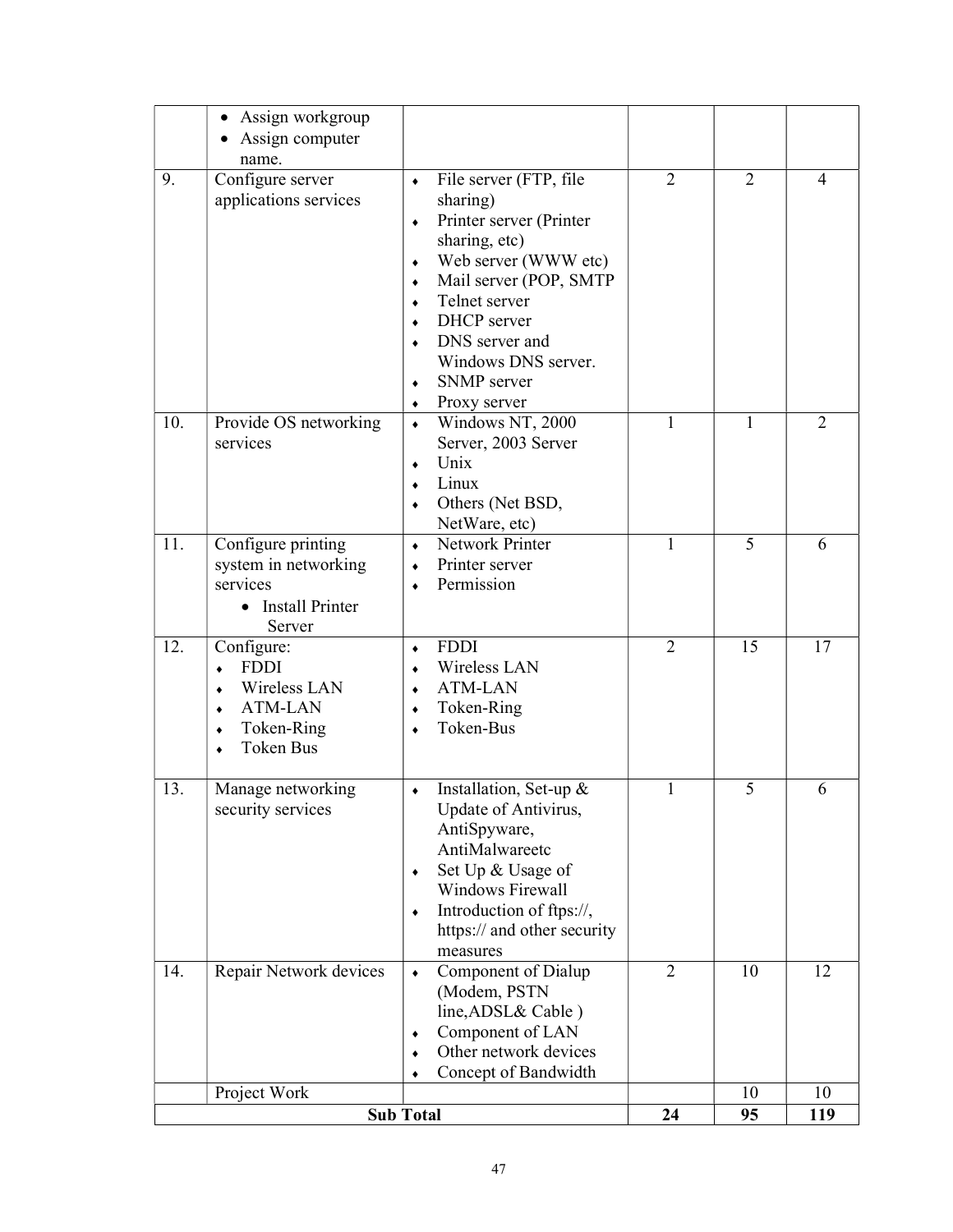| | | | | | |
|---|---|---|---|---|---|
| | • Assign workgroup<br>• Assign computer name. | | | | |
| 9. | Configure server applications services | ♦ File server (FTP, file sharing)<br>♦ Printer server (Printer sharing, etc)<br>♦ Web server (WWW etc)<br>♦ Mail server (POP, SMTP<br>♦ Telnet server<br>♦ DHCP server<br>♦ DNS server and Windows DNS server.<br>♦ SNMP server<br>♦ Proxy server | 2 | 2 | 4 |
| 10. | Provide OS networking services | ♦ Windows NT, 2000 Server, 2003 Server<br>♦ Unix<br>♦ Linux<br>♦ Others (Net BSD, NetWare, etc) | 1 | 1 | 2 |
| 11. | Configure printing system in networking services<br>• Install Printer Server | ♦ Network Printer<br>♦ Printer server<br>♦ Permission | 1 | 5 | 6 |
| 12. | Configure:<br>♦ FDDI<br>♦ Wireless LAN<br>♦ ATM-LAN<br>♦ Token-Ring<br>♦ Token Bus | ♦ FDDI<br>♦ Wireless LAN<br>♦ ATM-LAN<br>♦ Token-Ring<br>♦ Token-Bus | 2 | 15 | 17 |
| 13. | Manage networking security services | ♦ Installation, Set-up & Update of Antivirus, AntiSpyware, AntiMalwareetc<br>♦ Set Up & Usage of Windows Firewall<br>♦ Introduction of ftps://, https:// and other security measures | 1 | 5 | 6 |
| 14. | Repair Network devices | ♦ Component of Dialup (Modem, PSTN line,ADSL& Cable )<br>♦ Component of LAN<br>♦ Other network devices<br>♦ Concept of Bandwidth | 2 | 10 | 12 |
| | Project Work | | | 10 | 10 |
| | **Sub Total** | | **24** | **95** | **119** |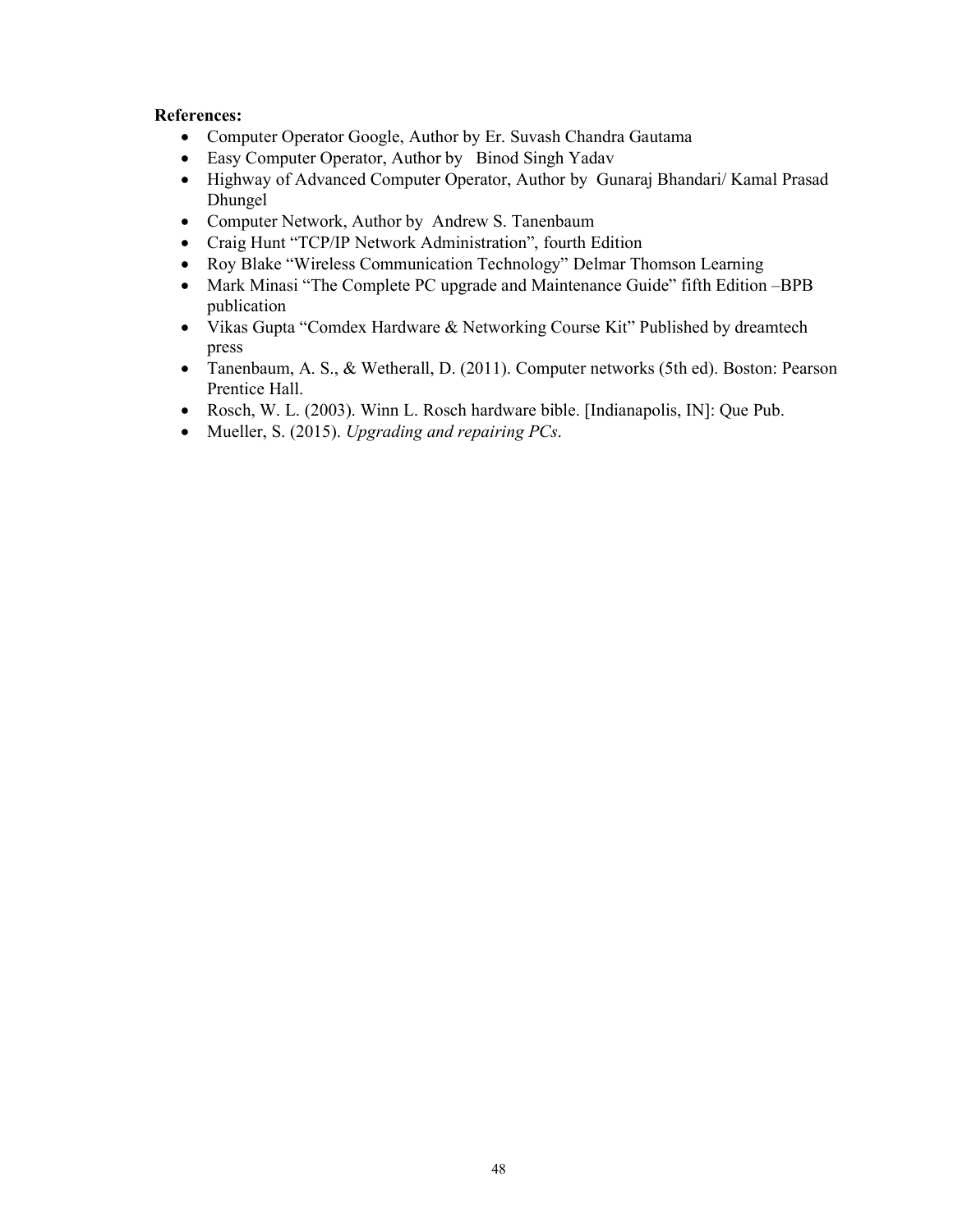**References:**

- Computer Operator Google, Author by Er. Suvash Chandra Gautama
- Easy Computer Operator, Author by Binod Singh Yadav
- Highway of Advanced Computer Operator, Author by Gunaraj Bhandari/ Kamal Prasad Dhungel
- Computer Network, Author by Andrew S. Tanenbaum
- Craig Hunt "TCP/IP Network Administration", fourth Edition
- Roy Blake "Wireless Communication Technology" Delmar Thomson Learning
- Mark Minasi "The Complete PC upgrade and Maintenance Guide" fifth Edition –BPB publication
- Vikas Gupta "Comdex Hardware & Networking Course Kit" Published by dreamtech press
- Tanenbaum, A. S., & Wetherall, D. (2011). Computer networks (5th ed). Boston: Pearson Prentice Hall.
- Rosch, W. L. (2003). Winn L. Rosch hardware bible. [Indianapolis, IN]: Que Pub.
- Mueller, S. (2015). *Upgrading and repairing PCs*.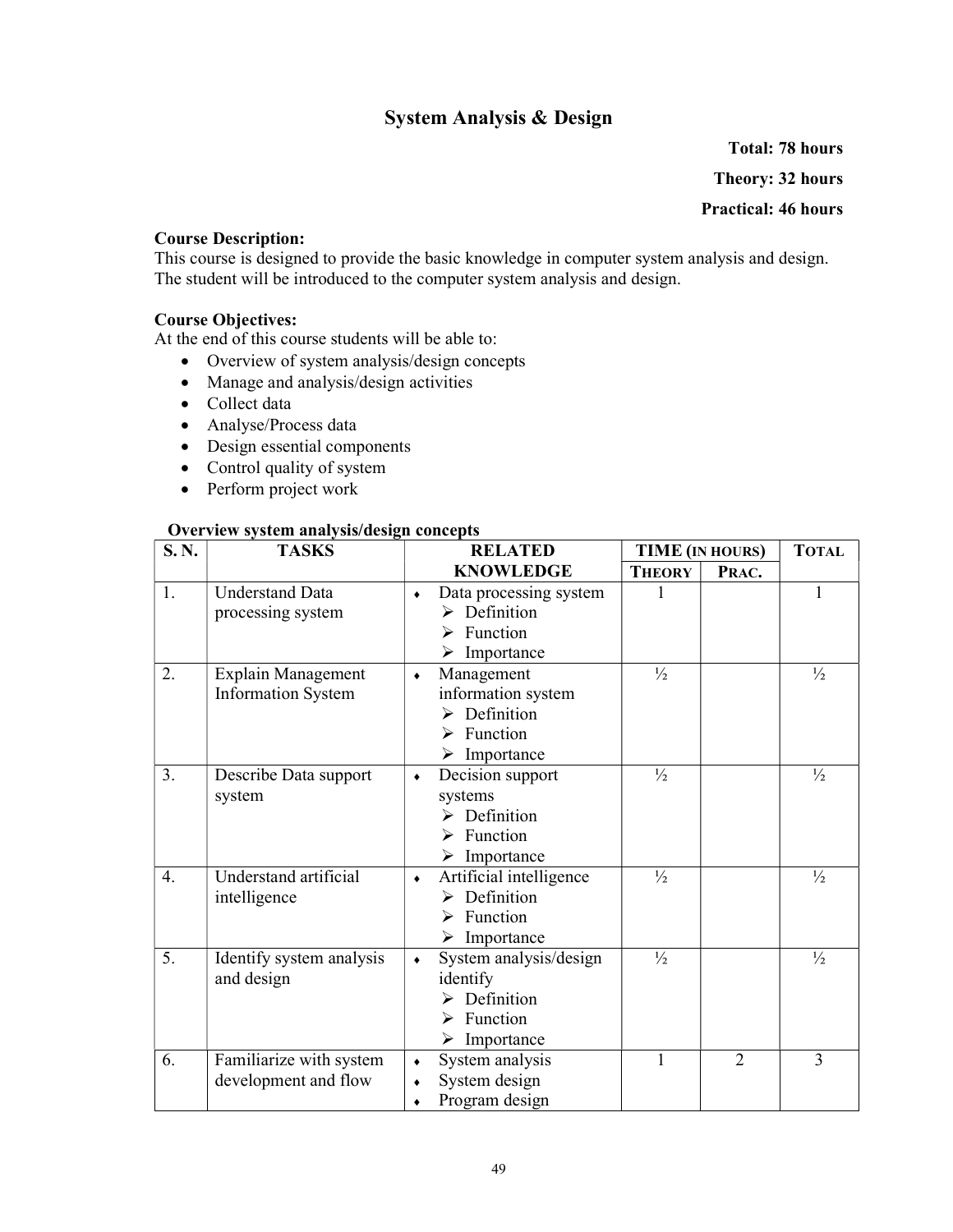# System Analysis & Design

**Total: 78 hours**

**Theory: 32 hours**

**Practical: 46 hours**

**Course Description:**
This course is designed to provide the basic knowledge in computer system analysis and design. The student will be introduced to the computer system analysis and design.

**Course Objectives:**
At the end of this course students will be able to:

- Overview of system analysis/design concepts
- Manage and analysis/design activities
- Collect data
- Analyse/Process data
- Design essential components
- Control quality of system
- Perform project work

**Overview system analysis/design concepts**

| S. N. | TASKS | RELATED KNOWLEDGE | TIME (IN HOURS) | | TOTAL |
|---|---|---|---|---|---|
| | | | THEORY | PRAC. | |
| 1. | Understand Data processing system | ♦ Data processing system<br>➢ Definition<br>➢ Function<br>➢ Importance | 1 | | 1 |
| 2. | Explain Management Information System | ♦ Management information system<br>➢ Definition<br>➢ Function<br>➢ Importance | ½ | | ½ |
| 3. | Describe Data support system | ♦ Decision support systems<br>➢ Definition<br>➢ Function<br>➢ Importance | ½ | | ½ |
| 4. | Understand artificial intelligence | ♦ Artificial intelligence<br>➢ Definition<br>➢ Function<br>➢ Importance | ½ | | ½ |
| 5. | Identify system analysis and design | ♦ System analysis/design identify<br>➢ Definition<br>➢ Function<br>➢ Importance | ½ | | ½ |
| 6. | Familiarize with system development and flow | ♦ System analysis<br>♦ System design<br>♦ Program design | 1 | 2 | 3 |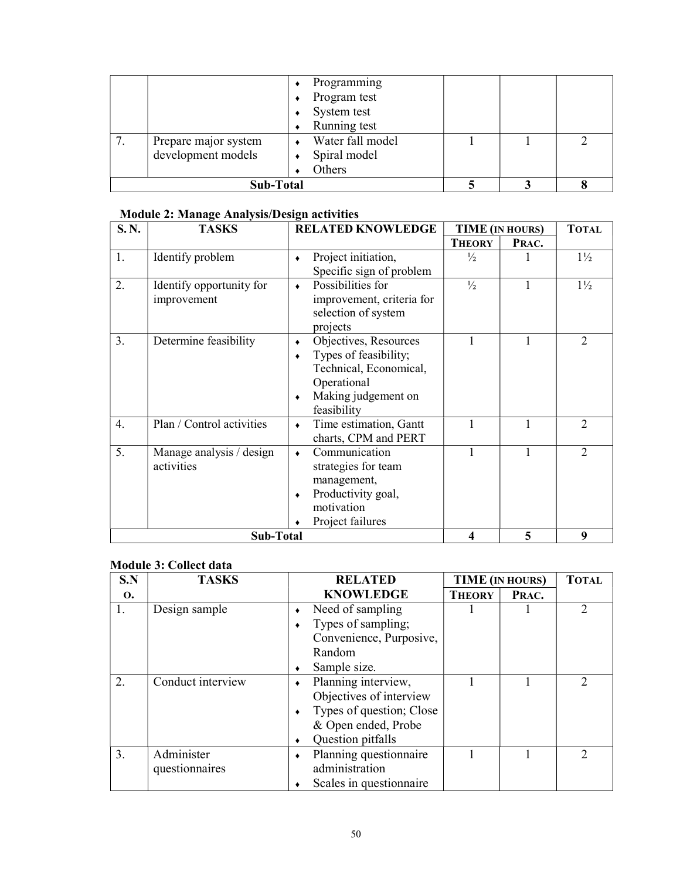| | | | | | |
|---|---|---|---|---|---|
| | | ♦ Programming<br>♦ Program test<br>♦ System test<br>♦ Running test | | | |
| 7. | Prepare major system development models | ♦ Water fall model<br>♦ Spiral model<br>♦ Others | 1 | 1 | 2 |
| **Sub-Total** | | | **5** | **3** | **8** |

**Module 2: Manage Analysis/Design activities**

| S. N. | TASKS | RELATED KNOWLEDGE | TIME (IN HOURS) | | TOTAL |
|---|---|---|---|---|---|
| | | | THEORY | PRAC. | |
| 1. | Identify problem | ♦ Project initiation, Specific sign of problem | ½ | 1 | 1½ |
| 2. | Identify opportunity for improvement | ♦ Possibilities for improvement, criteria for selection of system projects | ½ | 1 | 1½ |
| 3. | Determine feasibility | ♦ Objectives, Resources<br>♦ Types of feasibility; Technical, Economical, Operational<br>♦ Making judgement on feasibility | 1 | 1 | 2 |
| 4. | Plan / Control activities | ♦ Time estimation, Gantt charts, CPM and PERT | 1 | 1 | 2 |
| 5. | Manage analysis / design activities | ♦ Communication strategies for team management,<br>♦ Productivity goal, motivation<br>♦ Project failures | 1 | 1 | 2 |
| **Sub-Total** | | | **4** | **5** | **9** |

**Module 3: Collect data**

| S.No. | TASKS | RELATED KNOWLEDGE | TIME (IN HOURS) | | TOTAL |
|---|---|---|---|---|---|
| | | | THEORY | PRAC. | |
| 1. | Design sample | ♦ Need of sampling<br>♦ Types of sampling; Convenience, Purposive, Random<br>♦ Sample size. | 1 | 1 | 2 |
| 2. | Conduct interview | ♦ Planning interview, Objectives of interview<br>♦ Types of question; Close & Open ended, Probe<br>♦ Question pitfalls | 1 | 1 | 2 |
| 3. | Administer questionnaires | ♦ Planning questionnaire administration<br>♦ Scales in questionnaire | 1 | 1 | 2 |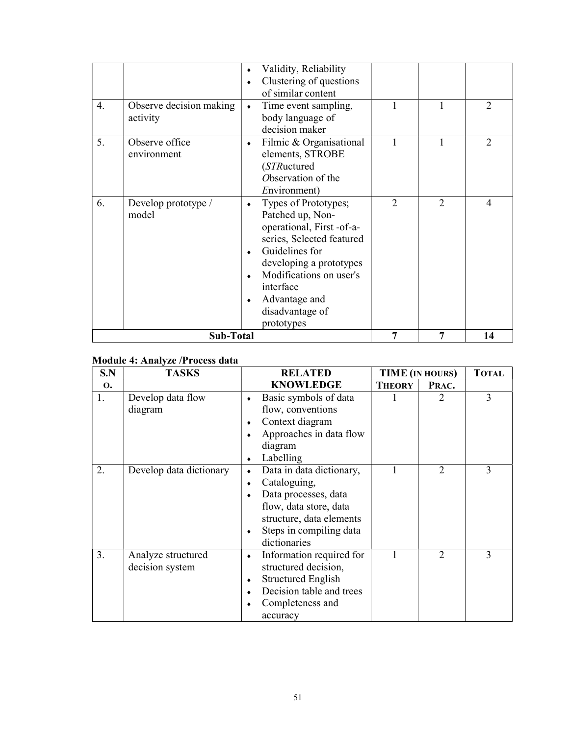| | | | | | |
|---|---|---|---|---|---|
| | | ♦ Validity, Reliability<br>♦ Clustering of questions of similar content | | | |
| 4. | Observe decision making activity | ♦ Time event sampling, body language of decision maker | 1 | 1 | 2 |
| 5. | Observe office environment | ♦ Filmic & Organisational elements, STROBE (*STR*uctured *O*bservation of the *E*nvironment) | 1 | 1 | 2 |
| 6. | Develop prototype / model | ♦ Types of Prototypes; Patched up, Non-operational, First -of-a-series, Selected featured<br>♦ Guidelines for developing a prototypes<br>♦ Modifications on user's interface<br>♦ Advantage and disadvantage of prototypes | 2 | 2 | 4 |
| **Sub-Total** | | | **7** | **7** | **14** |

**Module 4: Analyze /Process data**

| S.NO. | TASKS | RELATED KNOWLEDGE | TIME (IN HOURS) | | TOTAL |
|---|---|---|---|---|---|
| | | | THEORY | PRAC. | |
| 1. | Develop data flow diagram | ♦ Basic symbols of data flow, conventions<br>♦ Context diagram<br>♦ Approaches in data flow diagram<br>♦ Labelling | 1 | 2 | 3 |
| 2. | Develop data dictionary | ♦ Data in data dictionary,<br>♦ Cataloguing,<br>♦ Data processes, data flow, data store, data structure, data elements<br>♦ Steps in compiling data dictionaries | 1 | 2 | 3 |
| 3. | Analyze structured decision system | ♦ Information required for structured decision,<br>♦ Structured English<br>♦ Decision table and trees<br>♦ Completeness and accuracy | 1 | 2 | 3 |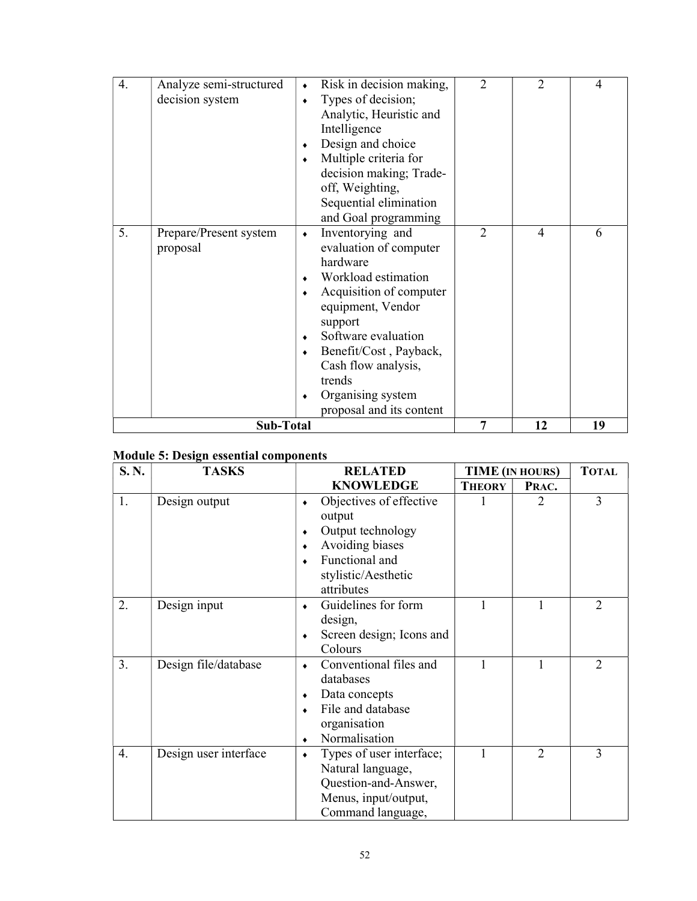| 4. | Analyze semi-structured decision system | ♦ Risk in decision making,<br>♦ Types of decision; Analytic, Heuristic and Intelligence<br>♦ Design and choice<br>♦ Multiple criteria for decision making; Trade-off, Weighting, Sequential elimination and Goal programming | 2 | 2 | 4 |
|---|---|---|---|---|---|
| 5. | Prepare/Present system proposal | ♦ Inventorying and evaluation of computer hardware<br>♦ Workload estimation<br>♦ Acquisition of computer equipment, Vendor support<br>♦ Software evaluation<br>♦ Benefit/Cost , Payback, Cash flow analysis, trends<br>♦ Organising system proposal and its content | 2 | 4 | 6 |
| **Sub-Total** | | | **7** | **12** | **19** |

**Module 5: Design essential components**

| S. N. | TASKS | RELATED KNOWLEDGE | TIME (IN HOURS) | | TOTAL |
|---|---|---|---|---|---|
| | | | THEORY | PRAC. | |
| 1. | Design output | ♦ Objectives of effective output<br>♦ Output technology<br>♦ Avoiding biases<br>♦ Functional and stylistic/Aesthetic attributes | 1 | 2 | 3 |
| 2. | Design input | ♦ Guidelines for form design,<br>♦ Screen design; Icons and Colours | 1 | 1 | 2 |
| 3. | Design file/database | ♦ Conventional files and databases<br>♦ Data concepts<br>♦ File and database organisation<br>♦ Normalisation | 1 | 1 | 2 |
| 4. | Design user interface | ♦ Types of user interface; Natural language, Question-and-Answer, Menus, input/output, Command language, | 1 | 2 | 3 |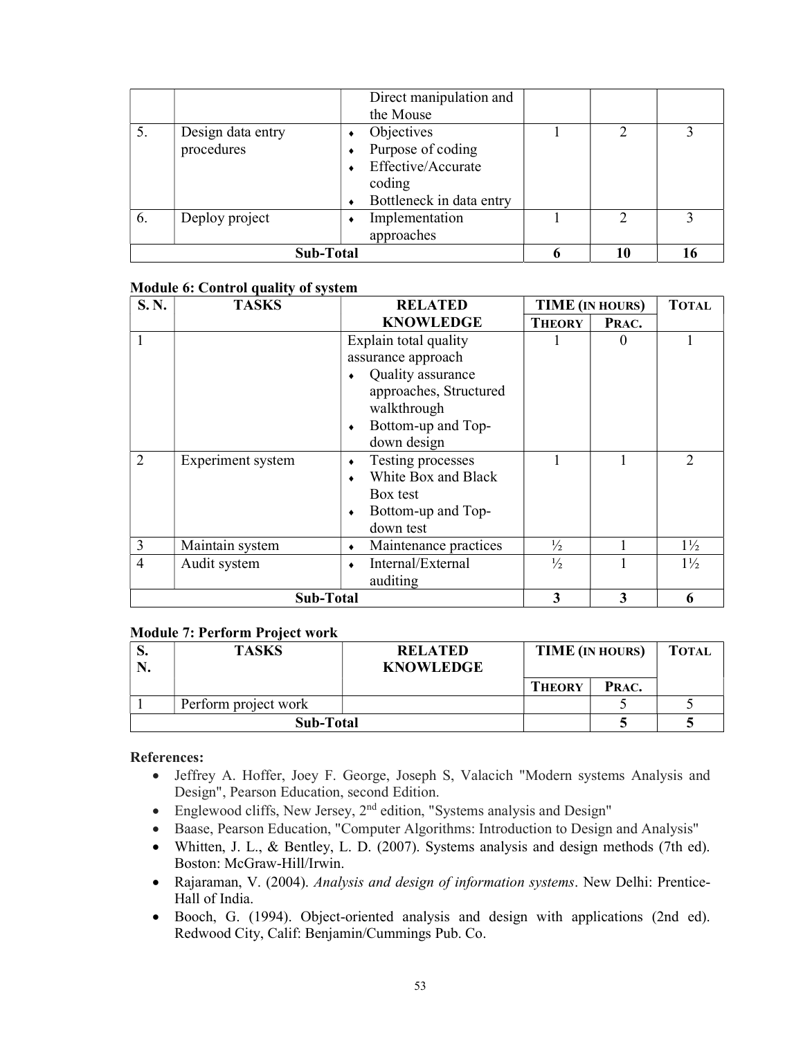| | | Direct manipulation and the Mouse | | | |
|---|---|---|---|---|---|
| 5. | Design data entry procedures | ♦ Objectives<br>♦ Purpose of coding<br>♦ Effective/Accurate coding<br>♦ Bottleneck in data entry | 1 | 2 | 3 |
| 6. | Deploy project | ♦ Implementation approaches | 1 | 2 | 3 |
| **Sub-Total** | | | **6** | **10** | **16** |

**Module 6: Control quality of system**

| S. N. | TASKS | RELATED KNOWLEDGE | TIME (IN HOURS) | | TOTAL |
|---|---|---|---|---|---|
| | | | THEORY | PRAC. | |
| 1 | | Explain total quality assurance approach<br>♦ Quality assurance approaches, Structured walkthrough<br>♦ Bottom-up and Top-down design | 1 | 0 | 1 |
| 2 | Experiment system | ♦ Testing processes<br>♦ White Box and Black Box test<br>♦ Bottom-up and Top-down test | 1 | 1 | 2 |
| 3 | Maintain system | ♦ Maintenance practices | ½ | 1 | 1½ |
| 4 | Audit system | ♦ Internal/External auditing | ½ | 1 | 1½ |
| **Sub-Total** | | | **3** | **3** | **6** |

**Module 7: Perform Project work**

| S. N. | TASKS | RELATED KNOWLEDGE | TIME (IN HOURS) | | TOTAL |
|---|---|---|---|---|---|
| | | | THEORY | PRAC. | |
| 1 | Perform project work | | | 5 | 5 |
| **Sub-Total** | | | | **5** | **5** |

**References:**

- Jeffrey A. Hoffer, Joey F. George, Joseph S, Valacich "Modern systems Analysis and Design", Pearson Education, second Edition.
- Englewood cliffs, New Jersey, 2nd edition, "Systems analysis and Design"
- Baase, Pearson Education, "Computer Algorithms: Introduction to Design and Analysis"
- Whitten, J. L., & Bentley, L. D. (2007). Systems analysis and design methods (7th ed). Boston: McGraw-Hill/Irwin.
- Rajaraman, V. (2004). *Analysis and design of information systems*. New Delhi: Prentice-Hall of India.
- Booch, G. (1994). Object-oriented analysis and design with applications (2nd ed). Redwood City, Calif: Benjamin/Cummings Pub. Co.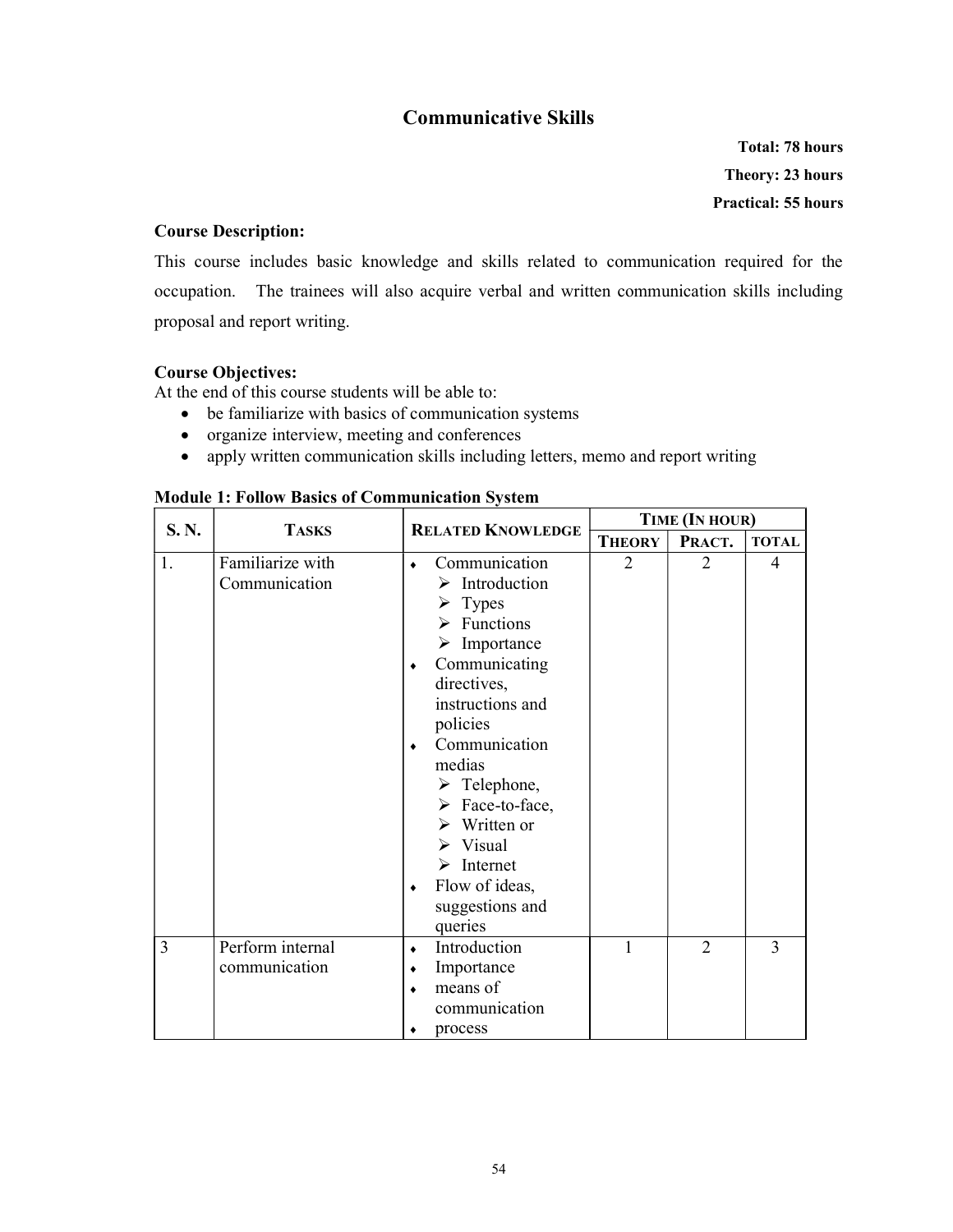## Communicative Skills

**Total: 78 hours**

**Theory: 23 hours**

**Practical: 55 hours**

**Course Description:**

This course includes basic knowledge and skills related to communication required for the occupation. The trainees will also acquire verbal and written communication skills including proposal and report writing.

**Course Objectives:**

At the end of this course students will be able to:

- be familiarize with basics of communication systems
- organize interview, meeting and conferences
- apply written communication skills including letters, memo and report writing

**Module 1: Follow Basics of Communication System**

| S. N. | TASKS | RELATED KNOWLEDGE | TIME (IN HOUR) | | |
|---|---|---|---|---|---|
| | | | THEORY | PRACT. | TOTAL |
| 1. | Familiarize with Communication | ♦ Communication<br>➢ Introduction<br>➢ Types<br>➢ Functions<br>➢ Importance<br>♦ Communicating directives, instructions and policies<br>♦ Communication medias<br>➢ Telephone,<br>➢ Face-to-face,<br>➢ Written or<br>➢ Visual<br>➢ Internet<br>♦ Flow of ideas, suggestions and queries | 2 | 2 | 4 |
| 3 | Perform internal communication | ♦ Introduction<br>♦ Importance<br>♦ means of communication<br>♦ process | 1 | 2 | 3 |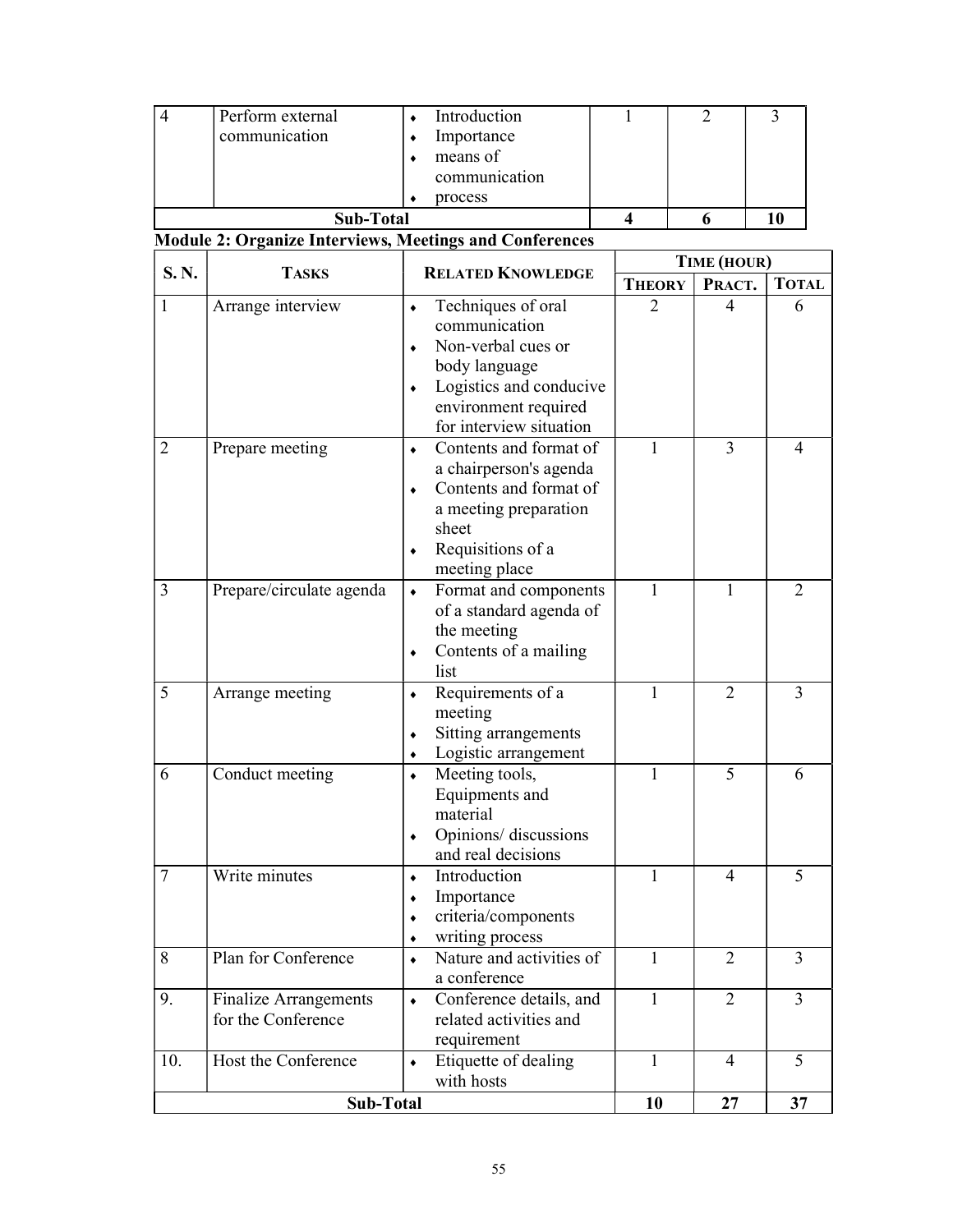| 4 | Perform external communication | • Introduction<br>• Importance<br>• means of communication<br>• process | 1 | 2 | 3 |
|---|---|---|---|---|---|
| **Sub-Total** | | | **4** | **6** | **10** |

**Module 2: Organize Interviews, Meetings and Conferences**

| S. N. | TASKS | RELATED KNOWLEDGE | TIME (HOUR) | | |
|---|---|---|---|---|---|
| | | | THEORY | PRACT. | TOTAL |
| 1 | Arrange interview | • Techniques of oral communication<br>• Non-verbal cues or body language<br>• Logistics and conducive environment required for interview situation | 2 | 4 | 6 |
| 2 | Prepare meeting | • Contents and format of a chairperson's agenda<br>• Contents and format of a meeting preparation sheet<br>• Requisitions of a meeting place | 1 | 3 | 4 |
| 3 | Prepare/circulate agenda | • Format and components of a standard agenda of the meeting<br>• Contents of a mailing list | 1 | 1 | 2 |
| 5 | Arrange meeting | • Requirements of a meeting<br>• Sitting arrangements<br>• Logistic arrangement | 1 | 2 | 3 |
| 6 | Conduct meeting | • Meeting tools, Equipments and material<br>• Opinions/ discussions and real decisions | 1 | 5 | 6 |
| 7 | Write minutes | • Introduction<br>• Importance<br>• criteria/components<br>• writing process | 1 | 4 | 5 |
| 8 | Plan for Conference | • Nature and activities of a conference | 1 | 2 | 3 |
| 9. | Finalize Arrangements for the Conference | • Conference details, and related activities and requirement | 1 | 2 | 3 |
| 10. | Host the Conference | • Etiquette of dealing with hosts | 1 | 4 | 5 |
| **Sub-Total** | | | **10** | **27** | **37** |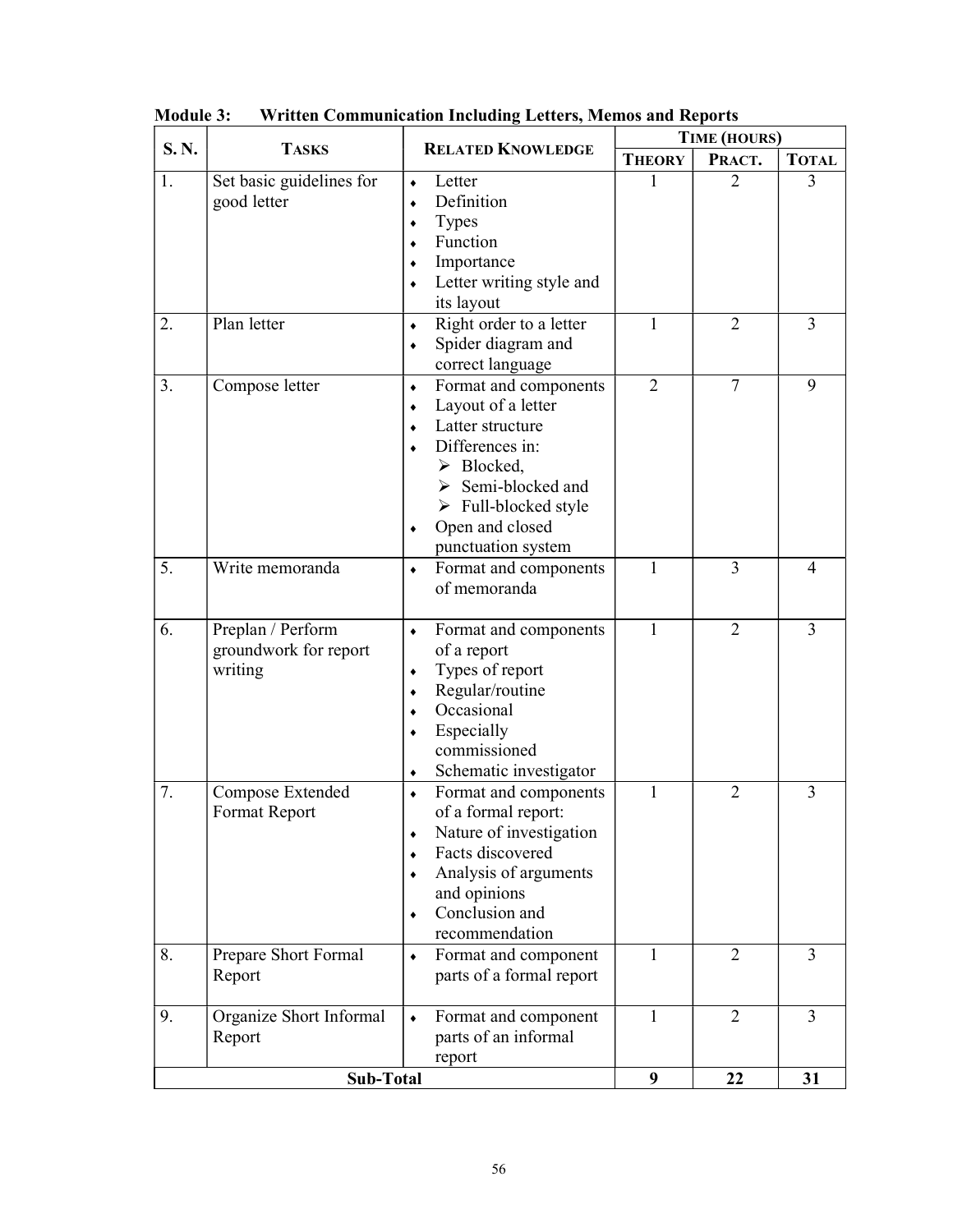**Module 3: Written Communication Including Letters, Memos and Reports**

| S. N. | Tasks | Related Knowledge | Time (hours) | | |
|---|---|---|---|---|---|
| | | | Theory | Pract. | Total |
| 1. | Set basic guidelines for good letter | ♦ Letter<br>♦ Definition<br>♦ Types<br>♦ Function<br>♦ Importance<br>♦ Letter writing style and its layout | 1 | 2 | 3 |
| 2. | Plan letter | ♦ Right order to a letter<br>♦ Spider diagram and correct language | 1 | 2 | 3 |
| 3. | Compose letter | ♦ Format and components<br>♦ Layout of a letter<br>♦ Latter structure<br>♦ Differences in:<br>➢ Blocked,<br>➢ Semi-blocked and<br>➢ Full-blocked style<br>♦ Open and closed punctuation system | 2 | 7 | 9 |
| 5. | Write memoranda | ♦ Format and components of memoranda | 1 | 3 | 4 |
| 6. | Preplan / Perform groundwork for report writing | ♦ Format and components of a report<br>♦ Types of report<br>♦ Regular/routine<br>♦ Occasional<br>♦ Especially commissioned<br>♦ Schematic investigator | 1 | 2 | 3 |
| 7. | Compose Extended Format Report | ♦ Format and components of a formal report:<br>♦ Nature of investigation<br>♦ Facts discovered<br>♦ Analysis of arguments and opinions<br>♦ Conclusion and recommendation | 1 | 2 | 3 |
| 8. | Prepare Short Formal Report | ♦ Format and component parts of a formal report | 1 | 2 | 3 |
| 9. | Organize Short Informal Report | ♦ Format and component parts of an informal report | 1 | 2 | 3 |
| **Sub-Total** | | | **9** | **22** | **31** |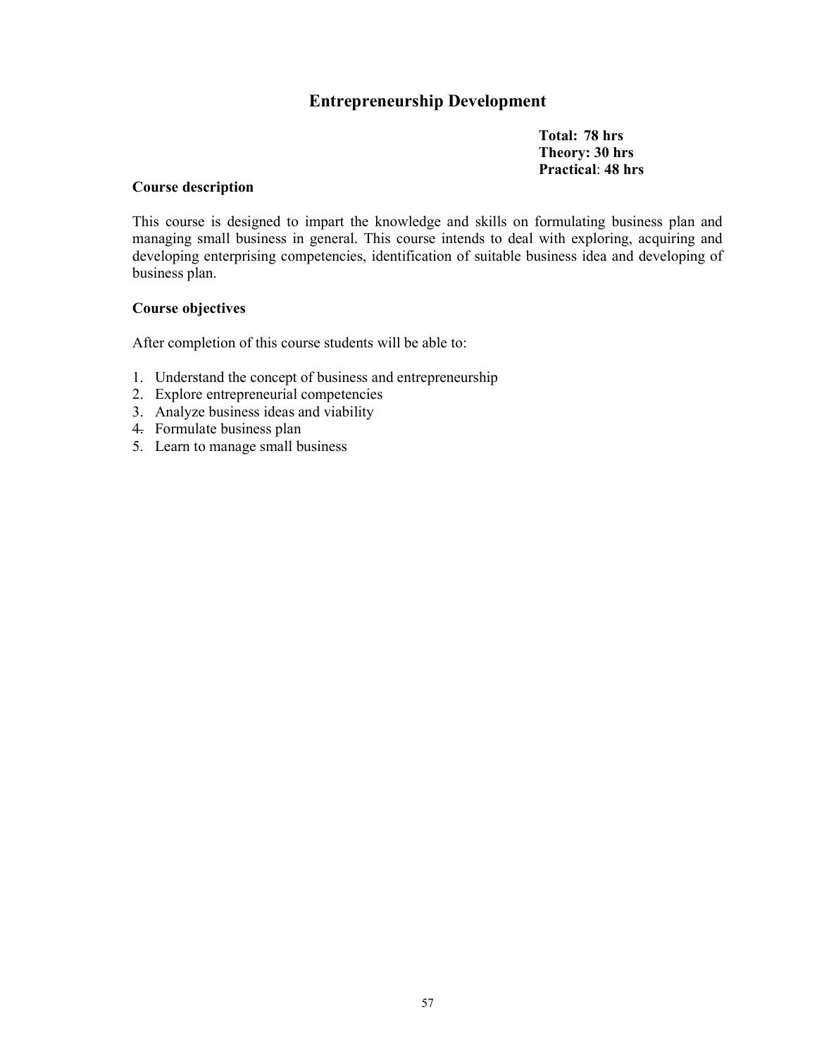# Entrepreneurship Development

**Total: 78 hrs**
**Theory: 30 hrs**
**Practical: 48 hrs**

**Course description**

This course is designed to impart the knowledge and skills on formulating business plan and managing small business in general. This course intends to deal with exploring, acquiring and developing enterprising competencies, identification of suitable business idea and developing of business plan.

**Course objectives**

After completion of this course students will be able to:

1. Understand the concept of business and entrepreneurship
2. Explore entrepreneurial competencies
3. Analyze business ideas and viability
4. Formulate business plan
5. Learn to manage small business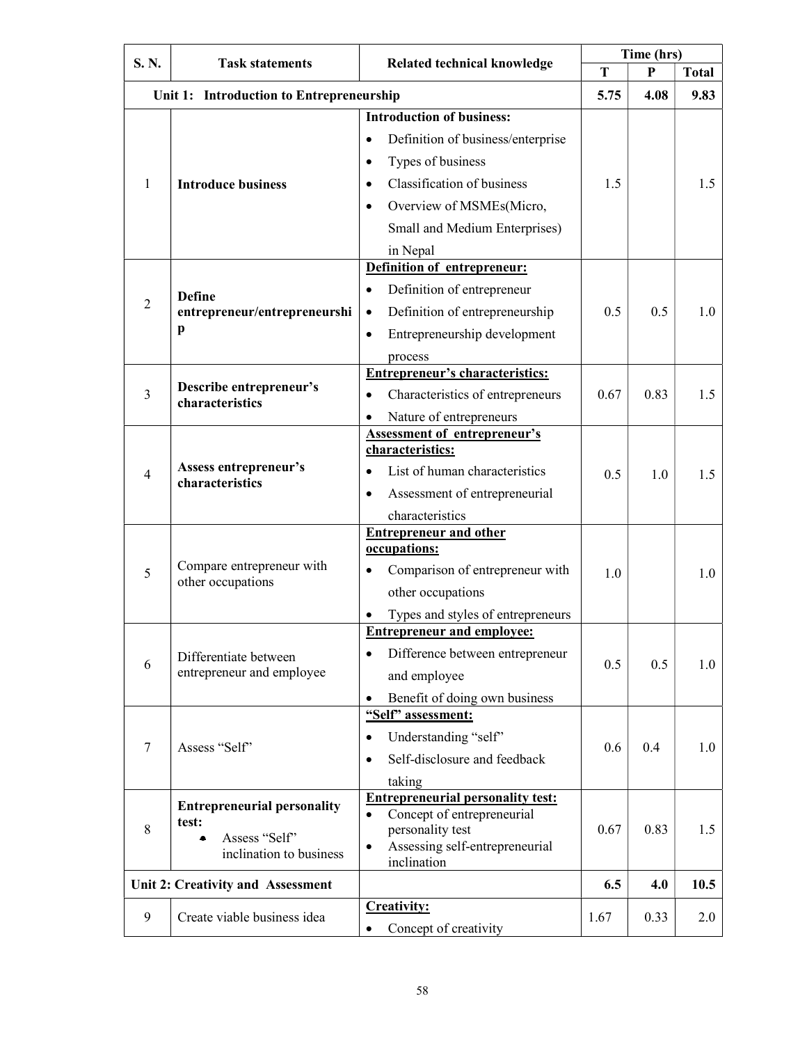| S. N. | Task statements | Related technical knowledge | Time (hrs) | | |
|---|---|---|---|---|---|
| | | | T | P | Total |
| | **Unit 1: Introduction to Entrepreneurship** | | 5.75 | 4.08 | 9.83 |
| 1 | **Introduce business** | **Introduction of business:** <br>• Definition of business/enterprise <br>• Types of business <br>• Classification of business <br>• Overview of MSMEs(Micro, Small and Medium Enterprises) in Nepal | 1.5 | | 1.5 |
| 2 | **Define entrepreneur/entrepreneurship** | **Definition of entrepreneur:** <br>• Definition of entrepreneur <br>• Definition of entrepreneurship <br>• Entrepreneurship development process | 0.5 | 0.5 | 1.0 |
| 3 | **Describe entrepreneur's characteristics** | **Entrepreneur's characteristics:** <br>• Characteristics of entrepreneurs <br>• Nature of entrepreneurs | 0.67 | 0.83 | 1.5 |
| 4 | **Assess entrepreneur's characteristics** | **Assessment of entrepreneur's characteristics:** <br>• List of human characteristics <br>• Assessment of entrepreneurial characteristics | 0.5 | 1.0 | 1.5 |
| 5 | Compare entrepreneur with other occupations | **Entrepreneur and other occupations:** <br>• Comparison of entrepreneur with other occupations <br>• Types and styles of entrepreneurs | 1.0 | | 1.0 |
| 6 | Differentiate between entrepreneur and employee | **Entrepreneur and employee:** <br>• Difference between entrepreneur and employee <br>• Benefit of doing own business | 0.5 | 0.5 | 1.0 |
| 7 | Assess "Self" | **"Self" assessment:** <br>• Understanding "self" <br>• Self-disclosure and feedback taking | 0.6 | 0.4 | 1.0 |
| 8 | **Entrepreneurial personality test:** <br>• Assess "Self" inclination to business | **Entrepreneurial personality test:** <br>• Concept of entrepreneurial personality test <br>• Assessing self-entrepreneurial inclination | 0.67 | 0.83 | 1.5 |
| | **Unit 2: Creativity and Assessment** | | 6.5 | 4.0 | 10.5 |
| 9 | Create viable business idea | **Creativity:** <br>• Concept of creativity | 1.67 | 0.33 | 2.0 |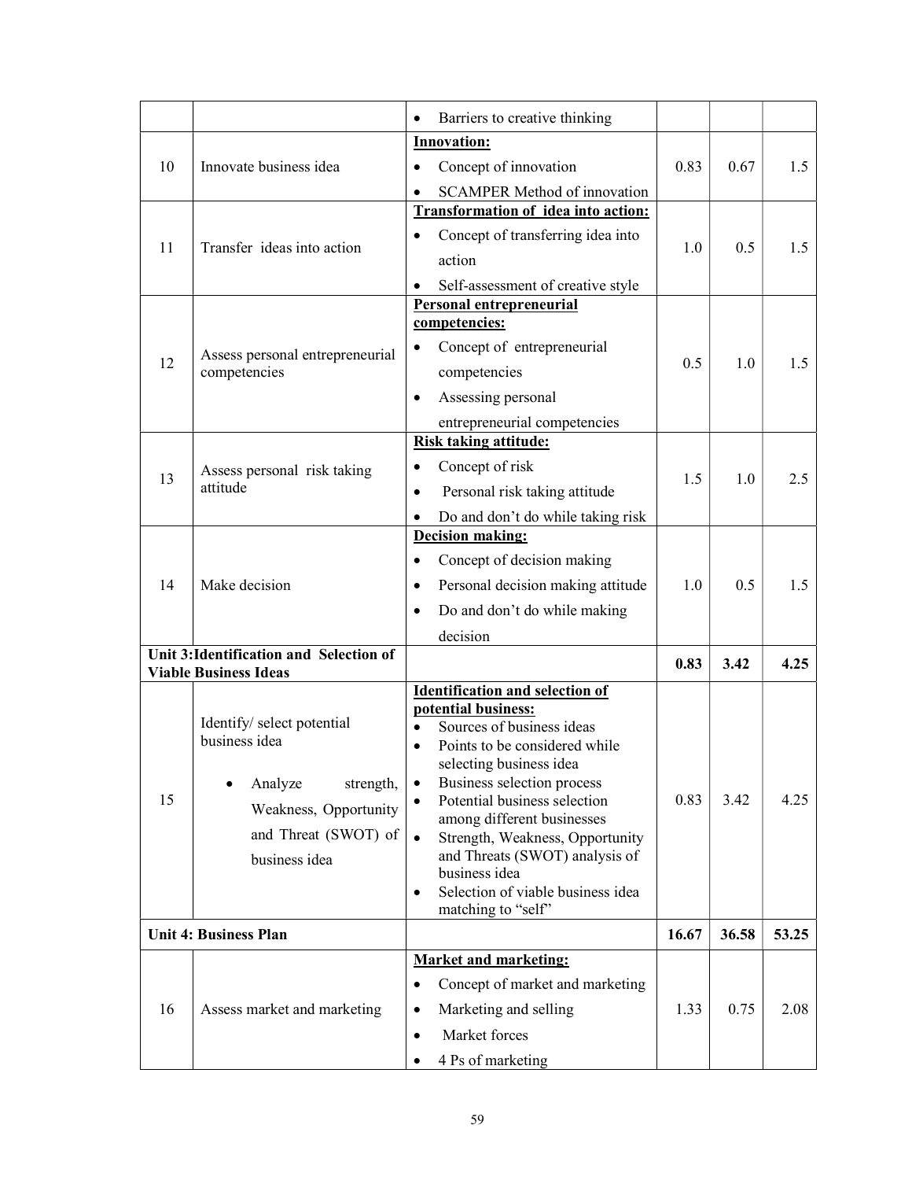| | | | | | |
|---|---|---|---|---|---|
| | | • Barriers to creative thinking | | | |
| 10 | Innovate business idea | **Innovation:** <br> • Concept of innovation <br> • SCAMPER Method of innovation | 0.83 | 0.67 | 1.5 |
| 11 | Transfer ideas into action | **Transformation of idea into action:** <br> • Concept of transferring idea into action <br> • Self-assessment of creative style | 1.0 | 0.5 | 1.5 |
| 12 | Assess personal entrepreneurial competencies | **Personal entrepreneurial competencies:** <br> • Concept of entrepreneurial competencies <br> • Assessing personal entrepreneurial competencies | 0.5 | 1.0 | 1.5 |
| 13 | Assess personal risk taking attitude | **Risk taking attitude:** <br> • Concept of risk <br> • Personal risk taking attitude <br> • Do and don't do while taking risk | 1.5 | 1.0 | 2.5 |
| 14 | Make decision | **Decision making:** <br> • Concept of decision making <br> • Personal decision making attitude <br> • Do and don't do while making decision | 1.0 | 0.5 | 1.5 |
| **Unit 3: Identification and Selection of Viable Business Ideas** | | | **0.83** | **3.42** | **4.25** |
| 15 | Identify/ select potential business idea <br> • Analyze strength, Weakness, Opportunity and Threat (SWOT) of business idea | **Identification and selection of potential business:** <br> • Sources of business ideas <br> • Points to be considered while selecting business idea <br> • Business selection process <br> • Potential business selection among different businesses <br> • Strength, Weakness, Opportunity and Threats (SWOT) analysis of business idea <br> • Selection of viable business idea matching to "self" | 0.83 | 3.42 | 4.25 |
| **Unit 4: Business Plan** | | | **16.67** | **36.58** | **53.25** |
| 16 | Assess market and marketing | **Market and marketing:** <br> • Concept of market and marketing <br> • Marketing and selling <br> • Market forces <br> • 4 Ps of marketing | 1.33 | 0.75 | 2.08 |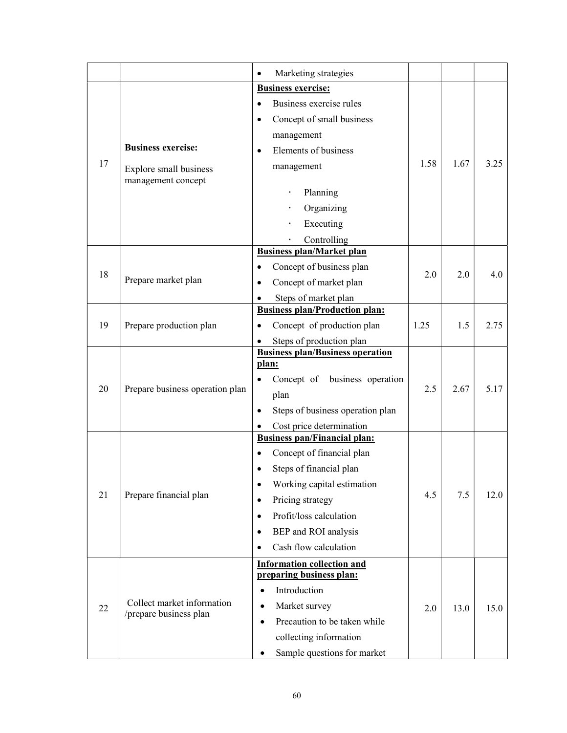| | | | | | |
|---|---|---|---|---|---|
| | | • Marketing strategies | | | |
| 17 | **Business exercise:**<br><br>Explore small business management concept | **<u>Business exercise:</u>**<br>• Business exercise rules<br>• Concept of small business management<br>• Elements of business management<br>  · Planning<br>  · Organizing<br>  · Executing<br>  · Controlling | 1.58 | 1.67 | 3.25 |
| 18 | Prepare market plan | **<u>Business plan/Market plan</u>**<br>• Concept of business plan<br>• Concept of market plan<br>• Steps of market plan | 2.0 | 2.0 | 4.0 |
| 19 | Prepare production plan | **<u>Business plan/Production plan:</u>**<br>• Concept of production plan<br>• Steps of production plan | 1.25 | 1.5 | 2.75 |
| 20 | Prepare business operation plan | **<u>Business plan/Business operation plan:</u>**<br>• Concept of business operation plan<br>• Steps of business operation plan<br>• Cost price determination | 2.5 | 2.67 | 5.17 |
| 21 | Prepare financial plan | **<u>Business pan/Financial plan:</u>**<br>• Concept of financial plan<br>• Steps of financial plan<br>• Working capital estimation<br>• Pricing strategy<br>• Profit/loss calculation<br>• BEP and ROI analysis<br>• Cash flow calculation | 4.5 | 7.5 | 12.0 |
| 22 | Collect market information /prepare business plan | **<u>Information collection and preparing business plan:</u>**<br>• Introduction<br>• Market survey<br>• Precaution to be taken while collecting information<br>• Sample questions for market | 2.0 | 13.0 | 15.0 |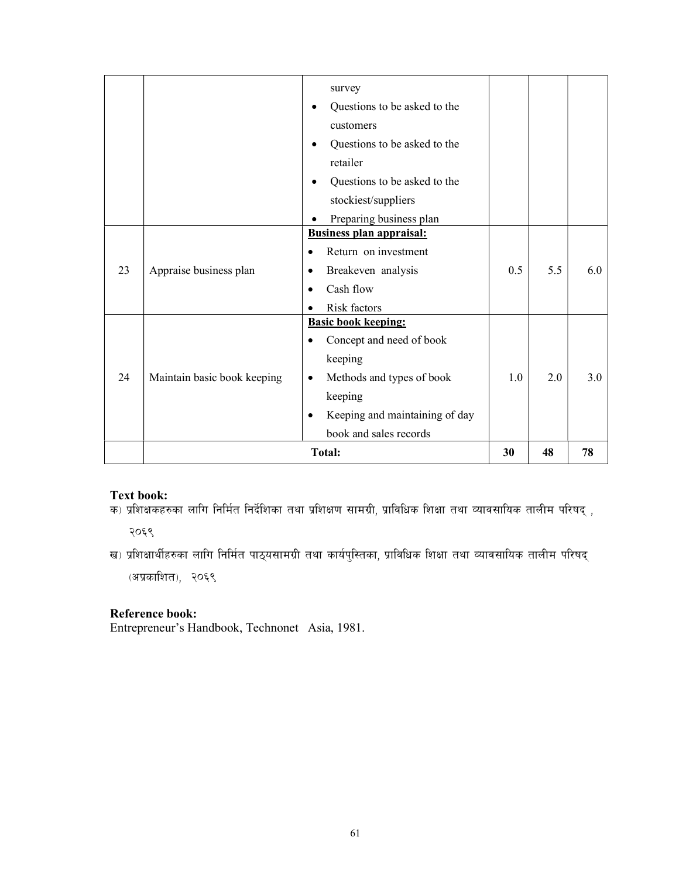| | | survey<br>• Questions to be asked to the customers<br>• Questions to be asked to the retailer<br>• Questions to be asked to the stockiest/suppliers<br>• Preparing business plan | | | |
|---|---|---|---|---|---|
| 23 | Appraise business plan | **Business plan appraisal:**<br>• Return on investment<br>• Breakeven analysis<br>• Cash flow<br>• Risk factors | 0.5 | 5.5 | 6.0 |
| 24 | Maintain basic book keeping | **Basic book keeping:**<br>• Concept and need of book keeping<br>• Methods and types of book keeping<br>• Keeping and maintaining of day book and sales records | 1.0 | 2.0 | 3.0 |
| | **Total:** | | **30** | **48** | **78** |

**Text book:**

क) प्रशिक्षकहरुका लागि निर्मित निर्देशिका तथा प्रशिक्षण सामग्री, प्राविधिक शिक्षा तथा व्यावसायिक तालीम परिषद् , २०६९

ख) प्रशिक्षार्थीहरुका लागि निर्मित पाठ्यसामग्री तथा कार्यपुस्तिका, प्राविधिक शिक्षा तथा व्यावसायिक तालीम परिषद् (अप्रकाशित), २०६९

**Reference book:**

Entrepreneur's Handbook, Technonet Asia, 1981.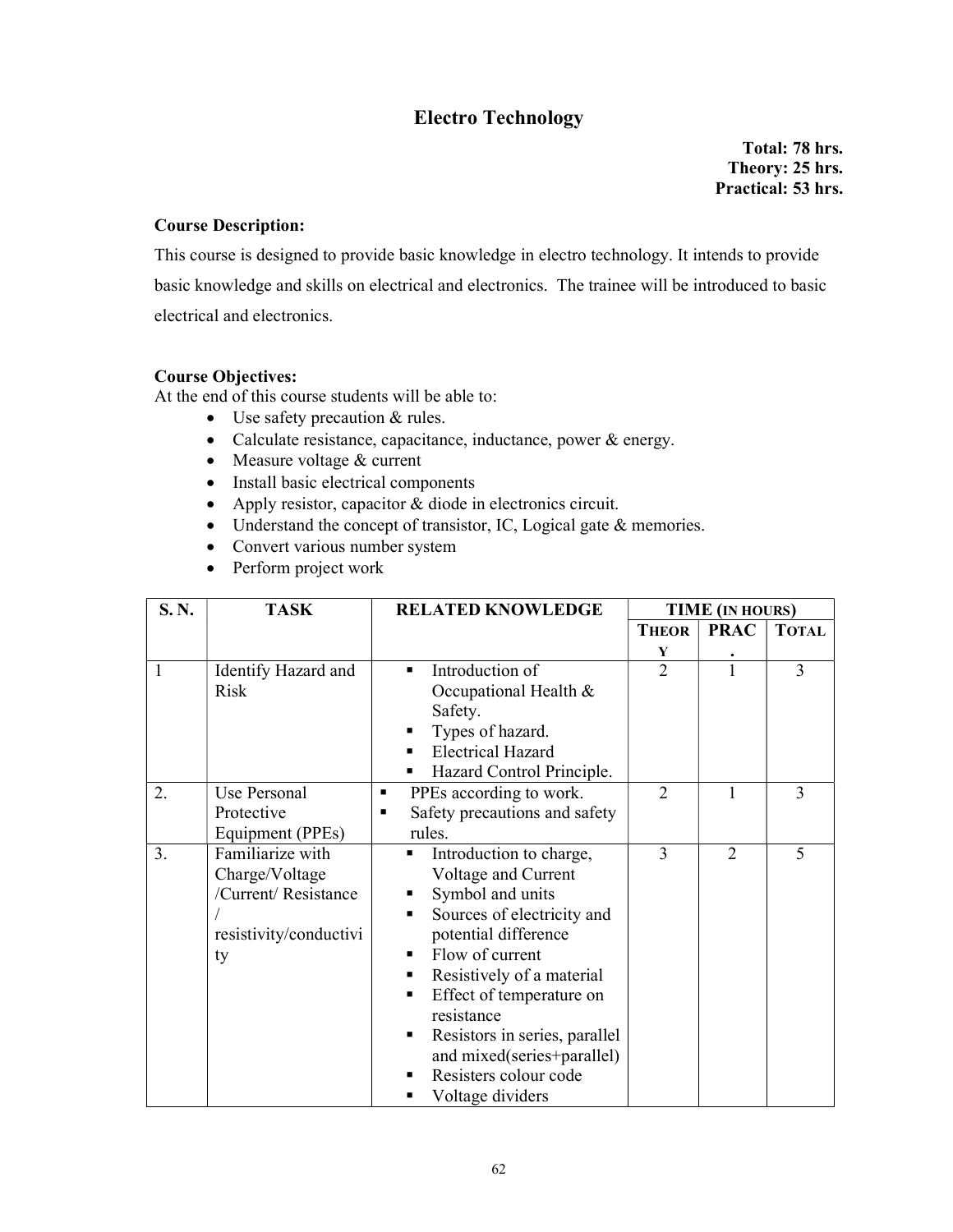# Electro Technology

**Total: 78 hrs.**
**Theory: 25 hrs.**
**Practical: 53 hrs.**

**Course Description:**

This course is designed to provide basic knowledge in electro technology. It intends to provide basic knowledge and skills on electrical and electronics. The trainee will be introduced to basic electrical and electronics.

**Course Objectives:**

At the end of this course students will be able to:

- Use safety precaution & rules.
- Calculate resistance, capacitance, inductance, power & energy.
- Measure voltage & current
- Install basic electrical components
- Apply resistor, capacitor & diode in electronics circuit.
- Understand the concept of transistor, IC, Logical gate & memories.
- Convert various number system
- Perform project work

| S. N. | TASK | RELATED KNOWLEDGE | TIME (IN HOURS) | | |
|---|---|---|---|---|---|
| | | | THEORY | PRAC. | TOTAL |
| 1 | Identify Hazard and Risk | ▪ Introduction of Occupational Health & Safety.<br>▪ Types of hazard.<br>▪ Electrical Hazard<br>▪ Hazard Control Principle. | 2 | 1 | 3 |
| 2. | Use Personal Protective Equipment (PPEs) | ▪ PPEs according to work.<br>▪ Safety precautions and safety rules. | 2 | 1 | 3 |
| 3. | Familiarize with Charge/Voltage /Current/ Resistance / resistivity/conductivity | ▪ Introduction to charge, Voltage and Current<br>▪ Symbol and units<br>▪ Sources of electricity and potential difference<br>▪ Flow of current<br>▪ Resistively of a material<br>▪ Effect of temperature on resistance<br>▪ Resistors in series, parallel and mixed(series+parallel)<br>▪ Resisters colour code<br>▪ Voltage dividers | 3 | 2 | 5 |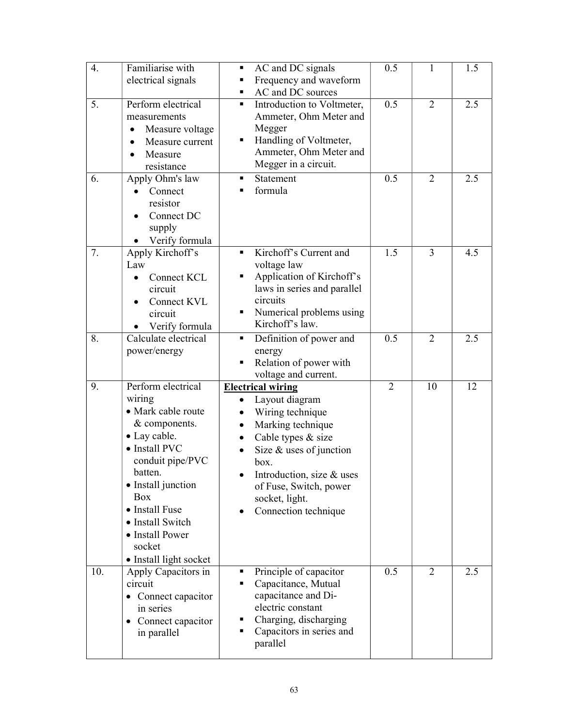| 4. | Familiarise with electrical signals | ▪ AC and DC signals<br>▪ Frequency and waveform<br>▪ AC and DC sources | 0.5 | 1 | 1.5 |
|---|---|---|---|---|---|
| 5. | Perform electrical measurements<br>• Measure voltage<br>• Measure current<br>• Measure resistance | ▪ Introduction to Voltmeter, Ammeter, Ohm Meter and Megger<br>▪ Handling of Voltmeter, Ammeter, Ohm Meter and Megger in a circuit. | 0.5 | 2 | 2.5 |
| 6. | Apply Ohm's law<br>• Connect resistor<br>• Connect DC supply<br>• Verify formula | ▪ Statement<br>▪ formula | 0.5 | 2 | 2.5 |
| 7. | Apply Kirchoff's Law<br>• Connect KCL circuit<br>• Connect KVL circuit<br>• Verify formula | ▪ Kirchoff's Current and voltage law<br>▪ Application of Kirchoff's laws in series and parallel circuits<br>▪ Numerical problems using Kirchoff's law. | 1.5 | 3 | 4.5 |
| 8. | Calculate electrical power/energy | ▪ Definition of power and energy<br>▪ Relation of power with voltage and current. | 0.5 | 2 | 2.5 |
| 9. | Perform electrical wiring<br>• Mark cable route & components.<br>• Lay cable.<br>• Install PVC conduit pipe/PVC batten.<br>• Install junction Box<br>• Install Fuse<br>• Install Switch<br>• Install Power socket<br>• Install light socket | **Electrical wiring**<br>• Layout diagram<br>• Wiring technique<br>• Marking technique<br>• Cable types & size<br>• Size & uses of junction box.<br>• Introduction, size & uses of Fuse, Switch, power socket, light.<br>• Connection technique | 2 | 10 | 12 |
| 10. | Apply Capacitors in circuit<br>• Connect capacitor in series<br>• Connect capacitor in parallel | ▪ Principle of capacitor<br>▪ Capacitance, Mutual capacitance and Di-electric constant<br>▪ Charging, discharging<br>▪ Capacitors in series and parallel | 0.5 | 2 | 2.5 |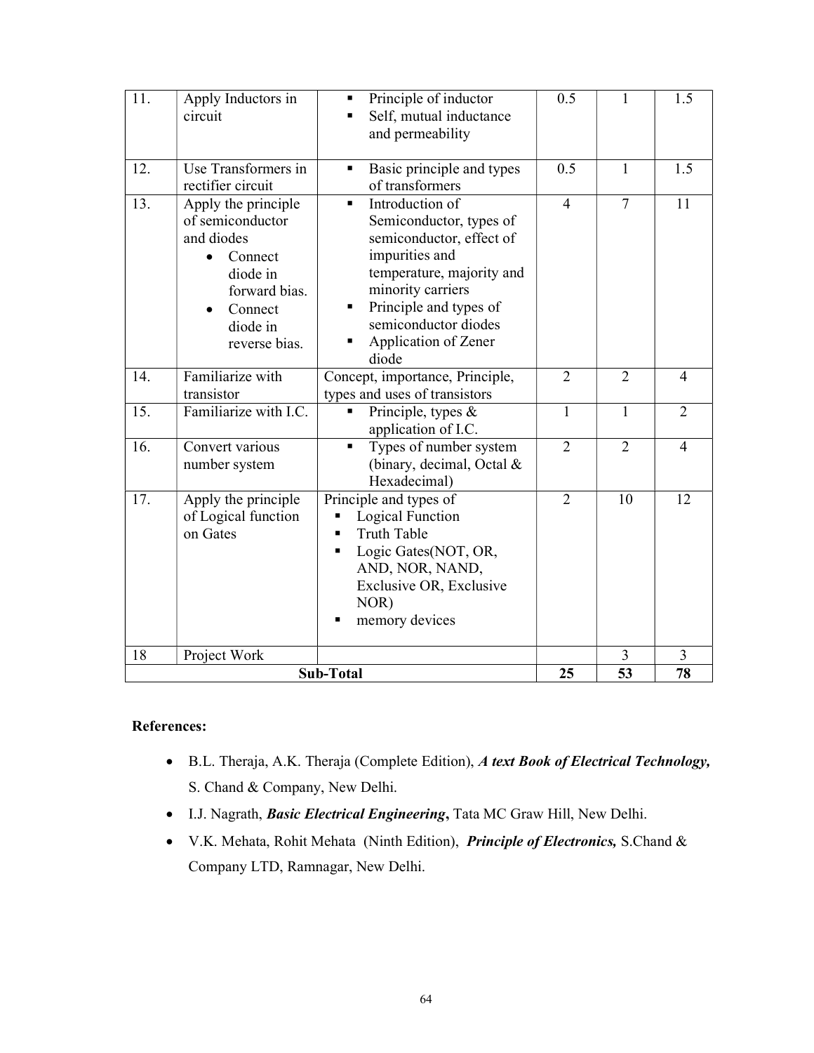| 11. | Apply Inductors in circuit | ▪ Principle of inductor<br>▪ Self, mutual inductance and permeability | 0.5 | 1 | 1.5 |
|---|---|---|---|---|---|
| 12. | Use Transformers in rectifier circuit | ▪ Basic principle and types of transformers | 0.5 | 1 | 1.5 |
| 13. | Apply the principle of semiconductor and diodes<br>• Connect diode in forward bias.<br>• Connect diode in reverse bias. | ▪ Introduction of Semiconductor, types of semiconductor, effect of impurities and temperature, majority and minority carriers<br>▪ Principle and types of semiconductor diodes<br>▪ Application of Zener diode | 4 | 7 | 11 |
| 14. | Familiarize with transistor | Concept, importance, Principle, types and uses of transistors | 2 | 2 | 4 |
| 15. | Familiarize with I.C. | ▪ Principle, types & application of I.C. | 1 | 1 | 2 |
| 16. | Convert various number system | ▪ Types of number system (binary, decimal, Octal & Hexadecimal) | 2 | 2 | 4 |
| 17. | Apply the principle of Logical function on Gates | Principle and types of<br>▪ Logical Function<br>▪ Truth Table<br>▪ Logic Gates(NOT, OR, AND, NOR, NAND, Exclusive OR, Exclusive NOR)<br>▪ memory devices | 2 | 10 | 12 |
| 18 | Project Work | | | 3 | 3 |
| **Sub-Total** | | | **25** | **53** | **78** |

**References:**

- B.L. Theraja, A.K. Theraja (Complete Edition), ***A text Book of Electrical Technology,*** S. Chand & Company, New Delhi.
- I.J. Nagrath, ***Basic Electrical Engineering*****,** Tata MC Graw Hill, New Delhi.
- V.K. Mehata, Rohit Mehata (Ninth Edition), ***Principle of Electronics,*** S.Chand & Company LTD, Ramnagar, New Delhi.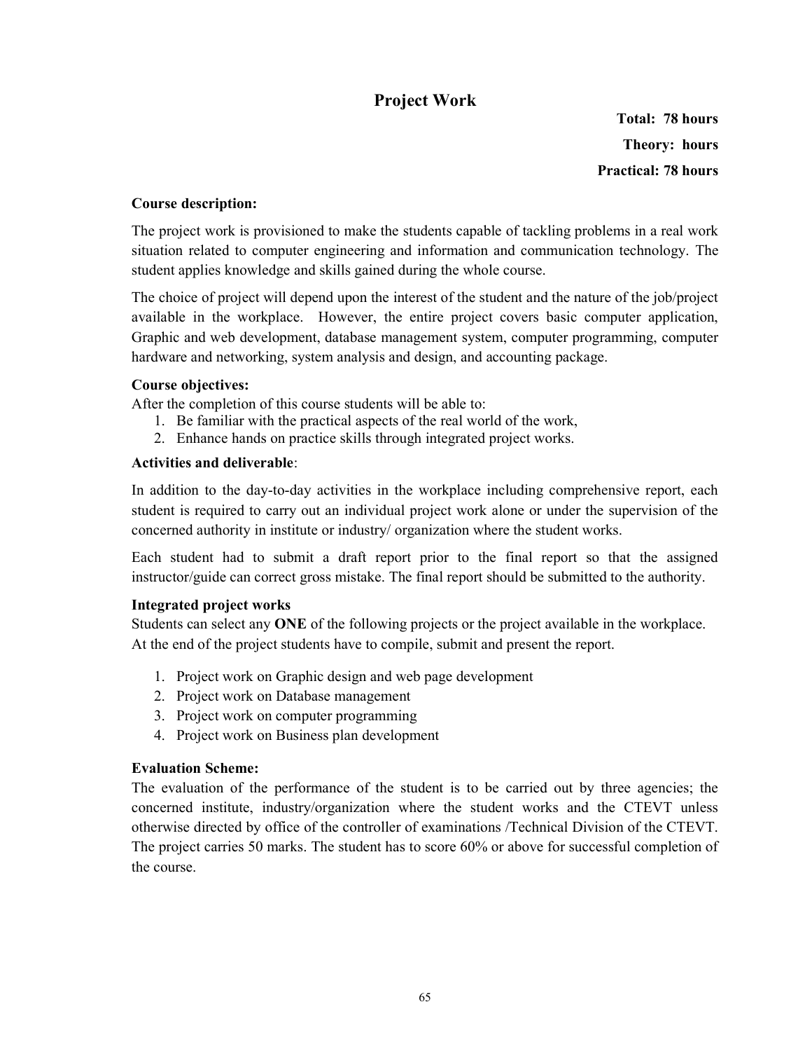# Project Work

**Total: 78 hours**

**Theory: hours**

**Practical: 78 hours**

**Course description:**

The project work is provisioned to make the students capable of tackling problems in a real work situation related to computer engineering and information and communication technology. The student applies knowledge and skills gained during the whole course.

The choice of project will depend upon the interest of the student and the nature of the job/project available in the workplace. However, the entire project covers basic computer application, Graphic and web development, database management system, computer programming, computer hardware and networking, system analysis and design, and accounting package.

**Course objectives:**

After the completion of this course students will be able to:

1. Be familiar with the practical aspects of the real world of the work,
2. Enhance hands on practice skills through integrated project works.

**Activities and deliverable**:

In addition to the day-to-day activities in the workplace including comprehensive report, each student is required to carry out an individual project work alone or under the supervision of the concerned authority in institute or industry/ organization where the student works.

Each student had to submit a draft report prior to the final report so that the assigned instructor/guide can correct gross mistake. The final report should be submitted to the authority.

**Integrated project works**

Students can select any **ONE** of the following projects or the project available in the workplace. At the end of the project students have to compile, submit and present the report.

1. Project work on Graphic design and web page development
2. Project work on Database management
3. Project work on computer programming
4. Project work on Business plan development

**Evaluation Scheme:**

The evaluation of the performance of the student is to be carried out by three agencies; the concerned institute, industry/organization where the student works and the CTEVT unless otherwise directed by office of the controller of examinations /Technical Division of the CTEVT. The project carries 50 marks. The student has to score 60% or above for successful completion of the course.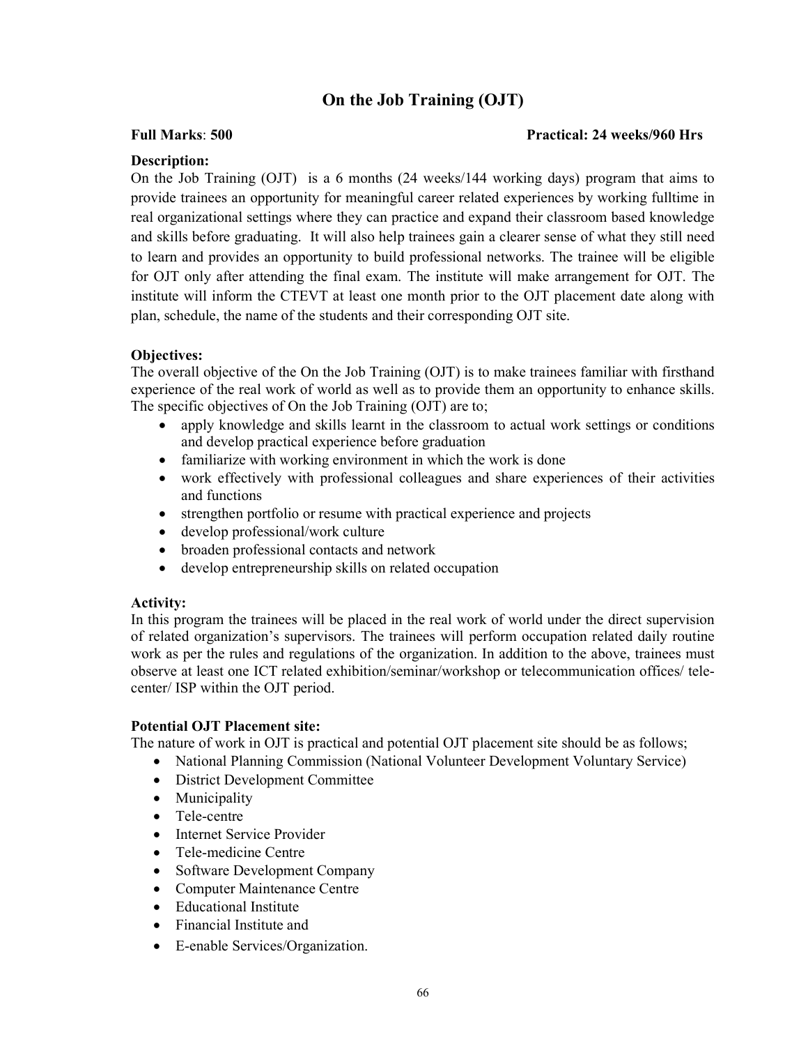# On the Job Training (OJT)

**Full Marks**: **500** **Practical: 24 weeks/960 Hrs**

**Description:**

On the Job Training (OJT) is a 6 months (24 weeks/144 working days) program that aims to provide trainees an opportunity for meaningful career related experiences by working fulltime in real organizational settings where they can practice and expand their classroom based knowledge and skills before graduating. It will also help trainees gain a clearer sense of what they still need to learn and provides an opportunity to build professional networks. The trainee will be eligible for OJT only after attending the final exam. The institute will make arrangement for OJT. The institute will inform the CTEVT at least one month prior to the OJT placement date along with plan, schedule, the name of the students and their corresponding OJT site.

**Objectives:**

The overall objective of the On the Job Training (OJT) is to make trainees familiar with firsthand experience of the real work of world as well as to provide them an opportunity to enhance skills. The specific objectives of On the Job Training (OJT) are to;

- apply knowledge and skills learnt in the classroom to actual work settings or conditions and develop practical experience before graduation
- familiarize with working environment in which the work is done
- work effectively with professional colleagues and share experiences of their activities and functions
- strengthen portfolio or resume with practical experience and projects
- develop professional/work culture
- broaden professional contacts and network
- develop entrepreneurship skills on related occupation

**Activity:**

In this program the trainees will be placed in the real work of world under the direct supervision of related organization's supervisors. The trainees will perform occupation related daily routine work as per the rules and regulations of the organization. In addition to the above, trainees must observe at least one ICT related exhibition/seminar/workshop or telecommunication offices/ tele-center/ ISP within the OJT period.

**Potential OJT Placement site:**

The nature of work in OJT is practical and potential OJT placement site should be as follows;

- National Planning Commission (National Volunteer Development Voluntary Service)
- District Development Committee
- Municipality
- Tele-centre
- Internet Service Provider
- Tele-medicine Centre
- Software Development Company
- Computer Maintenance Centre
- Educational Institute
- Financial Institute and
- E-enable Services/Organization.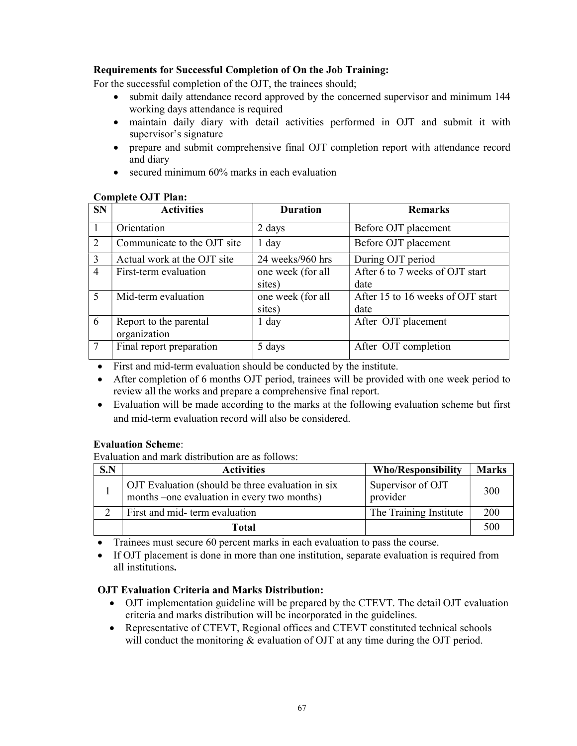**Requirements for Successful Completion of On the Job Training:**

For the successful completion of the OJT, the trainees should;

- submit daily attendance record approved by the concerned supervisor and minimum 144 working days attendance is required
- maintain daily diary with detail activities performed in OJT and submit it with supervisor's signature
- prepare and submit comprehensive final OJT completion report with attendance record and diary
- secured minimum 60% marks in each evaluation

**Complete OJT Plan:**

| SN | Activities | Duration | Remarks |
|---|---|---|---|
| 1 | Orientation | 2 days | Before OJT placement |
| 2 | Communicate to the OJT site | 1 day | Before OJT placement |
| 3 | Actual work at the OJT site | 24 weeks/960 hrs | During OJT period |
| 4 | First-term evaluation | one week (for all sites) | After 6 to 7 weeks of OJT start date |
| 5 | Mid-term evaluation | one week (for all sites) | After 15 to 16 weeks of OJT start date |
| 6 | Report to the parental organization | 1 day | After OJT placement |
| 7 | Final report preparation | 5 days | After OJT completion |

- First and mid-term evaluation should be conducted by the institute.
- After completion of 6 months OJT period, trainees will be provided with one week period to review all the works and prepare a comprehensive final report.
- Evaluation will be made according to the marks at the following evaluation scheme but first and mid-term evaluation record will also be considered.

**Evaluation Scheme**:

Evaluation and mark distribution are as follows:

| S.N | Activities | Who/Responsibility | Marks |
|---|---|---|---|
| 1 | OJT Evaluation (should be three evaluation in six months –one evaluation in every two months) | Supervisor of OJT provider | 300 |
| 2 | First and mid- term evaluation | The Training Institute | 200 |
| | **Total** | | 500 |

- Trainees must secure 60 percent marks in each evaluation to pass the course.
- If OJT placement is done in more than one institution, separate evaluation is required from all institutions**.**

**OJT Evaluation Criteria and Marks Distribution:**

- OJT implementation guideline will be prepared by the CTEVT. The detail OJT evaluation criteria and marks distribution will be incorporated in the guidelines.
- Representative of CTEVT, Regional offices and CTEVT constituted technical schools will conduct the monitoring & evaluation of OJT at any time during the OJT period.